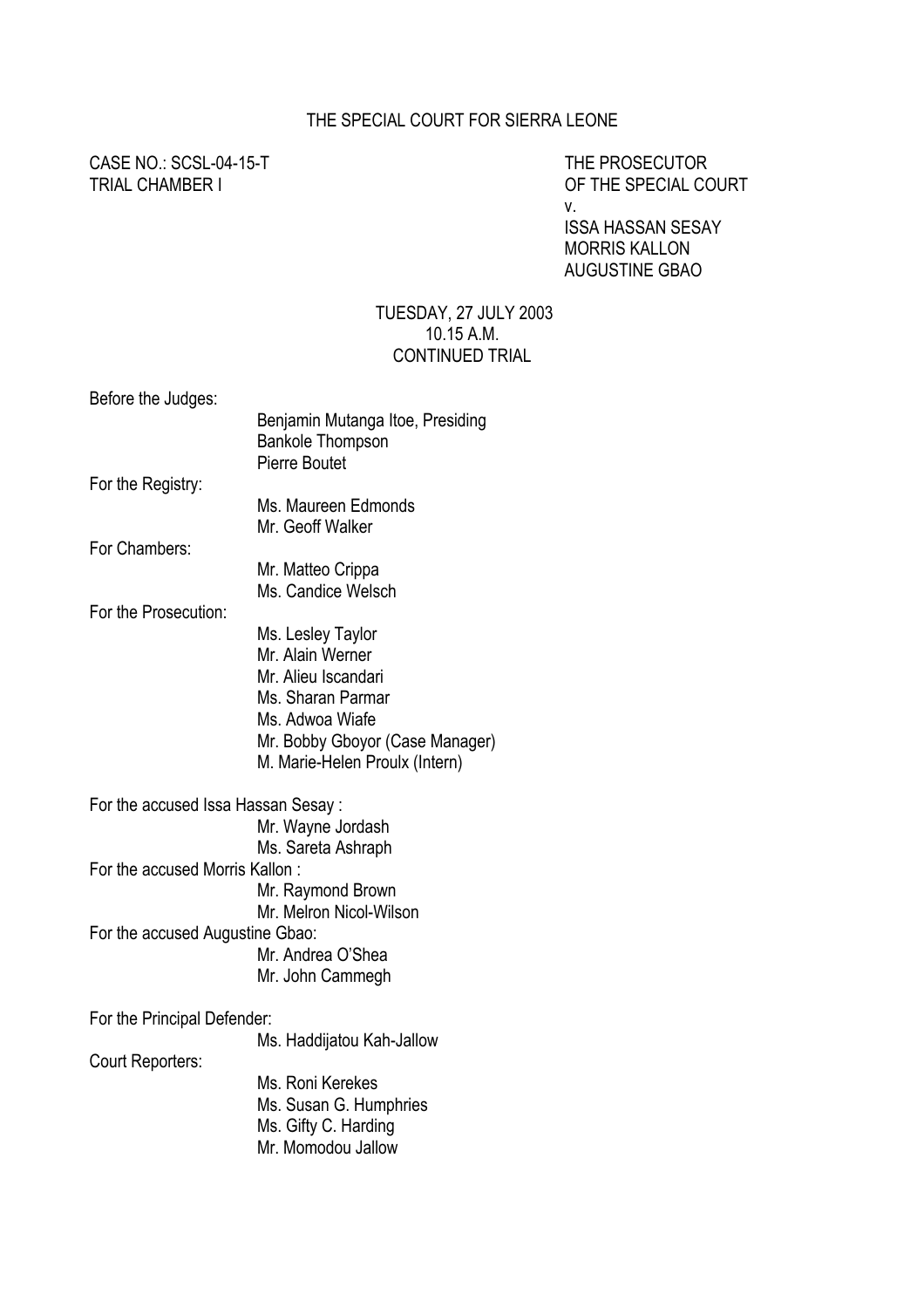THE SPECIAL COURT FOR SIERRA LEONE

CASE NO.: SCSL-04-15-T
TRIAL CHAMBER I

THE PROSECUTOR
OF THE SPECIAL COURT
v.
ISSA HASSAN SESAY
MORRIS KALLON
AUGUSTINE GBAO

TUESDAY, 27 JULY 2003
10.15 A.M.
CONTINUED TRIAL

Before the Judges:
- Benjamin Mutanga Itoe, Presiding
- Bankole Thompson
- Pierre Boutet

For the Registry:
- Ms. Maureen Edmonds
- Mr. Geoff Walker

For Chambers:
- Mr. Matteo Crippa
- Ms. Candice Welsch

For the Prosecution:
- Ms. Lesley Taylor
- Mr. Alain Werner
- Mr. Alieu Iscandari
- Ms. Sharan Parmar
- Ms. Adwoa Wiafe
- Mr. Bobby Gboyor (Case Manager)
- M. Marie-Helen Proulx (Intern)

For the accused Issa Hassan Sesay :
- Mr. Wayne Jordash
- Ms. Sareta Ashraph

For the accused Morris Kallon :
- Mr. Raymond Brown
- Mr. Melron Nicol-Wilson

For the accused Augustine Gbao:
- Mr. Andrea O'Shea
- Mr. John Cammegh

For the Principal Defender:
- Ms. Haddijatou Kah-Jallow

Court Reporters:
- Ms. Roni Kerekes
- Ms. Susan G. Humphries
- Ms. Gifty C. Harding
- Mr. Momodou Jallow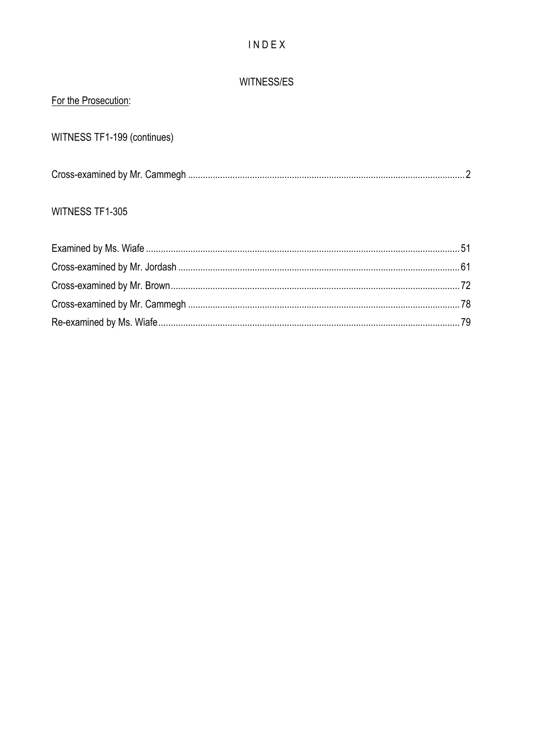# I N D E X

## WITNESS/ES

<u>For the Prosecution</u>:

WITNESS TF1-199 (continues)

Cross-examined by Mr. Cammegh .......................................................... 2

WITNESS TF1-305

Examined by Ms. Wiafe .......................................................... 51
Cross-examined by Mr. Jordash .......................................................... 61
Cross-examined by Mr. Brown .......................................................... 72
Cross-examined by Mr. Cammegh .......................................................... 78
Re-examined by Ms. Wiafe .......................................................... 79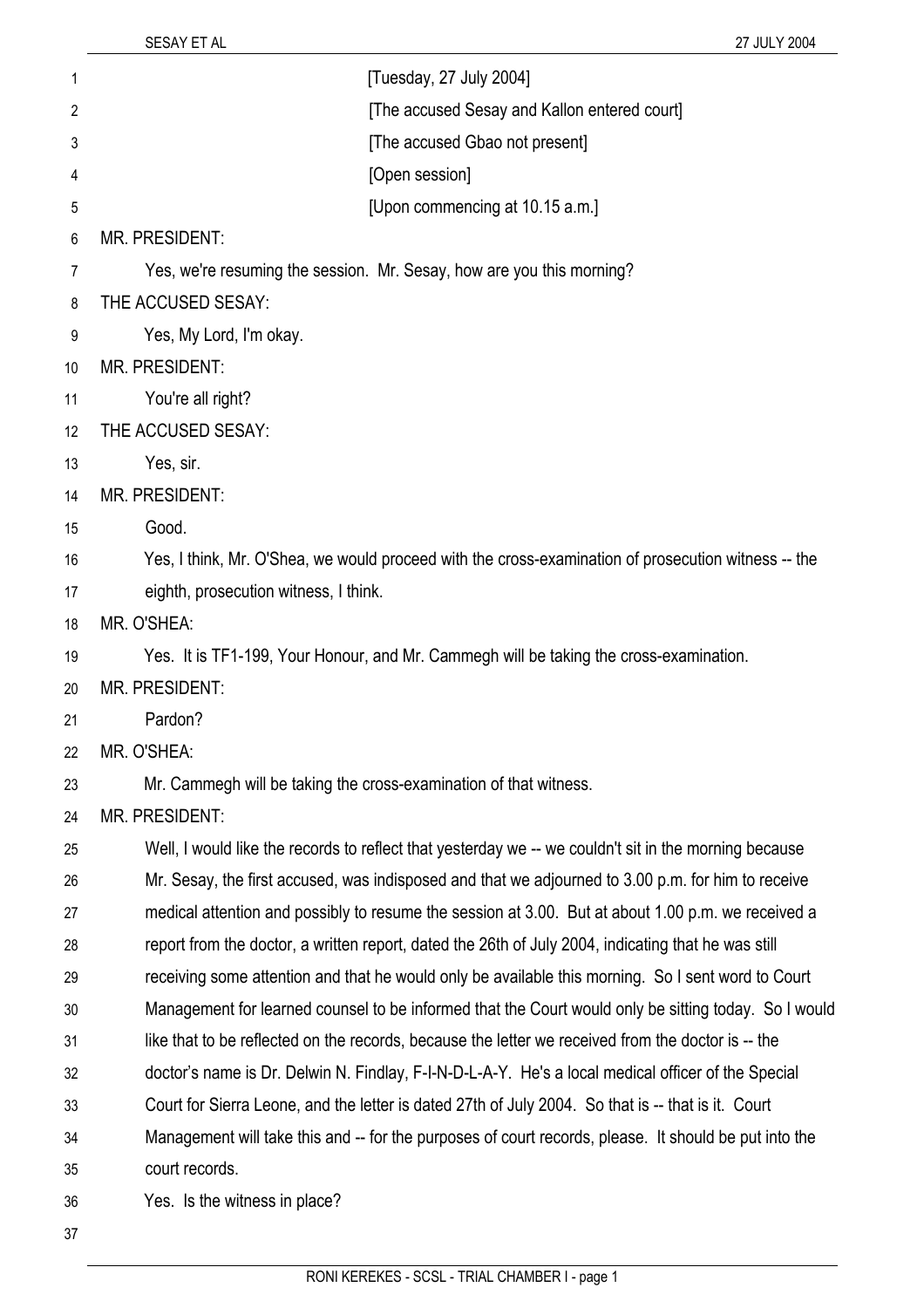[Tuesday, 27 July 2004]

[The accused Sesay and Kallon entered court]

[The accused Gbao not present]

[Open session]

[Upon commencing at 10.15 a.m.]

MR. PRESIDENT:

Yes, we're resuming the session. Mr. Sesay, how are you this morning?

THE ACCUSED SESAY:

Yes, My Lord, I'm okay.

MR. PRESIDENT:

You're all right?

THE ACCUSED SESAY:

Yes, sir.

MR. PRESIDENT:

Good.

Yes, I think, Mr. O'Shea, we would proceed with the cross-examination of prosecution witness -- the eighth, prosecution witness, I think.

MR. O'SHEA:

Yes. It is TF1-199, Your Honour, and Mr. Cammegh will be taking the cross-examination.

MR. PRESIDENT:

Pardon?

MR. O'SHEA:

Mr. Cammegh will be taking the cross-examination of that witness.

MR. PRESIDENT:

Well, I would like the records to reflect that yesterday we -- we couldn't sit in the morning because Mr. Sesay, the first accused, was indisposed and that we adjourned to 3.00 p.m. for him to receive medical attention and possibly to resume the session at 3.00. But at about 1.00 p.m. we received a report from the doctor, a written report, dated the 26th of July 2004, indicating that he was still receiving some attention and that he would only be available this morning. So I sent word to Court Management for learned counsel to be informed that the Court would only be sitting today. So I would like that to be reflected on the records, because the letter we received from the doctor is -- the doctor's name is Dr. Delwin N. Findlay, F-I-N-D-L-A-Y. He's a local medical officer of the Special Court for Sierra Leone, and the letter is dated 27th of July 2004. So that is -- that is it. Court Management will take this and -- for the purposes of court records, please. It should be put into the court records.

Yes. Is the witness in place?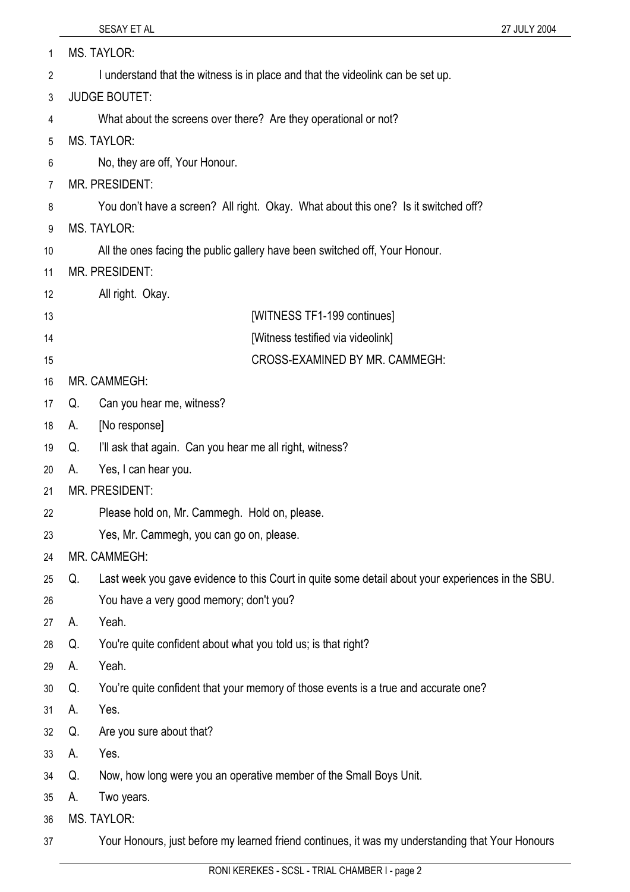MS. TAYLOR:

I understand that the witness is in place and that the videolink can be set up.

JUDGE BOUTET:

What about the screens over there? Are they operational or not?

MS. TAYLOR:

No, they are off, Your Honour.

MR. PRESIDENT:

You don't have a screen? All right. Okay. What about this one? Is it switched off?

MS. TAYLOR:

All the ones facing the public gallery have been switched off, Your Honour.

MR. PRESIDENT:

All right. Okay.

[WITNESS TF1-199 continues]

[Witness testified via videolink]

CROSS-EXAMINED BY MR. CAMMEGH:

MR. CAMMEGH:

Q. Can you hear me, witness?

A. [No response]

Q. I'll ask that again. Can you hear me all right, witness?

A. Yes, I can hear you.

MR. PRESIDENT:

Please hold on, Mr. Cammegh. Hold on, please.

Yes, Mr. Cammegh, you can go on, please.

MR. CAMMEGH:

Q. Last week you gave evidence to this Court in quite some detail about your experiences in the SBU. You have a very good memory; don't you?

A. Yeah.

Q. You're quite confident about what you told us; is that right?

A. Yeah.

Q. You're quite confident that your memory of those events is a true and accurate one?

A. Yes.

Q. Are you sure about that?

A. Yes.

Q. Now, how long were you an operative member of the Small Boys Unit.

A. Two years.

MS. TAYLOR:

Your Honours, just before my learned friend continues, it was my understanding that Your Honours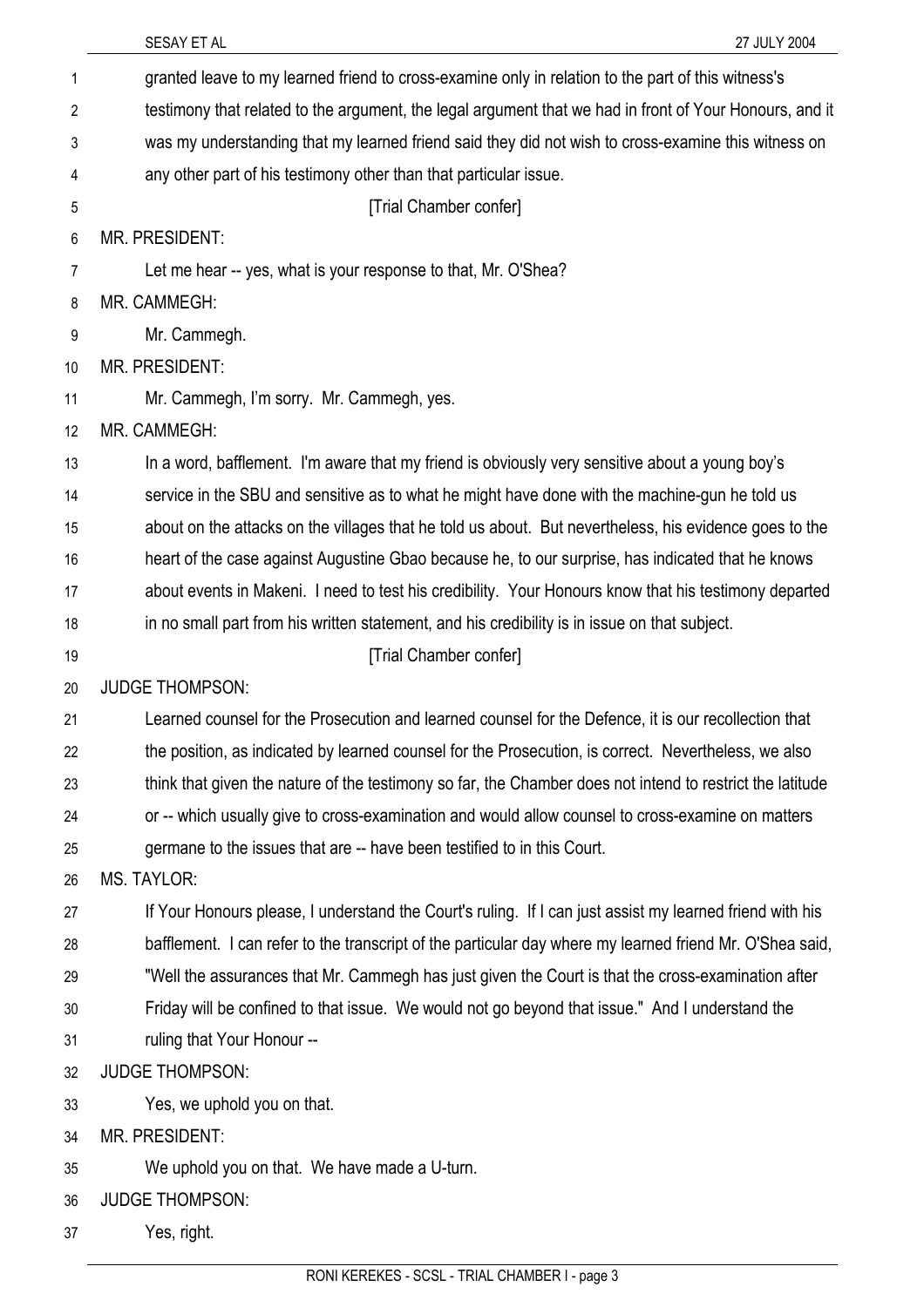granted leave to my learned friend to cross-examine only in relation to the part of this witness's testimony that related to the argument, the legal argument that we had in front of Your Honours, and it was my understanding that my learned friend said they did not wish to cross-examine this witness on any other part of his testimony other than that particular issue.

[Trial Chamber confer]

MR. PRESIDENT:

Let me hear -- yes, what is your response to that, Mr. O'Shea?

MR. CAMMEGH:

Mr. Cammegh.

MR. PRESIDENT:

Mr. Cammegh, I'm sorry. Mr. Cammegh, yes.

MR. CAMMEGH:

In a word, bafflement. I'm aware that my friend is obviously very sensitive about a young boy's service in the SBU and sensitive as to what he might have done with the machine-gun he told us about on the attacks on the villages that he told us about. But nevertheless, his evidence goes to the heart of the case against Augustine Gbao because he, to our surprise, has indicated that he knows about events in Makeni. I need to test his credibility. Your Honours know that his testimony departed in no small part from his written statement, and his credibility is in issue on that subject.

[Trial Chamber confer]

JUDGE THOMPSON:

Learned counsel for the Prosecution and learned counsel for the Defence, it is our recollection that the position, as indicated by learned counsel for the Prosecution, is correct. Nevertheless, we also think that given the nature of the testimony so far, the Chamber does not intend to restrict the latitude or -- which usually give to cross-examination and would allow counsel to cross-examine on matters germane to the issues that are -- have been testified to in this Court.

MS. TAYLOR:

If Your Honours please, I understand the Court's ruling. If I can just assist my learned friend with his bafflement. I can refer to the transcript of the particular day where my learned friend Mr. O'Shea said, "Well the assurances that Mr. Cammegh has just given the Court is that the cross-examination after Friday will be confined to that issue. We would not go beyond that issue." And I understand the ruling that Your Honour --

JUDGE THOMPSON:

Yes, we uphold you on that.

MR. PRESIDENT:

We uphold you on that. We have made a U-turn.

JUDGE THOMPSON:

Yes, right.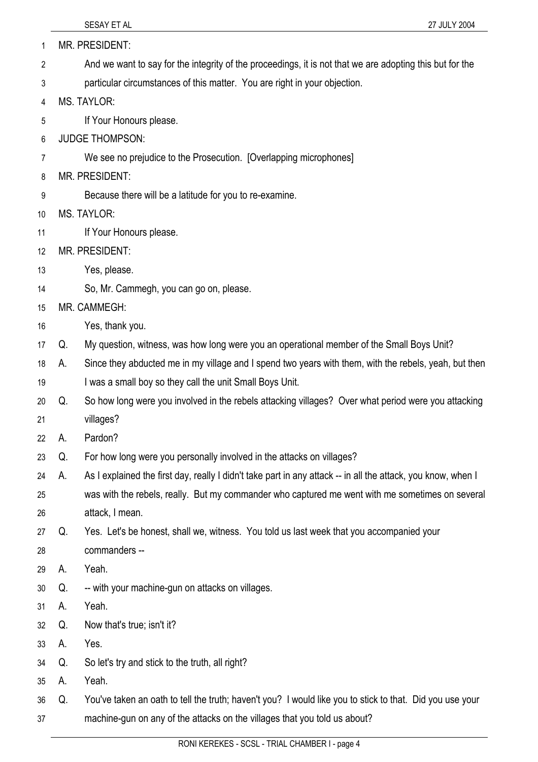MR. PRESIDENT:

And we want to say for the integrity of the proceedings, it is not that we are adopting this but for the particular circumstances of this matter. You are right in your objection.

MS. TAYLOR:

If Your Honours please.

JUDGE THOMPSON:

We see no prejudice to the Prosecution. [Overlapping microphones]

MR. PRESIDENT:

Because there will be a latitude for you to re-examine.

MS. TAYLOR:

If Your Honours please.

MR. PRESIDENT:

Yes, please.

So, Mr. Cammegh, you can go on, please.

MR. CAMMEGH:

Yes, thank you.

Q. My question, witness, was how long were you an operational member of the Small Boys Unit?

A. Since they abducted me in my village and I spend two years with them, with the rebels, yeah, but then I was a small boy so they call the unit Small Boys Unit.

Q. So how long were you involved in the rebels attacking villages? Over what period were you attacking villages?

A. Pardon?

Q. For how long were you personally involved in the attacks on villages?

A. As I explained the first day, really I didn't take part in any attack -- in all the attack, you know, when I was with the rebels, really. But my commander who captured me went with me sometimes on several attack, I mean.

Q. Yes. Let's be honest, shall we, witness. You told us last week that you accompanied your commanders --

A. Yeah.

Q. -- with your machine-gun on attacks on villages.

A. Yeah.

Q. Now that's true; isn't it?

A. Yes.

Q. So let's try and stick to the truth, all right?

A. Yeah.

Q. You've taken an oath to tell the truth; haven't you? I would like you to stick to that. Did you use your machine-gun on any of the attacks on the villages that you told us about?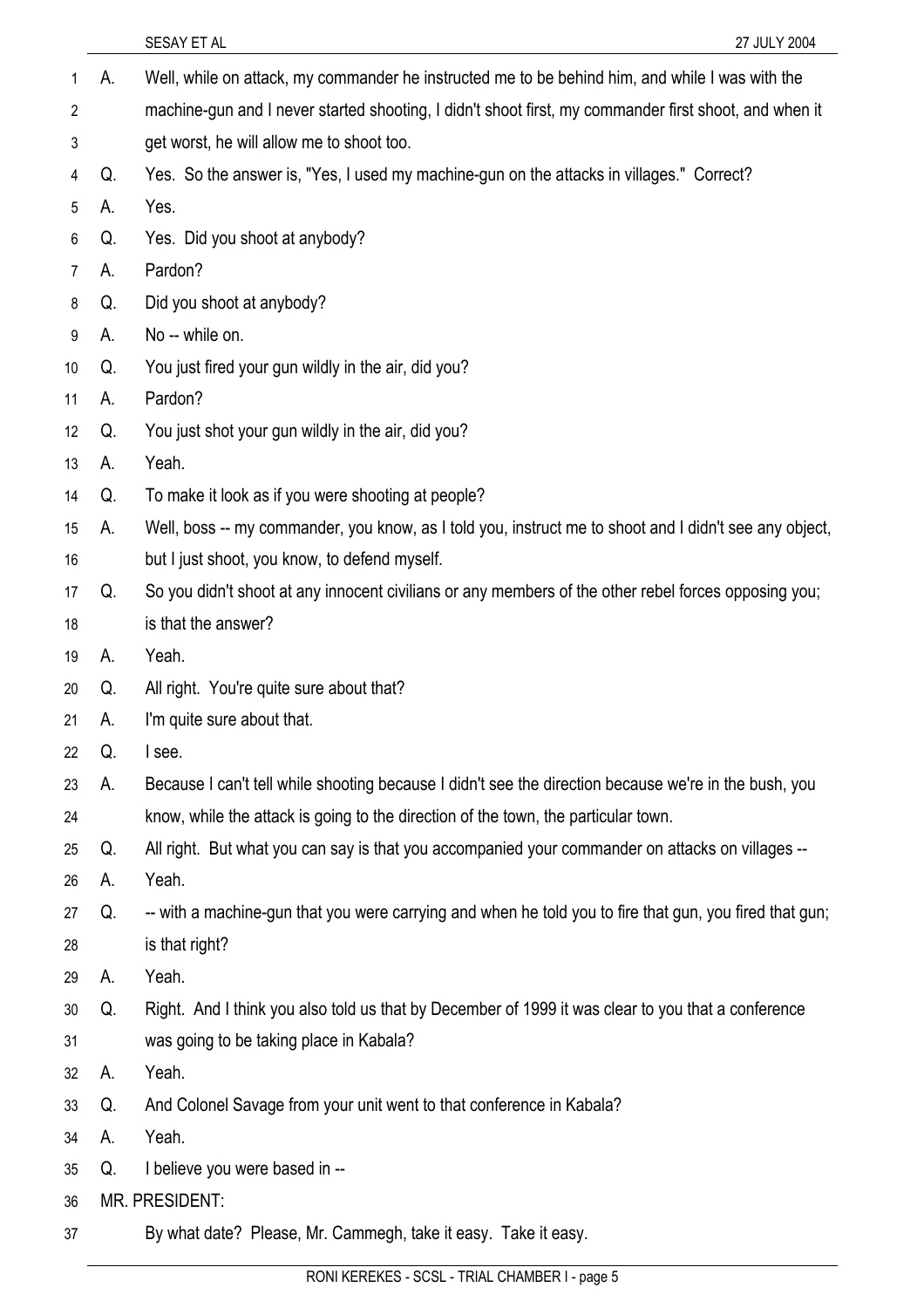A. Well, while on attack, my commander he instructed me to be behind him, and while I was with the machine-gun and I never started shooting, I didn't shoot first, my commander first shoot, and when it get worst, he will allow me to shoot too.

Q. Yes. So the answer is, "Yes, I used my machine-gun on the attacks in villages." Correct?

A. Yes.

Q. Yes. Did you shoot at anybody?

A. Pardon?

Q. Did you shoot at anybody?

A. No -- while on.

Q. You just fired your gun wildly in the air, did you?

A. Pardon?

Q. You just shot your gun wildly in the air, did you?

A. Yeah.

Q. To make it look as if you were shooting at people?

A. Well, boss -- my commander, you know, as I told you, instruct me to shoot and I didn't see any object, but I just shoot, you know, to defend myself.

Q. So you didn't shoot at any innocent civilians or any members of the other rebel forces opposing you; is that the answer?

A. Yeah.

Q. All right. You're quite sure about that?

A. I'm quite sure about that.

Q. I see.

A. Because I can't tell while shooting because I didn't see the direction because we're in the bush, you know, while the attack is going to the direction of the town, the particular town.

Q. All right. But what you can say is that you accompanied your commander on attacks on villages --

A. Yeah.

Q. -- with a machine-gun that you were carrying and when he told you to fire that gun, you fired that gun; is that right?

A. Yeah.

Q. Right. And I think you also told us that by December of 1999 it was clear to you that a conference was going to be taking place in Kabala?

A. Yeah.

Q. And Colonel Savage from your unit went to that conference in Kabala?

A. Yeah.

Q. I believe you were based in --

MR. PRESIDENT:

By what date? Please, Mr. Cammegh, take it easy. Take it easy.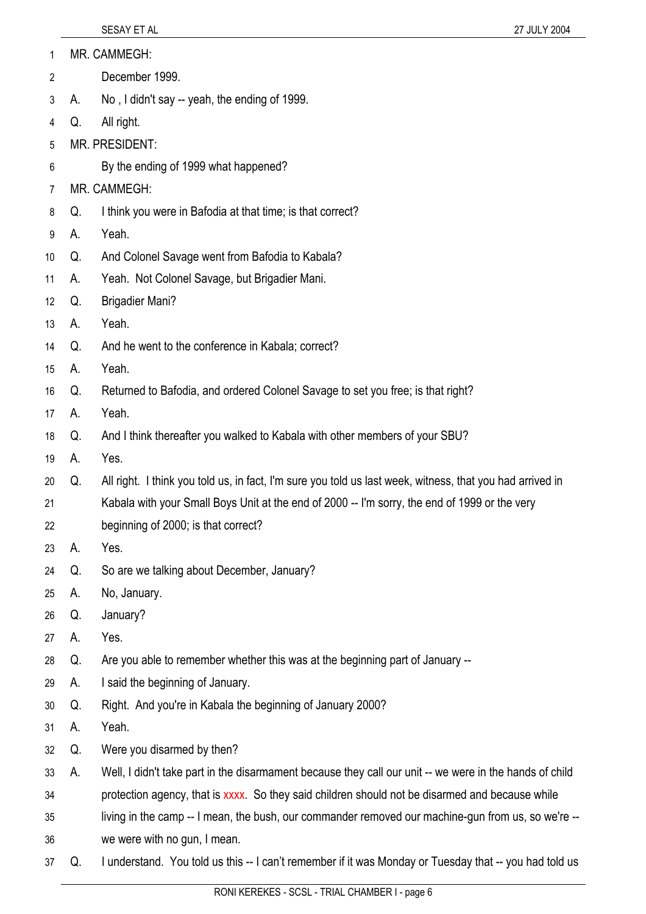MR. CAMMEGH:

December 1999.

A. No , I didn't say -- yeah, the ending of 1999.

Q. All right.

MR. PRESIDENT:

By the ending of 1999 what happened?

MR. CAMMEGH:

Q. I think you were in Bafodia at that time; is that correct?

A. Yeah.

Q. And Colonel Savage went from Bafodia to Kabala?

A. Yeah. Not Colonel Savage, but Brigadier Mani.

Q. Brigadier Mani?

A. Yeah.

Q. And he went to the conference in Kabala; correct?

A. Yeah.

Q. Returned to Bafodia, and ordered Colonel Savage to set you free; is that right?

A. Yeah.

Q. And I think thereafter you walked to Kabala with other members of your SBU?

A. Yes.

Q. All right. I think you told us, in fact, I'm sure you told us last week, witness, that you had arrived in Kabala with your Small Boys Unit at the end of 2000 -- I'm sorry, the end of 1999 or the very beginning of 2000; is that correct?

A. Yes.

Q. So are we talking about December, January?

A. No, January.

Q. January?

A. Yes.

Q. Are you able to remember whether this was at the beginning part of January --

A. I said the beginning of January.

Q. Right. And you're in Kabala the beginning of January 2000?

A. Yeah.

Q. Were you disarmed by then?

A. Well, I didn't take part in the disarmament because they call our unit -- we were in the hands of child protection agency, that is xxxx. So they said children should not be disarmed and because while living in the camp -- I mean, the bush, our commander removed our machine-gun from us, so we're -- we were with no gun, I mean.

Q. I understand. You told us this -- I can't remember if it was Monday or Tuesday that -- you had told us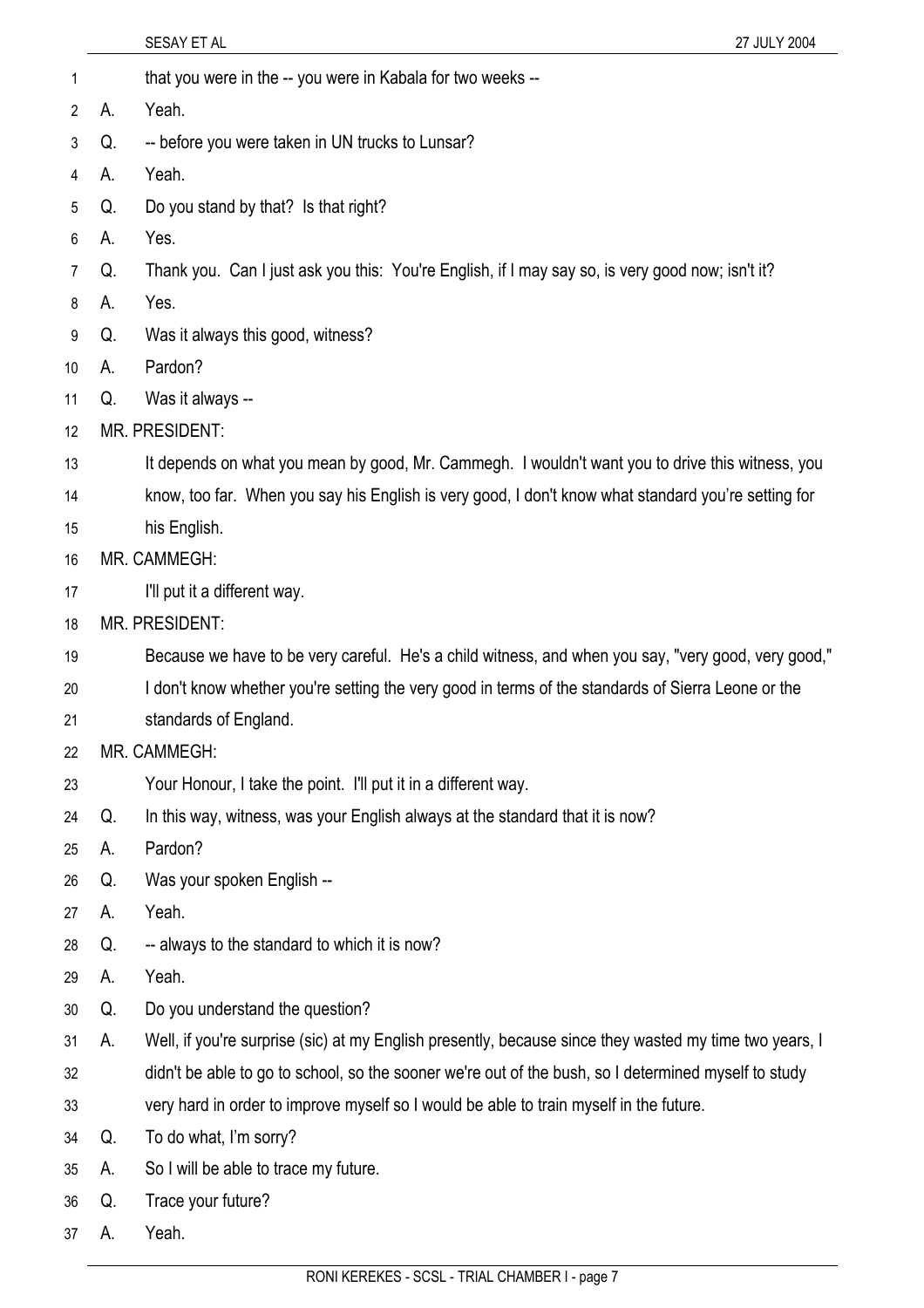that you were in the -- you were in Kabala for two weeks --

A. Yeah.

Q. -- before you were taken in UN trucks to Lunsar?

A. Yeah.

Q. Do you stand by that? Is that right?

A. Yes.

Q. Thank you. Can I just ask you this: You're English, if I may say so, is very good now; isn't it?

A. Yes.

Q. Was it always this good, witness?

A. Pardon?

Q. Was it always --

MR. PRESIDENT:

It depends on what you mean by good, Mr. Cammegh. I wouldn't want you to drive this witness, you know, too far. When you say his English is very good, I don't know what standard you're setting for his English.

MR. CAMMEGH:

I'll put it a different way.

MR. PRESIDENT:

Because we have to be very careful. He's a child witness, and when you say, "very good, very good," I don't know whether you're setting the very good in terms of the standards of Sierra Leone or the standards of England.

MR. CAMMEGH:

Your Honour, I take the point. I'll put it in a different way.

Q. In this way, witness, was your English always at the standard that it is now?

A. Pardon?

Q. Was your spoken English --

A. Yeah.

Q. -- always to the standard to which it is now?

A. Yeah.

Q. Do you understand the question?

A. Well, if you're surprise (sic) at my English presently, because since they wasted my time two years, I didn't be able to go to school, so the sooner we're out of the bush, so I determined myself to study very hard in order to improve myself so I would be able to train myself in the future.

Q. To do what, I'm sorry?

A. So I will be able to trace my future.

Q. Trace your future?

A. Yeah.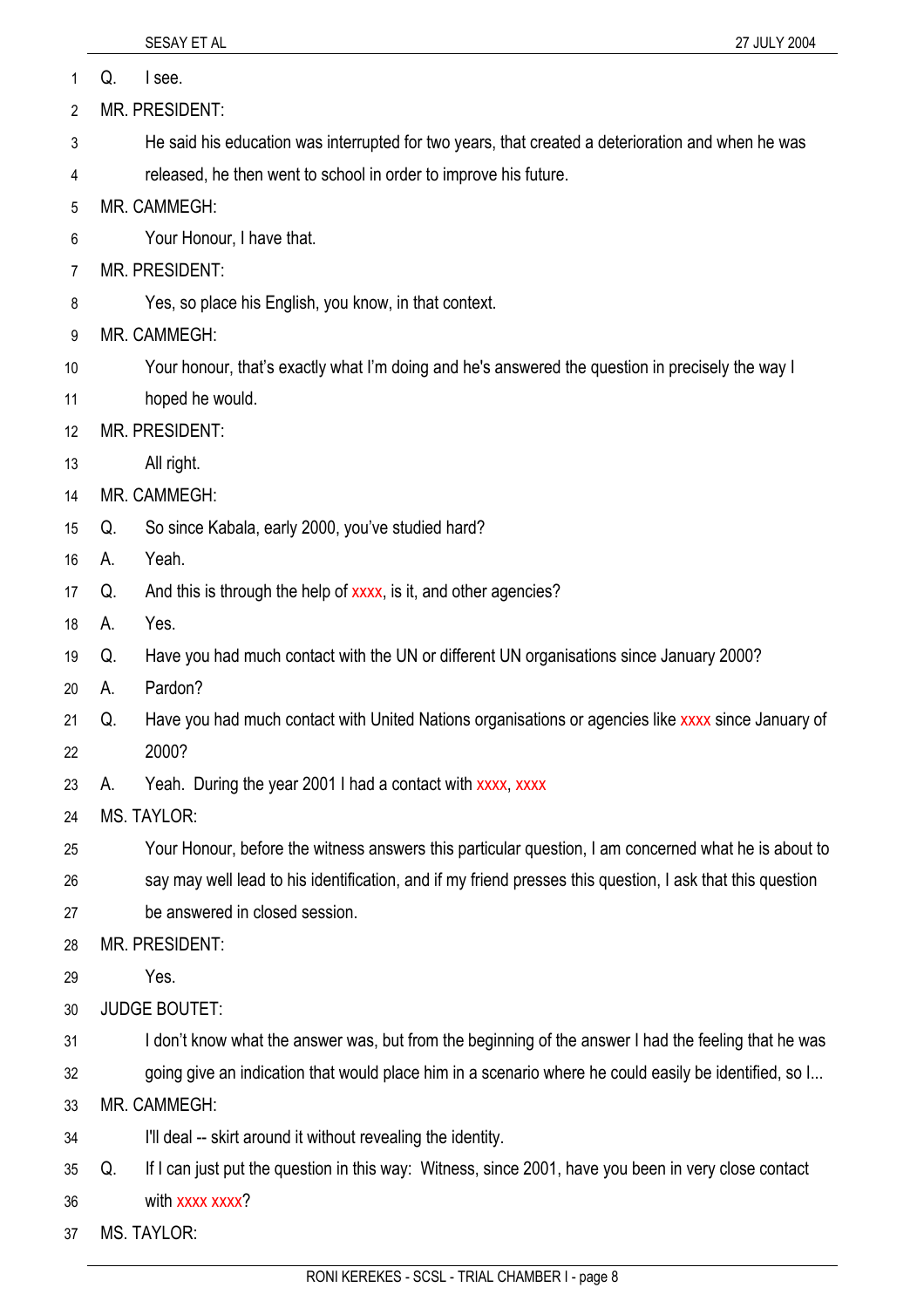Q. I see.

MR. PRESIDENT:

He said his education was interrupted for two years, that created a deterioration and when he was released, he then went to school in order to improve his future.

MR. CAMMEGH:

Your Honour, I have that.

MR. PRESIDENT:

Yes, so place his English, you know, in that context.

MR. CAMMEGH:

Your honour, that's exactly what I'm doing and he's answered the question in precisely the way I hoped he would.

MR. PRESIDENT:

All right.

MR. CAMMEGH:

Q. So since Kabala, early 2000, you've studied hard?

A. Yeah.

Q. And this is through the help of xxxx, is it, and other agencies?

A. Yes.

Q. Have you had much contact with the UN or different UN organisations since January 2000?

A. Pardon?

Q. Have you had much contact with United Nations organisations or agencies like xxxx since January of 2000?

A. Yeah. During the year 2001 I had a contact with xxxx, xxxx

MS. TAYLOR:

Your Honour, before the witness answers this particular question, I am concerned what he is about to say may well lead to his identification, and if my friend presses this question, I ask that this question be answered in closed session.

MR. PRESIDENT:

Yes.

JUDGE BOUTET:

I don't know what the answer was, but from the beginning of the answer I had the feeling that he was going give an indication that would place him in a scenario where he could easily be identified, so I...

MR. CAMMEGH:

I'll deal -- skirt around it without revealing the identity.

Q. If I can just put the question in this way: Witness, since 2001, have you been in very close contact with xxxx xxxx?

MS. TAYLOR: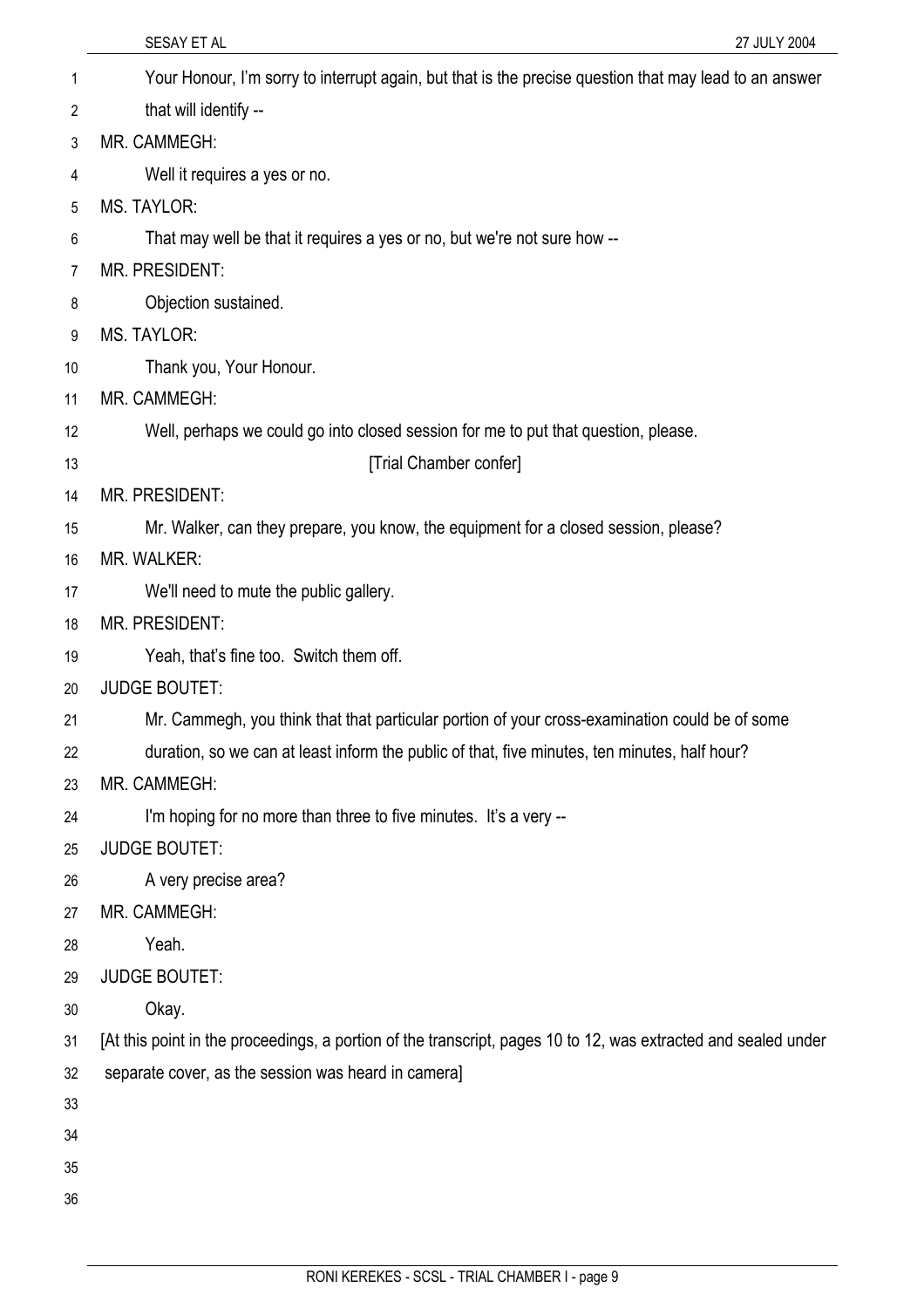Your Honour, I'm sorry to interrupt again, but that is the precise question that may lead to an answer that will identify --

MR. CAMMEGH:

Well it requires a yes or no.

MS. TAYLOR:

That may well be that it requires a yes or no, but we're not sure how --

MR. PRESIDENT:

Objection sustained.

MS. TAYLOR:

Thank you, Your Honour.

MR. CAMMEGH:

Well, perhaps we could go into closed session for me to put that question, please.

[Trial Chamber confer]

MR. PRESIDENT:

Mr. Walker, can they prepare, you know, the equipment for a closed session, please?

MR. WALKER:

We'll need to mute the public gallery.

MR. PRESIDENT:

Yeah, that's fine too. Switch them off.

JUDGE BOUTET:

Mr. Cammegh, you think that that particular portion of your cross-examination could be of some duration, so we can at least inform the public of that, five minutes, ten minutes, half hour?

MR. CAMMEGH:

I'm hoping for no more than three to five minutes. It's a very --

JUDGE BOUTET:

A very precise area?

MR. CAMMEGH:

Yeah.

JUDGE BOUTET:

Okay.

[At this point in the proceedings, a portion of the transcript, pages 10 to 12, was extracted and sealed under separate cover, as the session was heard in camera]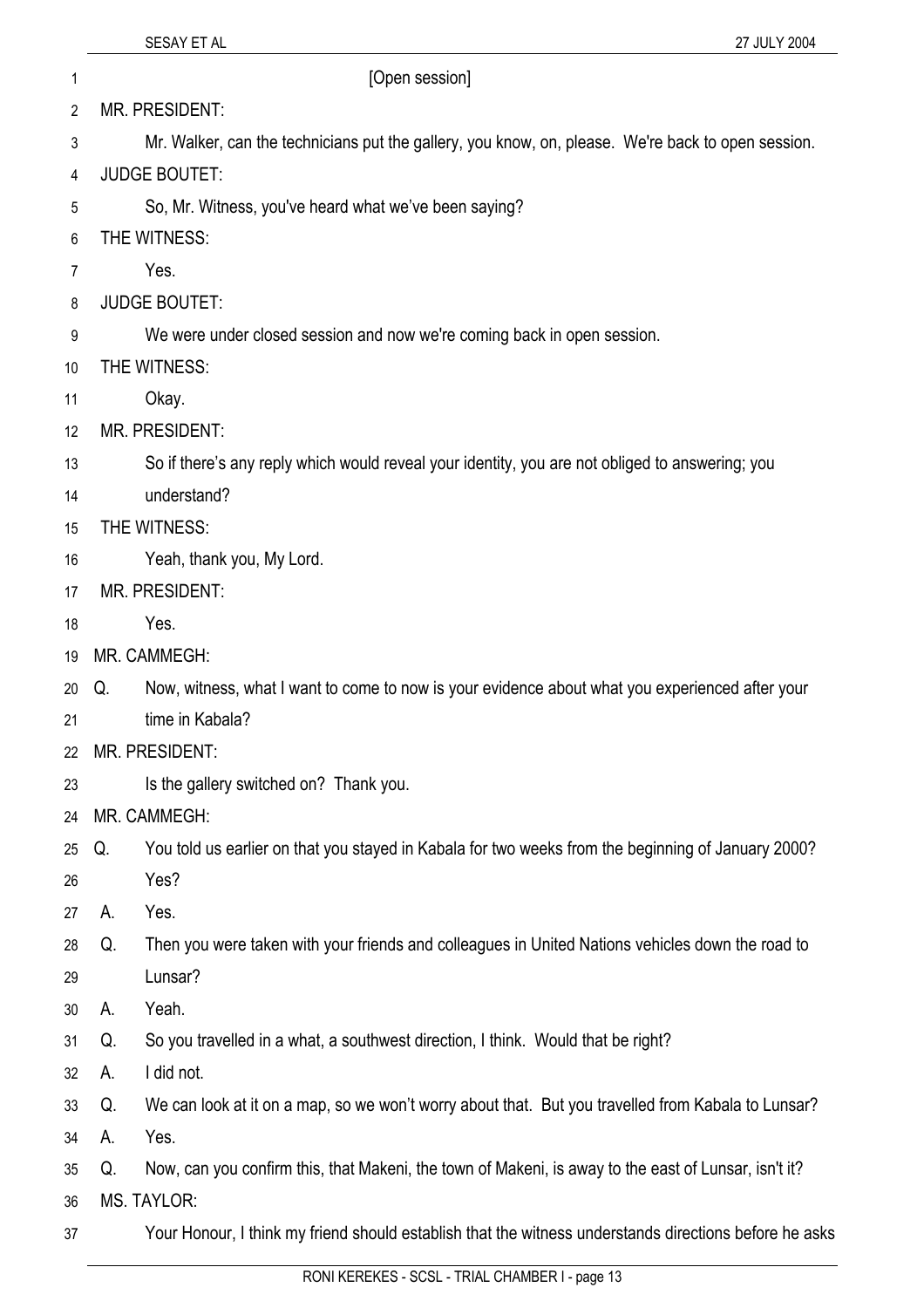[Open session]

MR. PRESIDENT:

Mr. Walker, can the technicians put the gallery, you know, on, please. We're back to open session.

JUDGE BOUTET:

So, Mr. Witness, you've heard what we've been saying?

THE WITNESS:

Yes.

JUDGE BOUTET:

We were under closed session and now we're coming back in open session.

THE WITNESS:

Okay.

MR. PRESIDENT:

So if there's any reply which would reveal your identity, you are not obliged to answering; you understand?

THE WITNESS:

Yeah, thank you, My Lord.

MR. PRESIDENT:

Yes.

MR. CAMMEGH:

Q. Now, witness, what I want to come to now is your evidence about what you experienced after your time in Kabala?

MR. PRESIDENT:

Is the gallery switched on? Thank you.

MR. CAMMEGH:

Q. You told us earlier on that you stayed in Kabala for two weeks from the beginning of January 2000? Yes?

A. Yes.

Q. Then you were taken with your friends and colleagues in United Nations vehicles down the road to Lunsar?

A. Yeah.

Q. So you travelled in a what, a southwest direction, I think. Would that be right?

A. I did not.

Q. We can look at it on a map, so we won't worry about that. But you travelled from Kabala to Lunsar?

A. Yes.

Q. Now, can you confirm this, that Makeni, the town of Makeni, is away to the east of Lunsar, isn't it?

MS. TAYLOR:

Your Honour, I think my friend should establish that the witness understands directions before he asks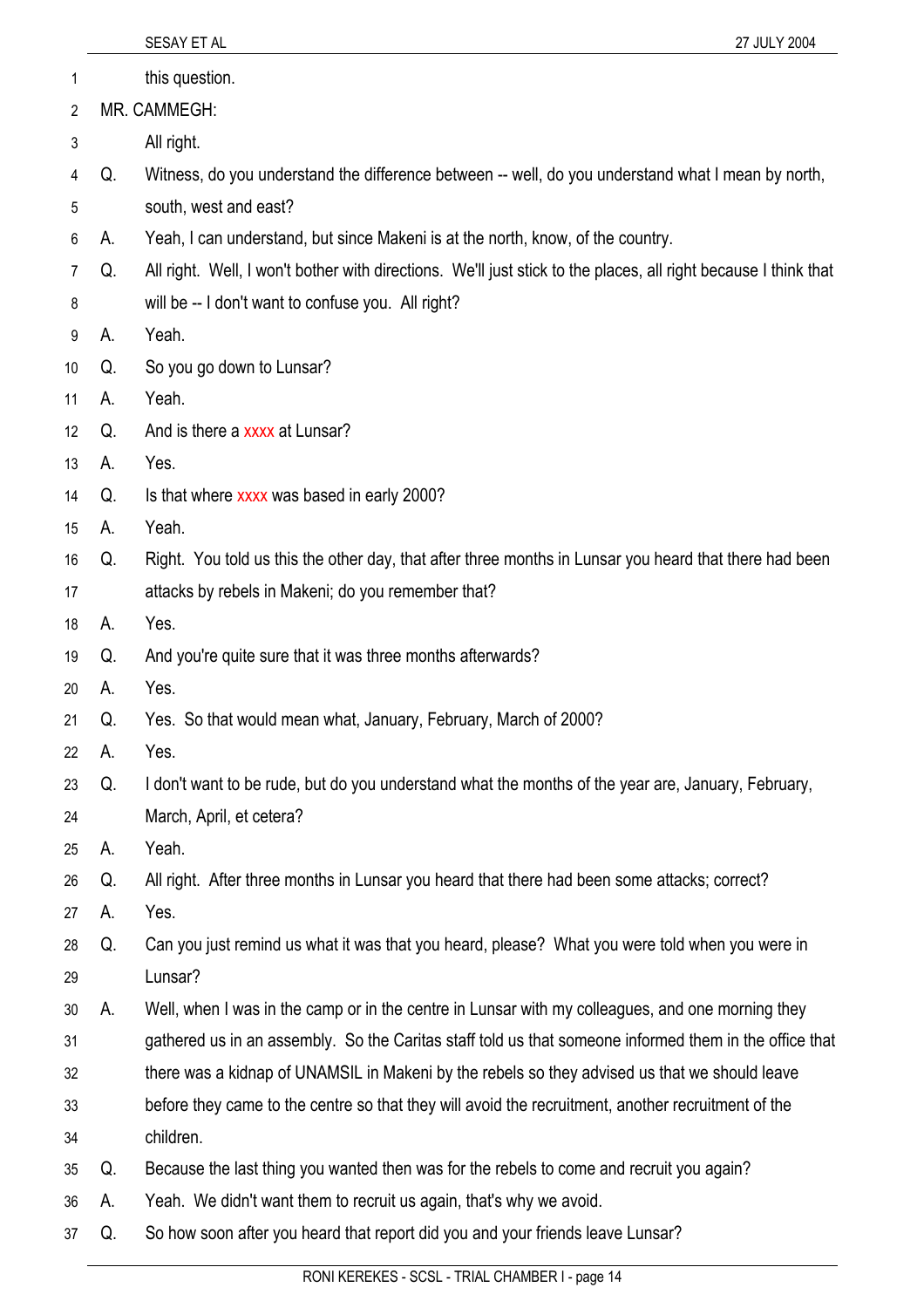this question.

MR. CAMMEGH:

All right.

Q. Witness, do you understand the difference between -- well, do you understand what I mean by north, south, west and east?

A. Yeah, I can understand, but since Makeni is at the north, know, of the country.

Q. All right. Well, I won't bother with directions. We'll just stick to the places, all right because I think that will be -- I don't want to confuse you. All right?

A. Yeah.

Q. So you go down to Lunsar?

A. Yeah.

Q. And is there a xxxx at Lunsar?

A. Yes.

Q. Is that where xxxx was based in early 2000?

A. Yeah.

Q. Right. You told us this the other day, that after three months in Lunsar you heard that there had been attacks by rebels in Makeni; do you remember that?

A. Yes.

Q. And you're quite sure that it was three months afterwards?

A. Yes.

Q. Yes. So that would mean what, January, February, March of 2000?

A. Yes.

Q. I don't want to be rude, but do you understand what the months of the year are, January, February, March, April, et cetera?

A. Yeah.

Q. All right. After three months in Lunsar you heard that there had been some attacks; correct?

A. Yes.

Q. Can you just remind us what it was that you heard, please? What you were told when you were in Lunsar?

A. Well, when I was in the camp or in the centre in Lunsar with my colleagues, and one morning they gathered us in an assembly. So the Caritas staff told us that someone informed them in the office that there was a kidnap of UNAMSIL in Makeni by the rebels so they advised us that we should leave before they came to the centre so that they will avoid the recruitment, another recruitment of the children.

Q. Because the last thing you wanted then was for the rebels to come and recruit you again?

A. Yeah. We didn't want them to recruit us again, that's why we avoid.

Q. So how soon after you heard that report did you and your friends leave Lunsar?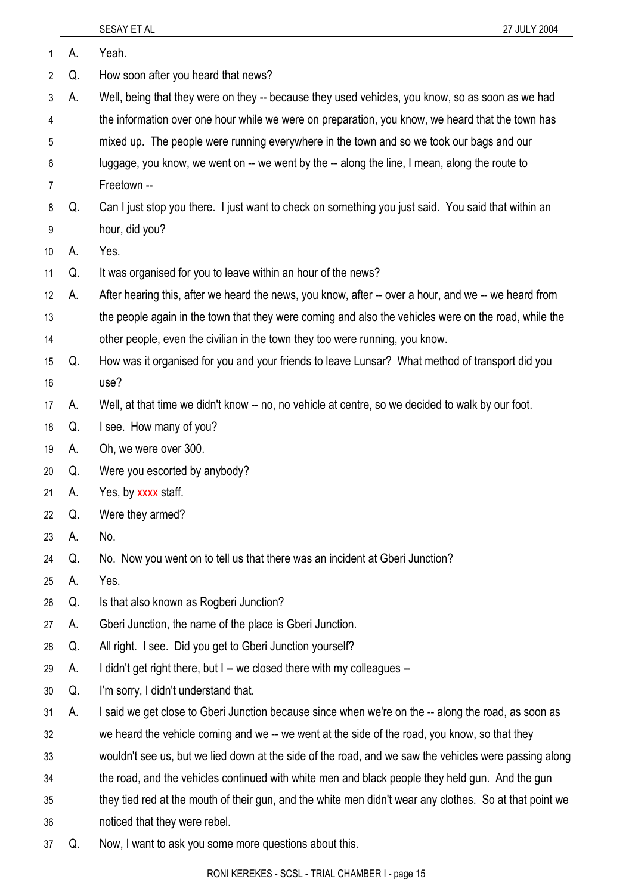A. Yeah.

Q. How soon after you heard that news?

A. Well, being that they were on they -- because they used vehicles, you know, so as soon as we had the information over one hour while we were on preparation, you know, we heard that the town has mixed up. The people were running everywhere in the town and so we took our bags and our luggage, you know, we went on -- we went by the -- along the line, I mean, along the route to Freetown --

Q. Can I just stop you there. I just want to check on something you just said. You said that within an hour, did you?

A. Yes.

Q. It was organised for you to leave within an hour of the news?

A. After hearing this, after we heard the news, you know, after -- over a hour, and we -- we heard from the people again in the town that they were coming and also the vehicles were on the road, while the other people, even the civilian in the town they too were running, you know.

Q. How was it organised for you and your friends to leave Lunsar? What method of transport did you use?

A. Well, at that time we didn't know -- no, no vehicle at centre, so we decided to walk by our foot.

Q. I see. How many of you?

A. Oh, we were over 300.

Q. Were you escorted by anybody?

A. Yes, by xxxx staff.

Q. Were they armed?

A. No.

Q. No. Now you went on to tell us that there was an incident at Gberi Junction?

A. Yes.

Q. Is that also known as Rogberi Junction?

A. Gberi Junction, the name of the place is Gberi Junction.

Q. All right. I see. Did you get to Gberi Junction yourself?

A. I didn't get right there, but I -- we closed there with my colleagues --

Q. I'm sorry, I didn't understand that.

A. I said we get close to Gberi Junction because since when we're on the -- along the road, as soon as we heard the vehicle coming and we -- we went at the side of the road, you know, so that they wouldn't see us, but we lied down at the side of the road, and we saw the vehicles were passing along the road, and the vehicles continued with white men and black people they held gun. And the gun they tied red at the mouth of their gun, and the white men didn't wear any clothes. So at that point we noticed that they were rebel.

Q. Now, I want to ask you some more questions about this.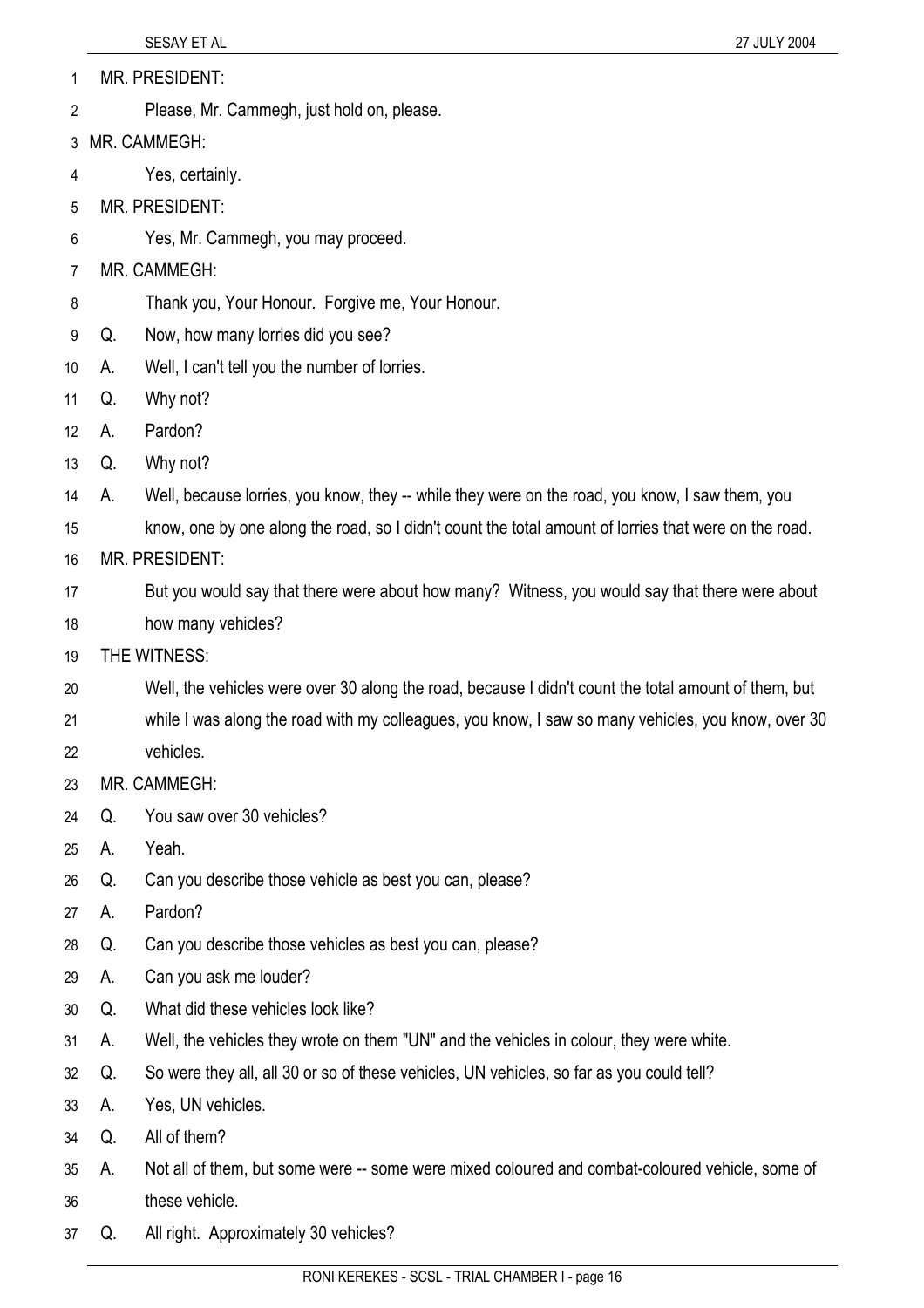MR. PRESIDENT:

Please, Mr. Cammegh, just hold on, please.

MR. CAMMEGH:

Yes, certainly.

MR. PRESIDENT:

Yes, Mr. Cammegh, you may proceed.

MR. CAMMEGH:

Thank you, Your Honour. Forgive me, Your Honour.

Q. Now, how many lorries did you see?

A. Well, I can't tell you the number of lorries.

Q. Why not?

A. Pardon?

Q. Why not?

A. Well, because lorries, you know, they -- while they were on the road, you know, I saw them, you know, one by one along the road, so I didn't count the total amount of lorries that were on the road.

MR. PRESIDENT:

But you would say that there were about how many? Witness, you would say that there were about how many vehicles?

THE WITNESS:

Well, the vehicles were over 30 along the road, because I didn't count the total amount of them, but while I was along the road with my colleagues, you know, I saw so many vehicles, you know, over 30 vehicles.

MR. CAMMEGH:

Q. You saw over 30 vehicles?

A. Yeah.

Q. Can you describe those vehicle as best you can, please?

A. Pardon?

Q. Can you describe those vehicles as best you can, please?

A. Can you ask me louder?

Q. What did these vehicles look like?

A. Well, the vehicles they wrote on them "UN" and the vehicles in colour, they were white.

Q. So were they all, all 30 or so of these vehicles, UN vehicles, so far as you could tell?

A. Yes, UN vehicles.

Q. All of them?

A. Not all of them, but some were -- some were mixed coloured and combat-coloured vehicle, some of these vehicle.

Q. All right. Approximately 30 vehicles?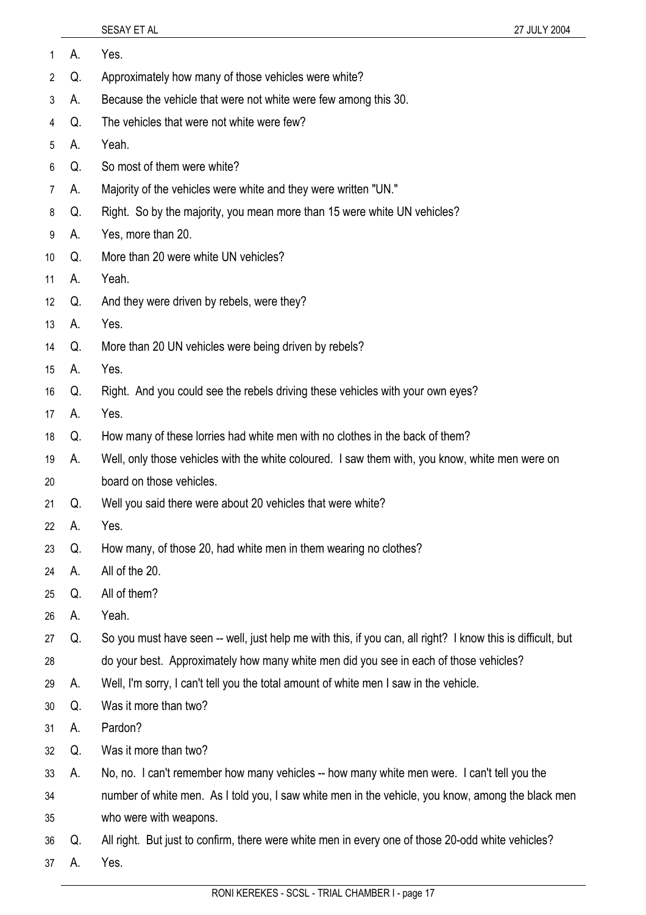A. Yes.

Q. Approximately how many of those vehicles were white?

A. Because the vehicle that were not white were few among this 30.

Q. The vehicles that were not white were few?

A. Yeah.

Q. So most of them were white?

A. Majority of the vehicles were white and they were written "UN."

Q. Right. So by the majority, you mean more than 15 were white UN vehicles?

A. Yes, more than 20.

Q. More than 20 were white UN vehicles?

A. Yeah.

Q. And they were driven by rebels, were they?

A. Yes.

Q. More than 20 UN vehicles were being driven by rebels?

A. Yes.

Q. Right. And you could see the rebels driving these vehicles with your own eyes?

A. Yes.

Q. How many of these lorries had white men with no clothes in the back of them?

A. Well, only those vehicles with the white coloured. I saw them with, you know, white men were on board on those vehicles.

Q. Well you said there were about 20 vehicles that were white?

A. Yes.

Q. How many, of those 20, had white men in them wearing no clothes?

A. All of the 20.

Q. All of them?

A. Yeah.

Q. So you must have seen -- well, just help me with this, if you can, all right? I know this is difficult, but do your best. Approximately how many white men did you see in each of those vehicles?

A. Well, I'm sorry, I can't tell you the total amount of white men I saw in the vehicle.

Q. Was it more than two?

A. Pardon?

Q. Was it more than two?

A. No, no. I can't remember how many vehicles -- how many white men were. I can't tell you the number of white men. As I told you, I saw white men in the vehicle, you know, among the black men who were with weapons.

Q. All right. But just to confirm, there were white men in every one of those 20-odd white vehicles?

A. Yes.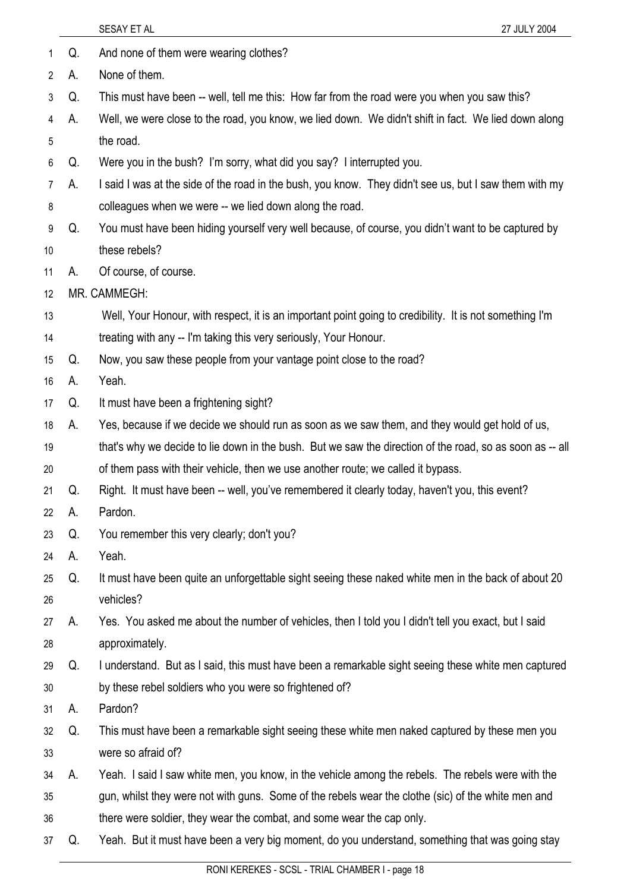Q. And none of them were wearing clothes?

A. None of them.

Q. This must have been -- well, tell me this: How far from the road were you when you saw this?

A. Well, we were close to the road, you know, we lied down. We didn't shift in fact. We lied down along the road.

Q. Were you in the bush? I'm sorry, what did you say? I interrupted you.

A. I said I was at the side of the road in the bush, you know. They didn't see us, but I saw them with my colleagues when we were -- we lied down along the road.

Q. You must have been hiding yourself very well because, of course, you didn't want to be captured by these rebels?

A. Of course, of course.

MR. CAMMEGH:

Well, Your Honour, with respect, it is an important point going to credibility. It is not something I'm treating with any -- I'm taking this very seriously, Your Honour.

Q. Now, you saw these people from your vantage point close to the road?

A. Yeah.

Q. It must have been a frightening sight?

A. Yes, because if we decide we should run as soon as we saw them, and they would get hold of us, that's why we decide to lie down in the bush. But we saw the direction of the road, so as soon as -- all of them pass with their vehicle, then we use another route; we called it bypass.

Q. Right. It must have been -- well, you've remembered it clearly today, haven't you, this event?

A. Pardon.

Q. You remember this very clearly; don't you?

A. Yeah.

Q. It must have been quite an unforgettable sight seeing these naked white men in the back of about 20 vehicles?

A. Yes. You asked me about the number of vehicles, then I told you I didn't tell you exact, but I said approximately.

Q. I understand. But as I said, this must have been a remarkable sight seeing these white men captured by these rebel soldiers who you were so frightened of?

A. Pardon?

Q. This must have been a remarkable sight seeing these white men naked captured by these men you were so afraid of?

A. Yeah. I said I saw white men, you know, in the vehicle among the rebels. The rebels were with the gun, whilst they were not with guns. Some of the rebels wear the clothe (sic) of the white men and there were soldier, they wear the combat, and some wear the cap only.

Q. Yeah. But it must have been a very big moment, do you understand, something that was going stay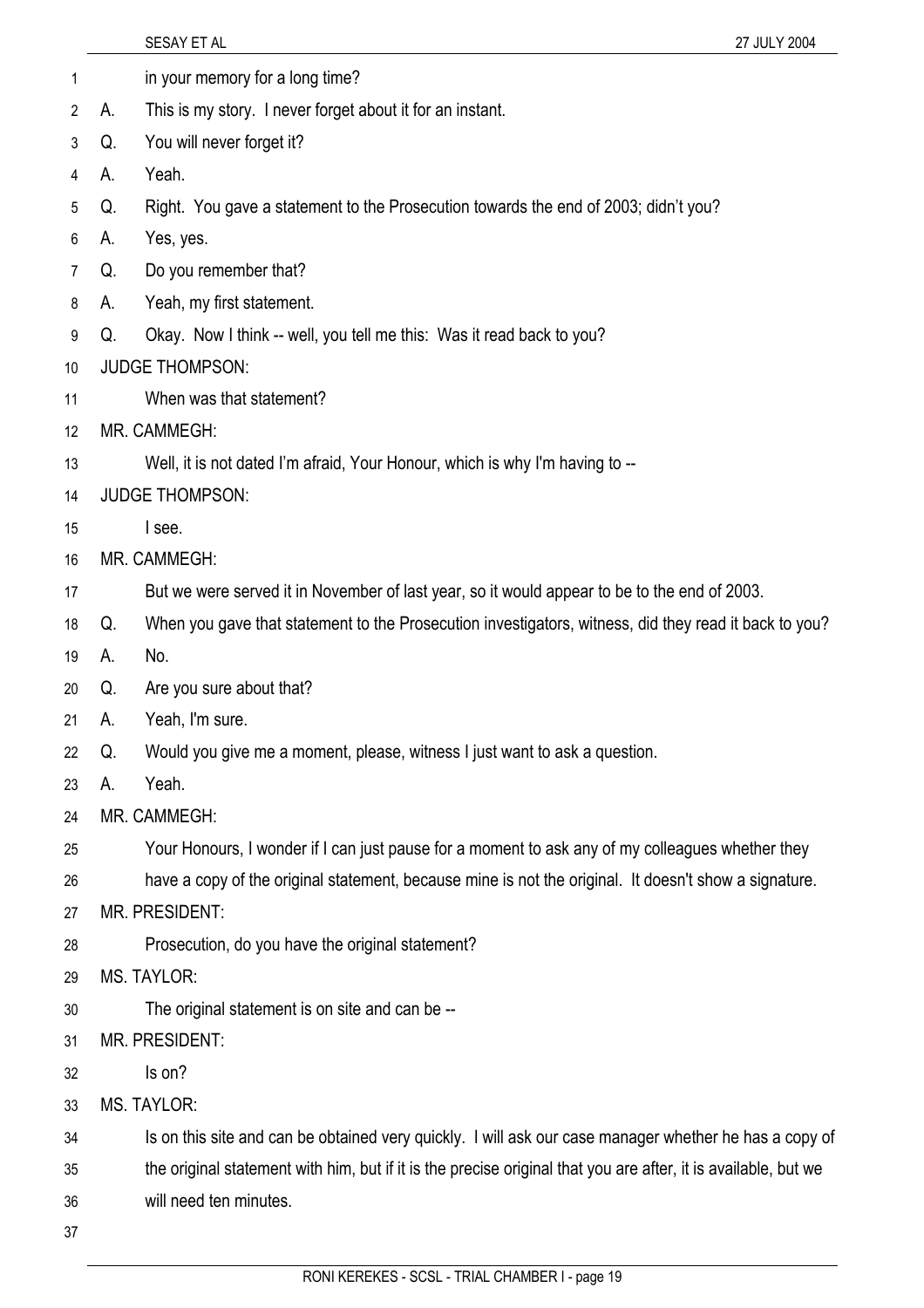in your memory for a long time?

A. This is my story. I never forget about it for an instant.

Q. You will never forget it?

A. Yeah.

Q. Right. You gave a statement to the Prosecution towards the end of 2003; didn't you?

A. Yes, yes.

Q. Do you remember that?

A. Yeah, my first statement.

Q. Okay. Now I think -- well, you tell me this: Was it read back to you?

JUDGE THOMPSON:

When was that statement?

MR. CAMMEGH:

Well, it is not dated I'm afraid, Your Honour, which is why I'm having to --

JUDGE THOMPSON:

I see.

MR. CAMMEGH:

But we were served it in November of last year, so it would appear to be to the end of 2003.

Q. When you gave that statement to the Prosecution investigators, witness, did they read it back to you?

A. No.

Q. Are you sure about that?

A. Yeah, I'm sure.

Q. Would you give me a moment, please, witness I just want to ask a question.

A. Yeah.

MR. CAMMEGH:

Your Honours, I wonder if I can just pause for a moment to ask any of my colleagues whether they have a copy of the original statement, because mine is not the original. It doesn't show a signature.

MR. PRESIDENT:

Prosecution, do you have the original statement?

MS. TAYLOR:

The original statement is on site and can be --

MR. PRESIDENT:

Is on?

MS. TAYLOR:

Is on this site and can be obtained very quickly. I will ask our case manager whether he has a copy of the original statement with him, but if it is the precise original that you are after, it is available, but we will need ten minutes.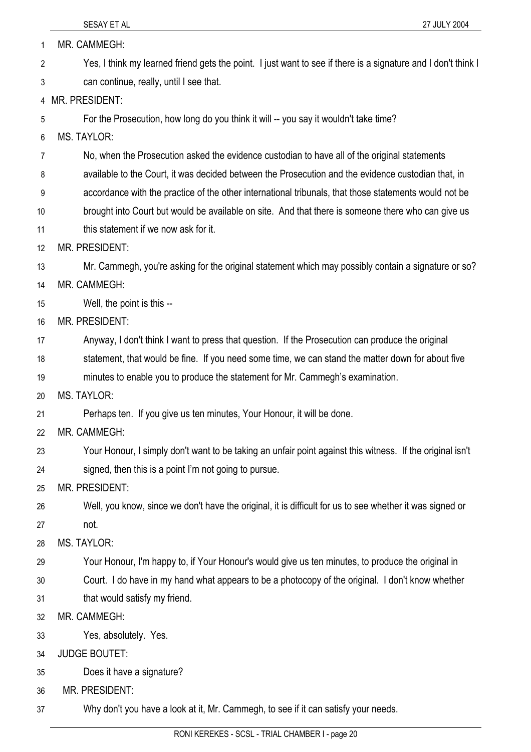MR. CAMMEGH:

Yes, I think my learned friend gets the point. I just want to see if there is a signature and I don't think I can continue, really, until I see that.

MR. PRESIDENT:

For the Prosecution, how long do you think it will -- you say it wouldn't take time?

MS. TAYLOR:

No, when the Prosecution asked the evidence custodian to have all of the original statements available to the Court, it was decided between the Prosecution and the evidence custodian that, in accordance with the practice of the other international tribunals, that those statements would not be brought into Court but would be available on site. And that there is someone there who can give us this statement if we now ask for it.

MR. PRESIDENT:

Mr. Cammegh, you're asking for the original statement which may possibly contain a signature or so?

MR. CAMMEGH:

Well, the point is this --

MR. PRESIDENT:

Anyway, I don't think I want to press that question. If the Prosecution can produce the original statement, that would be fine. If you need some time, we can stand the matter down for about five minutes to enable you to produce the statement for Mr. Cammegh's examination.

MS. TAYLOR:

Perhaps ten. If you give us ten minutes, Your Honour, it will be done.

MR. CAMMEGH:

Your Honour, I simply don't want to be taking an unfair point against this witness. If the original isn't signed, then this is a point I'm not going to pursue.

MR. PRESIDENT:

Well, you know, since we don't have the original, it is difficult for us to see whether it was signed or not.

MS. TAYLOR:

Your Honour, I'm happy to, if Your Honour's would give us ten minutes, to produce the original in Court. I do have in my hand what appears to be a photocopy of the original. I don't know whether that would satisfy my friend.

MR. CAMMEGH:

Yes, absolutely. Yes.

JUDGE BOUTET:

Does it have a signature?

MR. PRESIDENT:

Why don't you have a look at it, Mr. Cammegh, to see if it can satisfy your needs.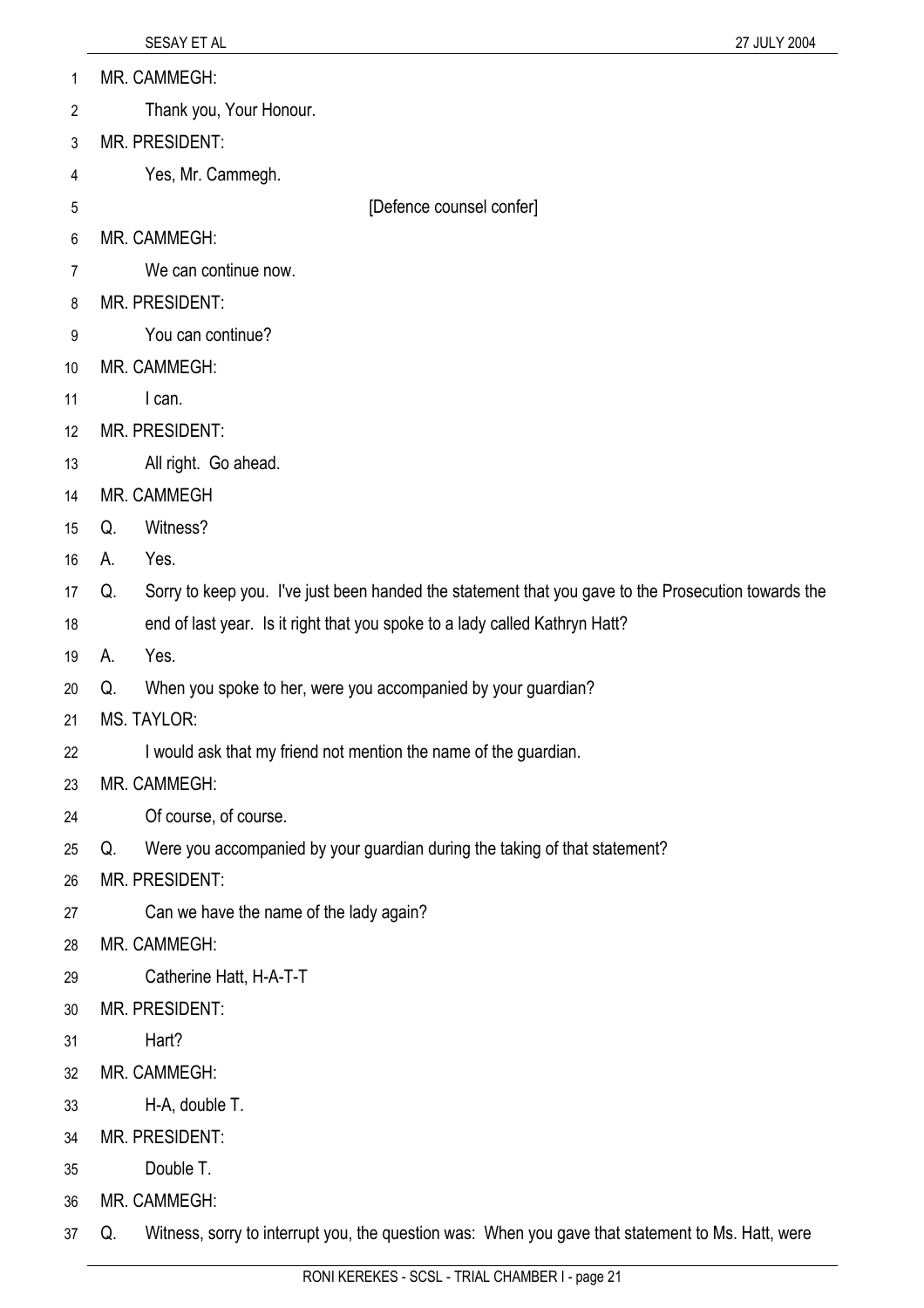MR. CAMMEGH:

Thank you, Your Honour.

MR. PRESIDENT:

Yes, Mr. Cammegh.

[Defence counsel confer]

MR. CAMMEGH:

We can continue now.

MR. PRESIDENT:

You can continue?

MR. CAMMEGH:

I can.

MR. PRESIDENT:

All right. Go ahead.

MR. CAMMEGH

Q. Witness?

A. Yes.

Q. Sorry to keep you. I've just been handed the statement that you gave to the Prosecution towards the end of last year. Is it right that you spoke to a lady called Kathryn Hatt?

A. Yes.

Q. When you spoke to her, were you accompanied by your guardian?

MS. TAYLOR:

I would ask that my friend not mention the name of the guardian.

MR. CAMMEGH:

Of course, of course.

Q. Were you accompanied by your guardian during the taking of that statement?

MR. PRESIDENT:

Can we have the name of the lady again?

MR. CAMMEGH:

Catherine Hatt, H-A-T-T

MR. PRESIDENT:

Hart?

MR. CAMMEGH:

H-A, double T.

MR. PRESIDENT:

Double T.

MR. CAMMEGH:

Q. Witness, sorry to interrupt you, the question was: When you gave that statement to Ms. Hatt, were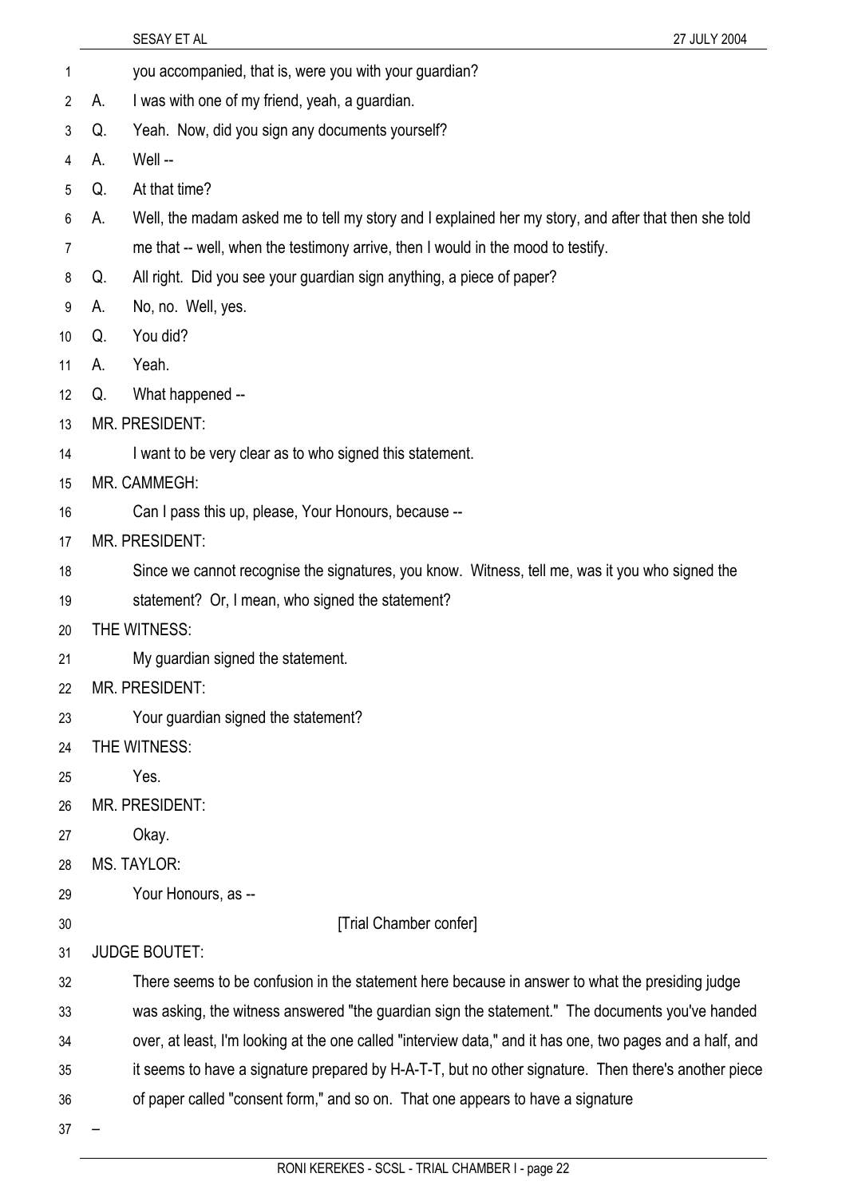you accompanied, that is, were you with your guardian?

A. I was with one of my friend, yeah, a guardian.

Q. Yeah. Now, did you sign any documents yourself?

A. Well --

Q. At that time?

A. Well, the madam asked me to tell my story and I explained her my story, and after that then she told me that -- well, when the testimony arrive, then I would in the mood to testify.

Q. All right. Did you see your guardian sign anything, a piece of paper?

A. No, no. Well, yes.

Q. You did?

A. Yeah.

Q. What happened --

MR. PRESIDENT:

I want to be very clear as to who signed this statement.

MR. CAMMEGH:

Can I pass this up, please, Your Honours, because --

MR. PRESIDENT:

Since we cannot recognise the signatures, you know. Witness, tell me, was it you who signed the statement? Or, I mean, who signed the statement?

THE WITNESS:

My guardian signed the statement.

MR. PRESIDENT:

Your guardian signed the statement?

THE WITNESS:

Yes.

MR. PRESIDENT:

Okay.

MS. TAYLOR:

Your Honours, as --

[Trial Chamber confer]

JUDGE BOUTET:

There seems to be confusion in the statement here because in answer to what the presiding judge was asking, the witness answered "the guardian sign the statement." The documents you've handed over, at least, I'm looking at the one called "interview data," and it has one, two pages and a half, and it seems to have a signature prepared by H-A-T-T, but no other signature. Then there's another piece of paper called "consent form," and so on. That one appears to have a signature

–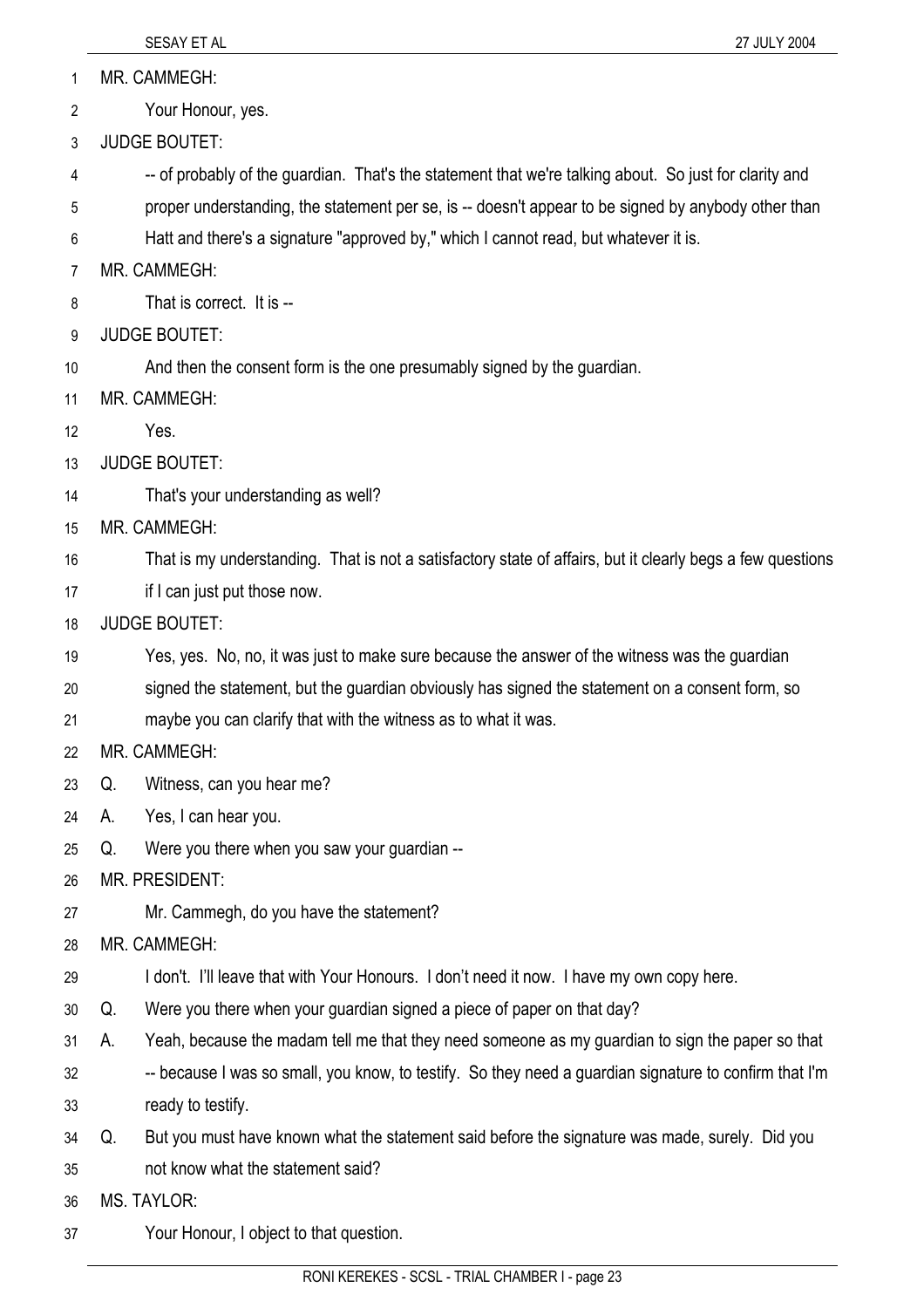MR. CAMMEGH:

Your Honour, yes.

JUDGE BOUTET:

-- of probably of the guardian. That's the statement that we're talking about. So just for clarity and proper understanding, the statement per se, is -- doesn't appear to be signed by anybody other than Hatt and there's a signature "approved by," which I cannot read, but whatever it is.

MR. CAMMEGH:

That is correct. It is --

JUDGE BOUTET:

And then the consent form is the one presumably signed by the guardian.

MR. CAMMEGH:

Yes.

JUDGE BOUTET:

That's your understanding as well?

MR. CAMMEGH:

That is my understanding. That is not a satisfactory state of affairs, but it clearly begs a few questions if I can just put those now.

JUDGE BOUTET:

Yes, yes. No, no, it was just to make sure because the answer of the witness was the guardian signed the statement, but the guardian obviously has signed the statement on a consent form, so maybe you can clarify that with the witness as to what it was.

MR. CAMMEGH:

Q. Witness, can you hear me?

A. Yes, I can hear you.

Q. Were you there when you saw your guardian --

MR. PRESIDENT:

Mr. Cammegh, do you have the statement?

MR. CAMMEGH:

I don't. I'll leave that with Your Honours. I don't need it now. I have my own copy here.

Q. Were you there when your guardian signed a piece of paper on that day?

A. Yeah, because the madam tell me that they need someone as my guardian to sign the paper so that -- because I was so small, you know, to testify. So they need a guardian signature to confirm that I'm ready to testify.

Q. But you must have known what the statement said before the signature was made, surely. Did you not know what the statement said?

MS. TAYLOR:

Your Honour, I object to that question.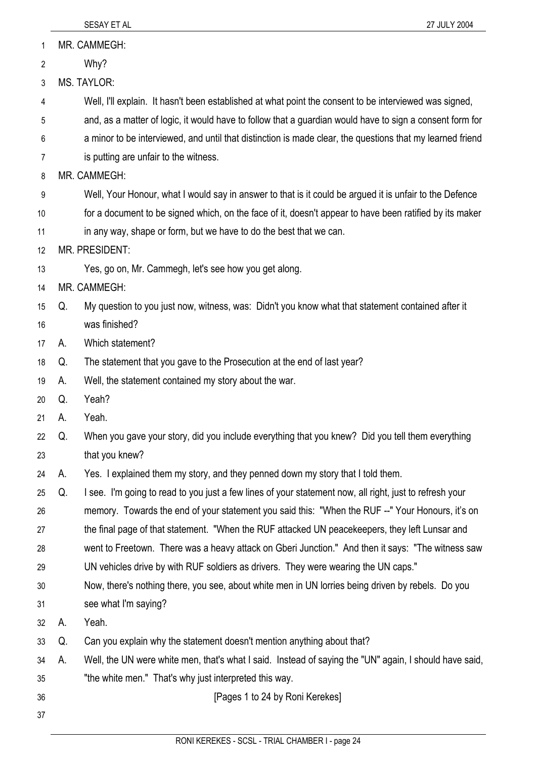MR. CAMMEGH:

Why?

MS. TAYLOR:

Well, I'll explain. It hasn't been established at what point the consent to be interviewed was signed, and, as a matter of logic, it would have to follow that a guardian would have to sign a consent form for a minor to be interviewed, and until that distinction is made clear, the questions that my learned friend is putting are unfair to the witness.

MR. CAMMEGH:

Well, Your Honour, what I would say in answer to that is it could be argued it is unfair to the Defence for a document to be signed which, on the face of it, doesn't appear to have been ratified by its maker in any way, shape or form, but we have to do the best that we can.

MR. PRESIDENT:

Yes, go on, Mr. Cammegh, let's see how you get along.

MR. CAMMEGH:

Q. My question to you just now, witness, was: Didn't you know what that statement contained after it was finished?

A. Which statement?

Q. The statement that you gave to the Prosecution at the end of last year?

A. Well, the statement contained my story about the war.

Q. Yeah?

A. Yeah.

Q. When you gave your story, did you include everything that you knew? Did you tell them everything that you knew?

A. Yes. I explained them my story, and they penned down my story that I told them.

Q. I see. I'm going to read to you just a few lines of your statement now, all right, just to refresh your memory. Towards the end of your statement you said this: "When the RUF --" Your Honours, it's on the final page of that statement. "When the RUF attacked UN peacekeepers, they left Lunsar and went to Freetown. There was a heavy attack on Gberi Junction." And then it says: "The witness saw UN vehicles drive by with RUF soldiers as drivers. They were wearing the UN caps."
Now, there's nothing there, you see, about white men in UN lorries being driven by rebels. Do you see what I'm saying?

A. Yeah.

Q. Can you explain why the statement doesn't mention anything about that?

A. Well, the UN were white men, that's what I said. Instead of saying the "UN" again, I should have said, "the white men." That's why just interpreted this way.

[Pages 1 to 24 by Roni Kerekes]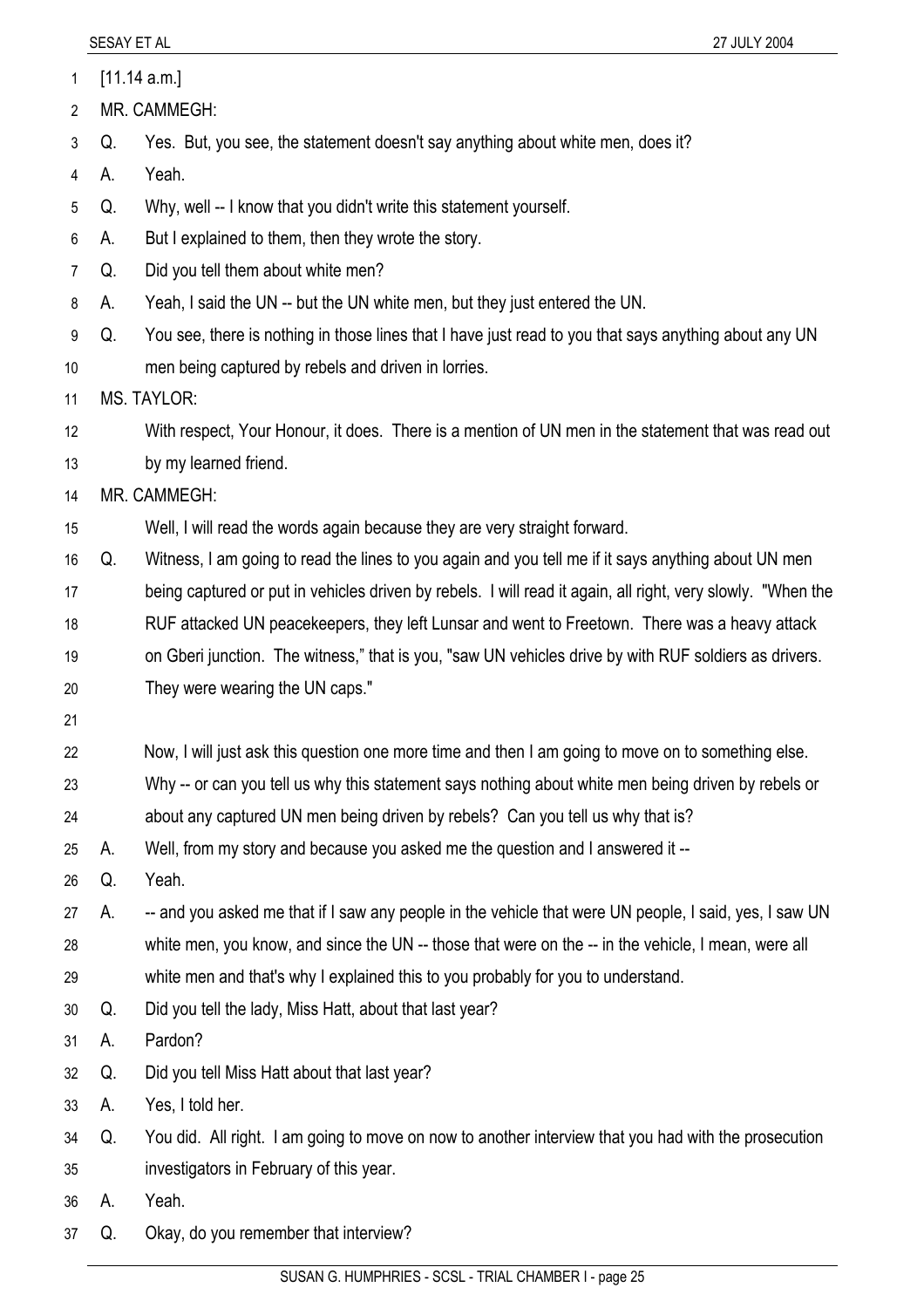[11.14 a.m.]

MR. CAMMEGH:

Q. Yes. But, you see, the statement doesn't say anything about white men, does it?

A. Yeah.

Q. Why, well -- I know that you didn't write this statement yourself.

A. But I explained to them, then they wrote the story.

Q. Did you tell them about white men?

A. Yeah, I said the UN -- but the UN white men, but they just entered the UN.

Q. You see, there is nothing in those lines that I have just read to you that says anything about any UN men being captured by rebels and driven in lorries.

MS. TAYLOR:

With respect, Your Honour, it does. There is a mention of UN men in the statement that was read out by my learned friend.

MR. CAMMEGH:

Well, I will read the words again because they are very straight forward.

Q. Witness, I am going to read the lines to you again and you tell me if it says anything about UN men being captured or put in vehicles driven by rebels. I will read it again, all right, very slowly. "When the RUF attacked UN peacekeepers, they left Lunsar and went to Freetown. There was a heavy attack on Gberi junction. The witness," that is you, "saw UN vehicles drive by with RUF soldiers as drivers. They were wearing the UN caps."

Now, I will just ask this question one more time and then I am going to move on to something else. Why -- or can you tell us why this statement says nothing about white men being driven by rebels or about any captured UN men being driven by rebels? Can you tell us why that is?

A. Well, from my story and because you asked me the question and I answered it --

Q. Yeah.

A. -- and you asked me that if I saw any people in the vehicle that were UN people, I said, yes, I saw UN white men, you know, and since the UN -- those that were on the -- in the vehicle, I mean, were all white men and that's why I explained this to you probably for you to understand.

Q. Did you tell the lady, Miss Hatt, about that last year?

A. Pardon?

Q. Did you tell Miss Hatt about that last year?

A. Yes, I told her.

Q. You did. All right. I am going to move on now to another interview that you had with the prosecution investigators in February of this year.

A. Yeah.

Q. Okay, do you remember that interview?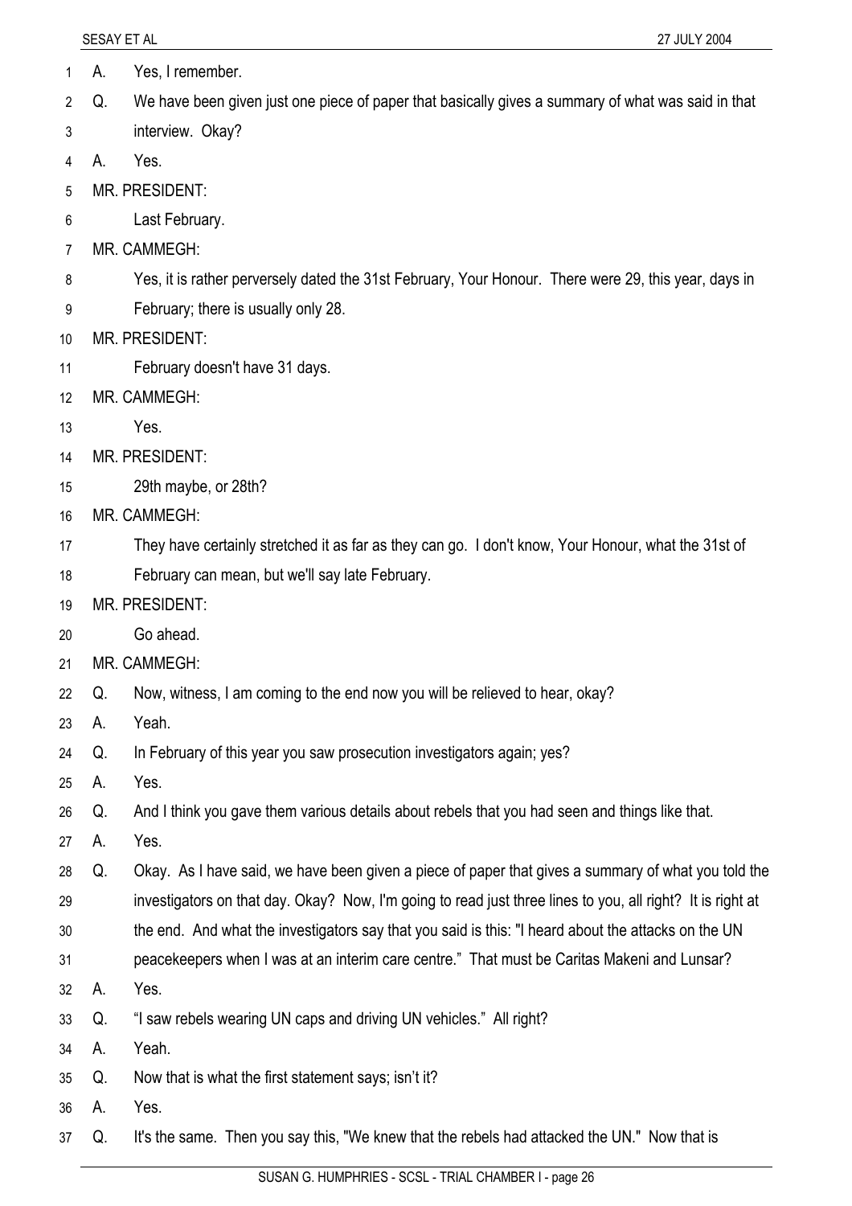A. Yes, I remember.

Q. We have been given just one piece of paper that basically gives a summary of what was said in that interview. Okay?

A. Yes.

MR. PRESIDENT:

Last February.

MR. CAMMEGH:

Yes, it is rather perversely dated the 31st February, Your Honour. There were 29, this year, days in February; there is usually only 28.

MR. PRESIDENT:

February doesn't have 31 days.

MR. CAMMEGH:

Yes.

MR. PRESIDENT:

29th maybe, or 28th?

MR. CAMMEGH:

They have certainly stretched it as far as they can go. I don't know, Your Honour, what the 31st of February can mean, but we'll say late February.

MR. PRESIDENT:

Go ahead.

MR. CAMMEGH:

Q. Now, witness, I am coming to the end now you will be relieved to hear, okay?

A. Yeah.

Q. In February of this year you saw prosecution investigators again; yes?

A. Yes.

Q. And I think you gave them various details about rebels that you had seen and things like that.

A. Yes.

Q. Okay. As I have said, we have been given a piece of paper that gives a summary of what you told the investigators on that day. Okay? Now, I'm going to read just three lines to you, all right? It is right at the end. And what the investigators say that you said is this: "I heard about the attacks on the UN peacekeepers when I was at an interim care centre." That must be Caritas Makeni and Lunsar?

A. Yes.

Q. "I saw rebels wearing UN caps and driving UN vehicles." All right?

A. Yeah.

Q. Now that is what the first statement says; isn't it?

A. Yes.

Q. It's the same. Then you say this, "We knew that the rebels had attacked the UN." Now that is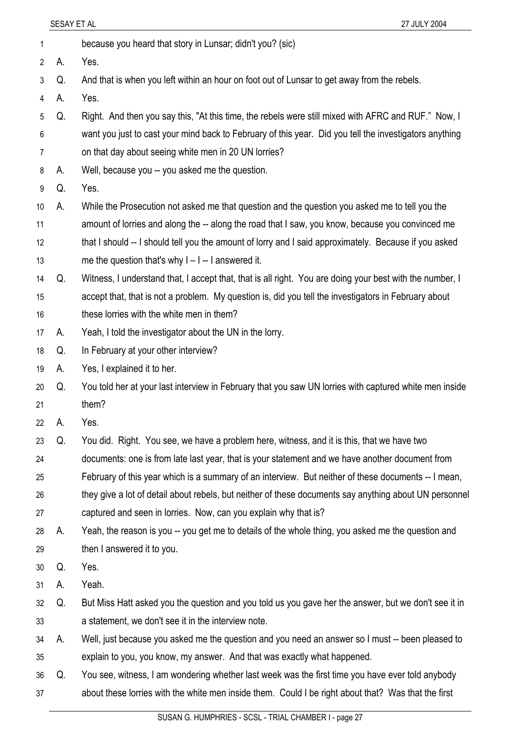because you heard that story in Lunsar; didn't you? (sic)

A. Yes.

Q. And that is when you left within an hour on foot out of Lunsar to get away from the rebels.

A. Yes.

Q. Right. And then you say this, "At this time, the rebels were still mixed with AFRC and RUF." Now, I want you just to cast your mind back to February of this year. Did you tell the investigators anything on that day about seeing white men in 20 UN lorries?

A. Well, because you -- you asked me the question.

Q. Yes.

A. While the Prosecution not asked me that question and the question you asked me to tell you the amount of lorries and along the -- along the road that I saw, you know, because you convinced me that I should -- I should tell you the amount of lorry and I said approximately. Because if you asked me the question that's why I – I -- I answered it.

Q. Witness, I understand that, I accept that, that is all right. You are doing your best with the number, I accept that, that is not a problem. My question is, did you tell the investigators in February about these lorries with the white men in them?

A. Yeah, I told the investigator about the UN in the lorry.

Q. In February at your other interview?

A. Yes, I explained it to her.

Q. You told her at your last interview in February that you saw UN lorries with captured white men inside them?

A. Yes.

Q. You did. Right. You see, we have a problem here, witness, and it is this, that we have two documents: one is from late last year, that is your statement and we have another document from February of this year which is a summary of an interview. But neither of these documents -- I mean, they give a lot of detail about rebels, but neither of these documents say anything about UN personnel captured and seen in lorries. Now, can you explain why that is?

A. Yeah, the reason is you -- you get me to details of the whole thing, you asked me the question and then I answered it to you.

Q. Yes.

A. Yeah.

Q. But Miss Hatt asked you the question and you told us you gave her the answer, but we don't see it in a statement, we don't see it in the interview note.

A. Well, just because you asked me the question and you need an answer so I must -- been pleased to explain to you, you know, my answer. And that was exactly what happened.

Q. You see, witness, I am wondering whether last week was the first time you have ever told anybody about these lorries with the white men inside them. Could I be right about that? Was that the first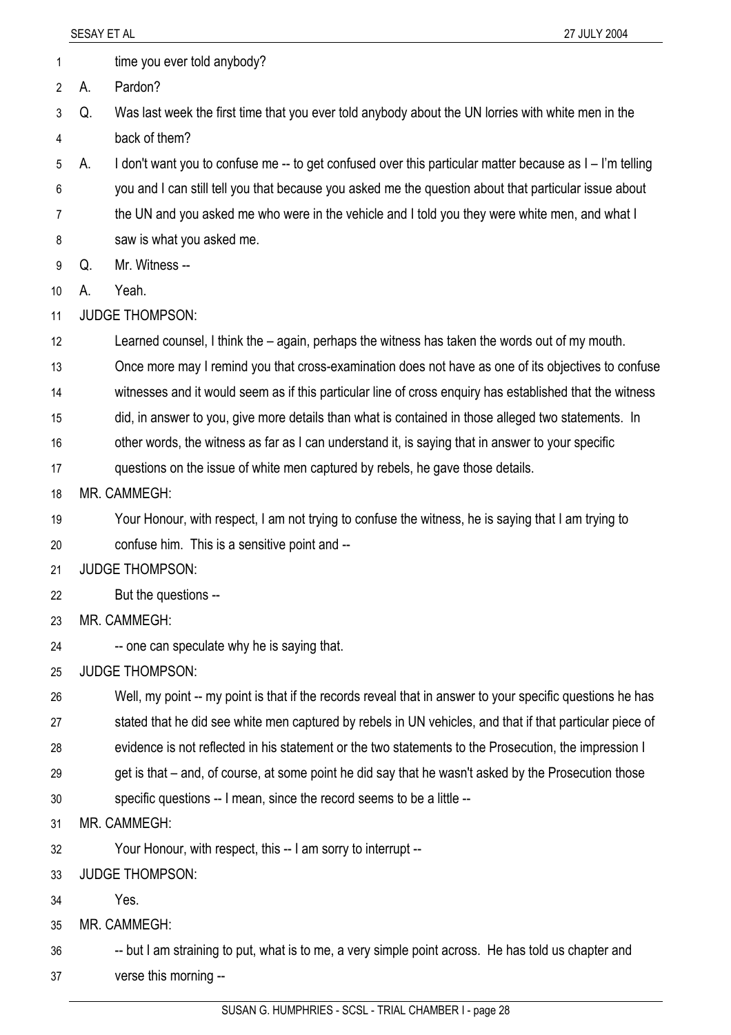time you ever told anybody?

A. Pardon?

Q. Was last week the first time that you ever told anybody about the UN lorries with white men in the back of them?

A. I don't want you to confuse me -- to get confused over this particular matter because as I – I'm telling you and I can still tell you that because you asked me the question about that particular issue about the UN and you asked me who were in the vehicle and I told you they were white men, and what I saw is what you asked me.

Q. Mr. Witness --

A. Yeah.

JUDGE THOMPSON:

Learned counsel, I think the – again, perhaps the witness has taken the words out of my mouth. Once more may I remind you that cross-examination does not have as one of its objectives to confuse witnesses and it would seem as if this particular line of cross enquiry has established that the witness did, in answer to you, give more details than what is contained in those alleged two statements. In other words, the witness as far as I can understand it, is saying that in answer to your specific questions on the issue of white men captured by rebels, he gave those details.

MR. CAMMEGH:

Your Honour, with respect, I am not trying to confuse the witness, he is saying that I am trying to confuse him. This is a sensitive point and --

JUDGE THOMPSON:

But the questions --

MR. CAMMEGH:

-- one can speculate why he is saying that.

JUDGE THOMPSON:

Well, my point -- my point is that if the records reveal that in answer to your specific questions he has stated that he did see white men captured by rebels in UN vehicles, and that if that particular piece of evidence is not reflected in his statement or the two statements to the Prosecution, the impression I get is that – and, of course, at some point he did say that he wasn't asked by the Prosecution those specific questions -- I mean, since the record seems to be a little --

MR. CAMMEGH:

Your Honour, with respect, this -- I am sorry to interrupt --

JUDGE THOMPSON:

Yes.

MR. CAMMEGH:

-- but I am straining to put, what is to me, a very simple point across. He has told us chapter and verse this morning --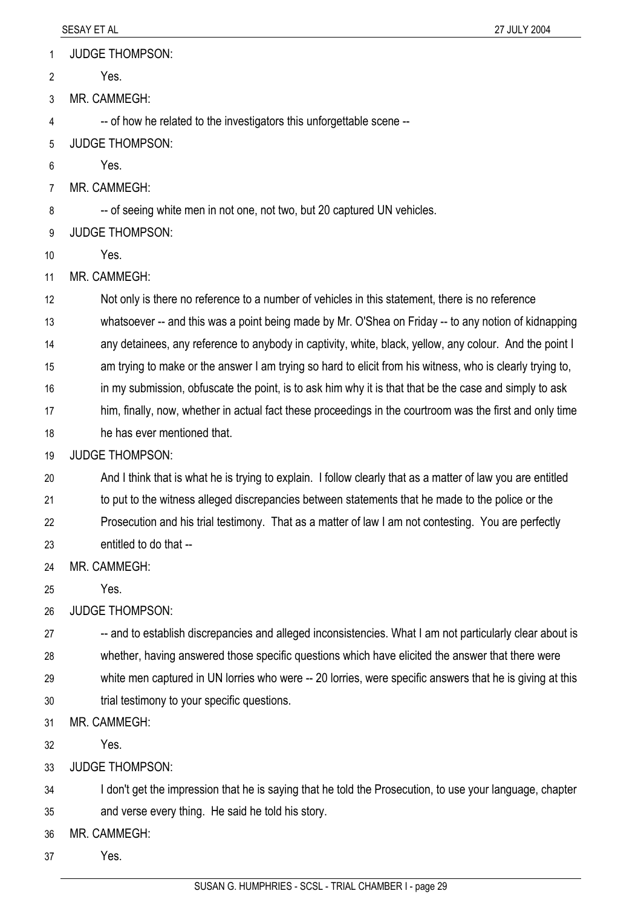JUDGE THOMPSON:

Yes.

MR. CAMMEGH:

-- of how he related to the investigators this unforgettable scene --

JUDGE THOMPSON:

Yes.

MR. CAMMEGH:

-- of seeing white men in not one, not two, but 20 captured UN vehicles.

JUDGE THOMPSON:

Yes.

MR. CAMMEGH:

Not only is there no reference to a number of vehicles in this statement, there is no reference whatsoever -- and this was a point being made by Mr. O'Shea on Friday -- to any notion of kidnapping any detainees, any reference to anybody in captivity, white, black, yellow, any colour. And the point I am trying to make or the answer I am trying so hard to elicit from his witness, who is clearly trying to, in my submission, obfuscate the point, is to ask him why it is that that be the case and simply to ask him, finally, now, whether in actual fact these proceedings in the courtroom was the first and only time he has ever mentioned that.

JUDGE THOMPSON:

And I think that is what he is trying to explain. I follow clearly that as a matter of law you are entitled to put to the witness alleged discrepancies between statements that he made to the police or the Prosecution and his trial testimony. That as a matter of law I am not contesting. You are perfectly entitled to do that --

MR. CAMMEGH:

Yes.

JUDGE THOMPSON:

-- and to establish discrepancies and alleged inconsistencies. What I am not particularly clear about is whether, having answered those specific questions which have elicited the answer that there were white men captured in UN lorries who were -- 20 lorries, were specific answers that he is giving at this trial testimony to your specific questions.

MR. CAMMEGH:

Yes.

JUDGE THOMPSON:

I don't get the impression that he is saying that he told the Prosecution, to use your language, chapter and verse every thing. He said he told his story.

MR. CAMMEGH:

Yes.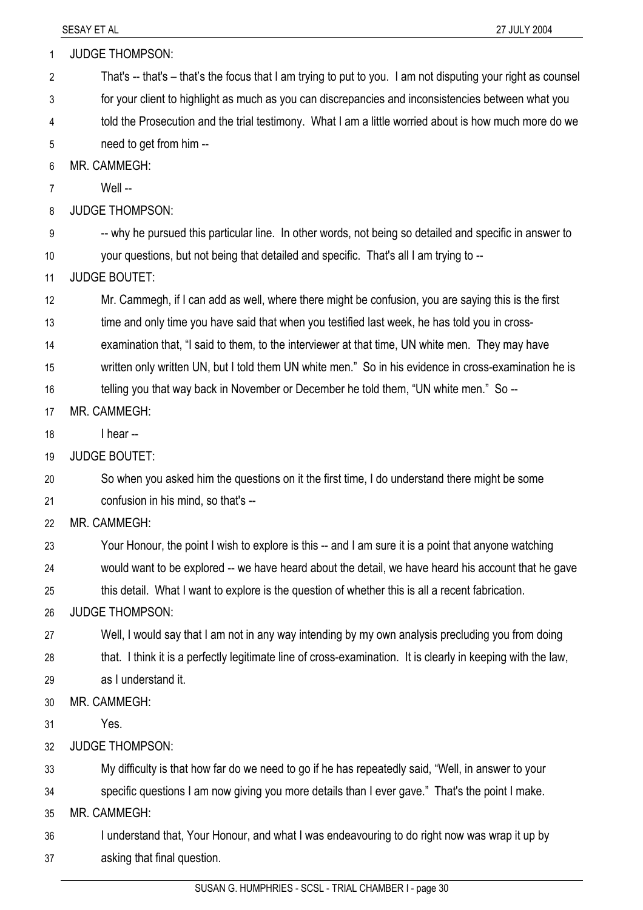JUDGE THOMPSON:

That's -- that's – that's the focus that I am trying to put to you. I am not disputing your right as counsel for your client to highlight as much as you can discrepancies and inconsistencies between what you told the Prosecution and the trial testimony. What I am a little worried about is how much more do we need to get from him --

MR. CAMMEGH:

Well --

JUDGE THOMPSON:

-- why he pursued this particular line. In other words, not being so detailed and specific in answer to your questions, but not being that detailed and specific. That's all I am trying to --

JUDGE BOUTET:

Mr. Cammegh, if I can add as well, where there might be confusion, you are saying this is the first time and only time you have said that when you testified last week, he has told you in cross-examination that, "I said to them, to the interviewer at that time, UN white men. They may have written only written UN, but I told them UN white men." So in his evidence in cross-examination he is telling you that way back in November or December he told them, "UN white men." So --

MR. CAMMEGH:

I hear --

JUDGE BOUTET:

So when you asked him the questions on it the first time, I do understand there might be some confusion in his mind, so that's --

MR. CAMMEGH:

Your Honour, the point I wish to explore is this -- and I am sure it is a point that anyone watching would want to be explored -- we have heard about the detail, we have heard his account that he gave this detail. What I want to explore is the question of whether this is all a recent fabrication.

JUDGE THOMPSON:

Well, I would say that I am not in any way intending by my own analysis precluding you from doing that. I think it is a perfectly legitimate line of cross-examination. It is clearly in keeping with the law, as I understand it.

MR. CAMMEGH:

Yes.

JUDGE THOMPSON:

My difficulty is that how far do we need to go if he has repeatedly said, "Well, in answer to your specific questions I am now giving you more details than I ever gave." That's the point I make.

MR. CAMMEGH:

I understand that, Your Honour, and what I was endeavouring to do right now was wrap it up by asking that final question.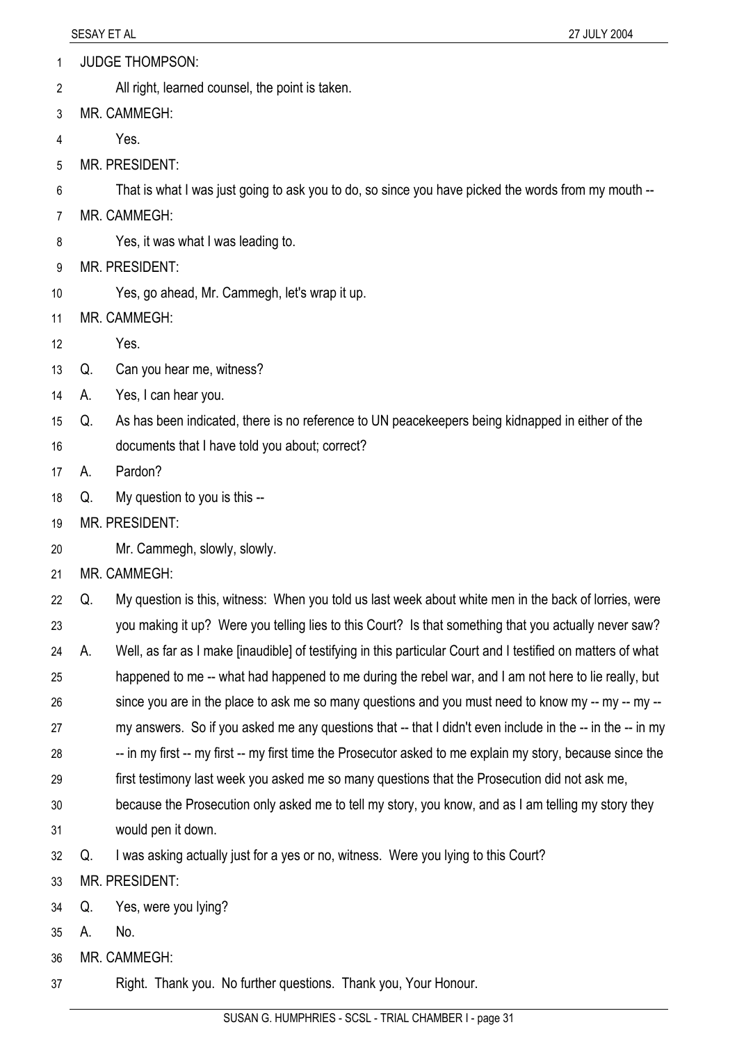JUDGE THOMPSON:

All right, learned counsel, the point is taken.

MR. CAMMEGH:

Yes.

MR. PRESIDENT:

That is what I was just going to ask you to do, so since you have picked the words from my mouth --

MR. CAMMEGH:

Yes, it was what I was leading to.

MR. PRESIDENT:

Yes, go ahead, Mr. Cammegh, let's wrap it up.

MR. CAMMEGH:

Yes.

Q. Can you hear me, witness?

A. Yes, I can hear you.

Q. As has been indicated, there is no reference to UN peacekeepers being kidnapped in either of the documents that I have told you about; correct?

A. Pardon?

Q. My question to you is this --

MR. PRESIDENT:

Mr. Cammegh, slowly, slowly.

MR. CAMMEGH:

Q. My question is this, witness: When you told us last week about white men in the back of lorries, were you making it up? Were you telling lies to this Court? Is that something that you actually never saw?

A. Well, as far as I make [inaudible] of testifying in this particular Court and I testified on matters of what happened to me -- what had happened to me during the rebel war, and I am not here to lie really, but since you are in the place to ask me so many questions and you must need to know my -- my -- my -- my answers. So if you asked me any questions that -- that I didn't even include in the -- in the -- in my -- in my first -- my first -- my first time the Prosecutor asked to me explain my story, because since the first testimony last week you asked me so many questions that the Prosecution did not ask me, because the Prosecution only asked me to tell my story, you know, and as I am telling my story they would pen it down.

Q. I was asking actually just for a yes or no, witness. Were you lying to this Court?

MR. PRESIDENT:

Q. Yes, were you lying?

A. No.

MR. CAMMEGH:

Right. Thank you. No further questions. Thank you, Your Honour.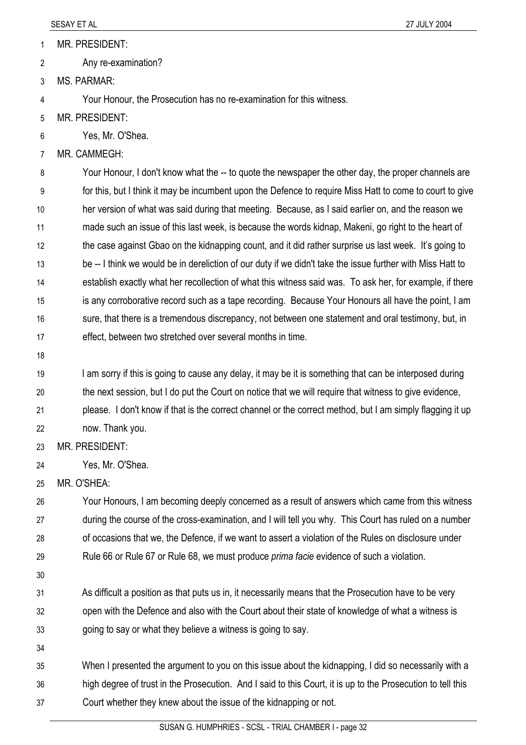MR. PRESIDENT:

Any re-examination?

MS. PARMAR:

Your Honour, the Prosecution has no re-examination for this witness.

MR. PRESIDENT:

Yes, Mr. O'Shea.

MR. CAMMEGH:

Your Honour, I don't know what the -- to quote the newspaper the other day, the proper channels are for this, but I think it may be incumbent upon the Defence to require Miss Hatt to come to court to give her version of what was said during that meeting. Because, as I said earlier on, and the reason we made such an issue of this last week, is because the words kidnap, Makeni, go right to the heart of the case against Gbao on the kidnapping count, and it did rather surprise us last week. It's going to be -- I think we would be in dereliction of our duty if we didn't take the issue further with Miss Hatt to establish exactly what her recollection of what this witness said was. To ask her, for example, if there is any corroborative record such as a tape recording. Because Your Honours all have the point, I am sure, that there is a tremendous discrepancy, not between one statement and oral testimony, but, in effect, between two stretched over several months in time.

I am sorry if this is going to cause any delay, it may be it is something that can be interposed during the next session, but I do put the Court on notice that we will require that witness to give evidence, please. I don't know if that is the correct channel or the correct method, but I am simply flagging it up now. Thank you.

MR. PRESIDENT:

Yes, Mr. O'Shea.

MR. O'SHEA:

Your Honours, I am becoming deeply concerned as a result of answers which came from this witness during the course of the cross-examination, and I will tell you why. This Court has ruled on a number of occasions that we, the Defence, if we want to assert a violation of the Rules on disclosure under Rule 66 or Rule 67 or Rule 68, we must produce *prima facie* evidence of such a violation.

As difficult a position as that puts us in, it necessarily means that the Prosecution have to be very open with the Defence and also with the Court about their state of knowledge of what a witness is going to say or what they believe a witness is going to say.

When I presented the argument to you on this issue about the kidnapping, I did so necessarily with a high degree of trust in the Prosecution. And I said to this Court, it is up to the Prosecution to tell this Court whether they knew about the issue of the kidnapping or not.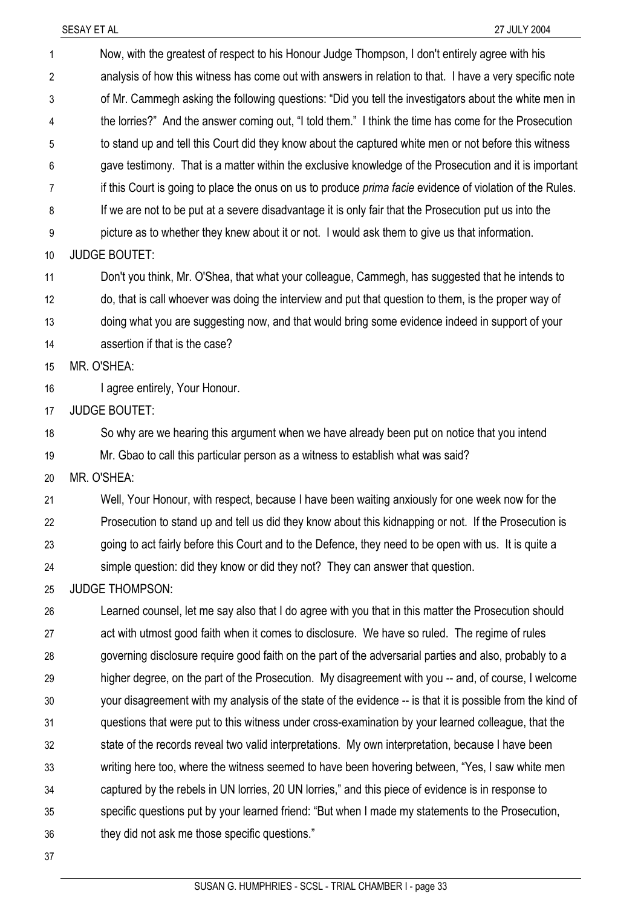Now, with the greatest of respect to his Honour Judge Thompson, I don't entirely agree with his analysis of how this witness has come out with answers in relation to that. I have a very specific note of Mr. Cammegh asking the following questions: "Did you tell the investigators about the white men in the lorries?" And the answer coming out, "I told them." I think the time has come for the Prosecution to stand up and tell this Court did they know about the captured white men or not before this witness gave testimony. That is a matter within the exclusive knowledge of the Prosecution and it is important if this Court is going to place the onus on us to produce *prima facie* evidence of violation of the Rules. If we are not to be put at a severe disadvantage it is only fair that the Prosecution put us into the picture as to whether they knew about it or not. I would ask them to give us that information.

JUDGE BOUTET:

Don't you think, Mr. O'Shea, that what your colleague, Cammegh, has suggested that he intends to do, that is call whoever was doing the interview and put that question to them, is the proper way of doing what you are suggesting now, and that would bring some evidence indeed in support of your assertion if that is the case?

MR. O'SHEA:

I agree entirely, Your Honour.

JUDGE BOUTET:

So why are we hearing this argument when we have already been put on notice that you intend Mr. Gbao to call this particular person as a witness to establish what was said?

MR. O'SHEA:

Well, Your Honour, with respect, because I have been waiting anxiously for one week now for the Prosecution to stand up and tell us did they know about this kidnapping or not. If the Prosecution is going to act fairly before this Court and to the Defence, they need to be open with us. It is quite a simple question: did they know or did they not? They can answer that question.

JUDGE THOMPSON:

Learned counsel, let me say also that I do agree with you that in this matter the Prosecution should act with utmost good faith when it comes to disclosure. We have so ruled. The regime of rules governing disclosure require good faith on the part of the adversarial parties and also, probably to a higher degree, on the part of the Prosecution. My disagreement with you -- and, of course, I welcome your disagreement with my analysis of the state of the evidence -- is that it is possible from the kind of questions that were put to this witness under cross-examination by your learned colleague, that the state of the records reveal two valid interpretations. My own interpretation, because I have been writing here too, where the witness seemed to have been hovering between, "Yes, I saw white men captured by the rebels in UN lorries, 20 UN lorries," and this piece of evidence is in response to specific questions put by your learned friend: "But when I made my statements to the Prosecution, they did not ask me those specific questions."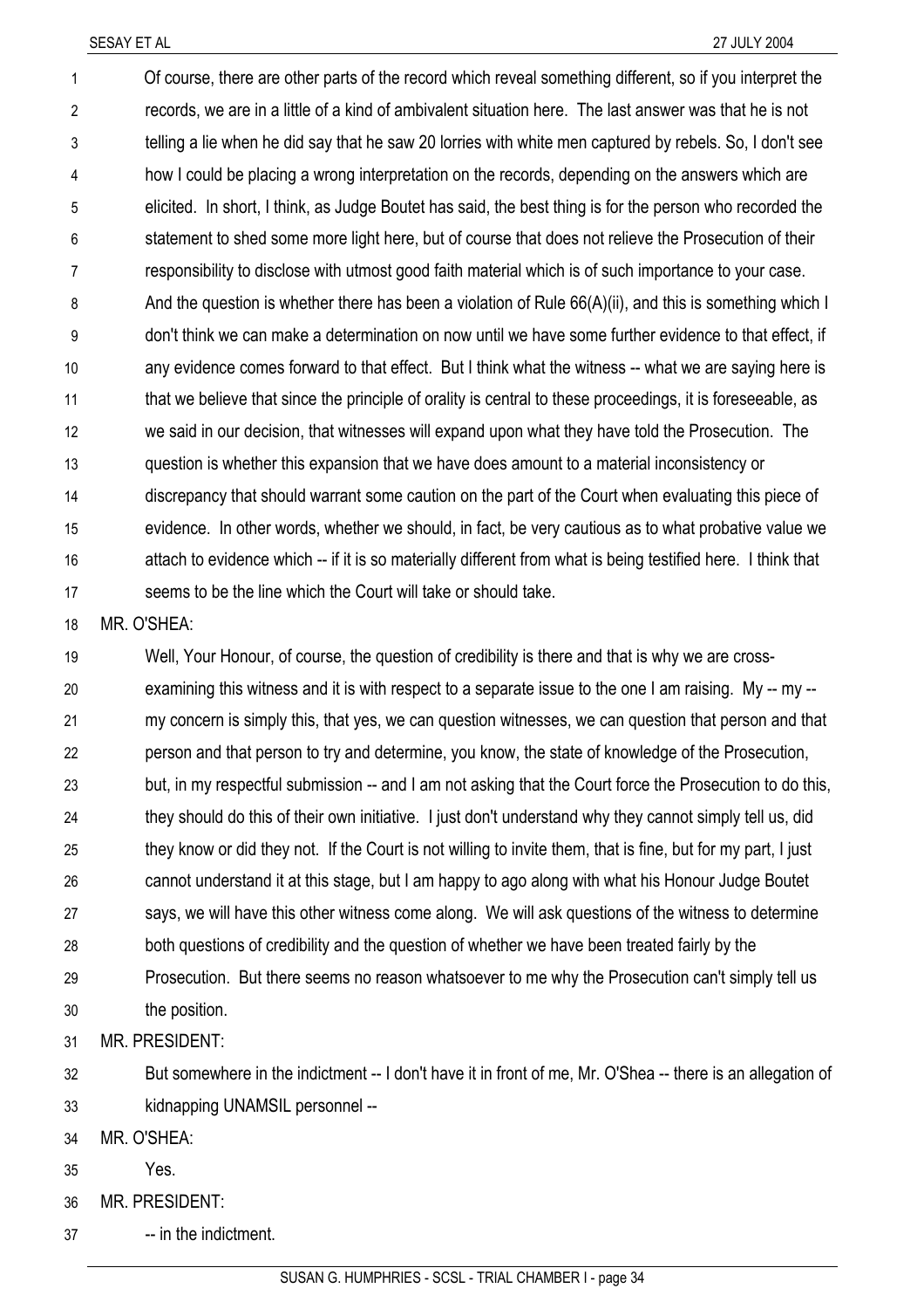Of course, there are other parts of the record which reveal something different, so if you interpret the records, we are in a little of a kind of ambivalent situation here. The last answer was that he is not telling a lie when he did say that he saw 20 lorries with white men captured by rebels. So, I don't see how I could be placing a wrong interpretation on the records, depending on the answers which are elicited. In short, I think, as Judge Boutet has said, the best thing is for the person who recorded the statement to shed some more light here, but of course that does not relieve the Prosecution of their responsibility to disclose with utmost good faith material which is of such importance to your case. And the question is whether there has been a violation of Rule 66(A)(ii), and this is something which I don't think we can make a determination on now until we have some further evidence to that effect, if any evidence comes forward to that effect. But I think what the witness -- what we are saying here is that we believe that since the principle of orality is central to these proceedings, it is foreseeable, as we said in our decision, that witnesses will expand upon what they have told the Prosecution. The question is whether this expansion that we have does amount to a material inconsistency or discrepancy that should warrant some caution on the part of the Court when evaluating this piece of evidence. In other words, whether we should, in fact, be very cautious as to what probative value we attach to evidence which -- if it is so materially different from what is being testified here. I think that seems to be the line which the Court will take or should take.

MR. O'SHEA:

Well, Your Honour, of course, the question of credibility is there and that is why we are cross-examining this witness and it is with respect to a separate issue to the one I am raising. My -- my -- my concern is simply this, that yes, we can question witnesses, we can question that person and that person and that person to try and determine, you know, the state of knowledge of the Prosecution, but, in my respectful submission -- and I am not asking that the Court force the Prosecution to do this, they should do this of their own initiative. I just don't understand why they cannot simply tell us, did they know or did they not. If the Court is not willing to invite them, that is fine, but for my part, I just cannot understand it at this stage, but I am happy to ago along with what his Honour Judge Boutet says, we will have this other witness come along. We will ask questions of the witness to determine both questions of credibility and the question of whether we have been treated fairly by the Prosecution. But there seems no reason whatsoever to me why the Prosecution can't simply tell us the position.

MR. PRESIDENT:

But somewhere in the indictment -- I don't have it in front of me, Mr. O'Shea -- there is an allegation of kidnapping UNAMSIL personnel --

MR. O'SHEA:

Yes.

MR. PRESIDENT:

-- in the indictment.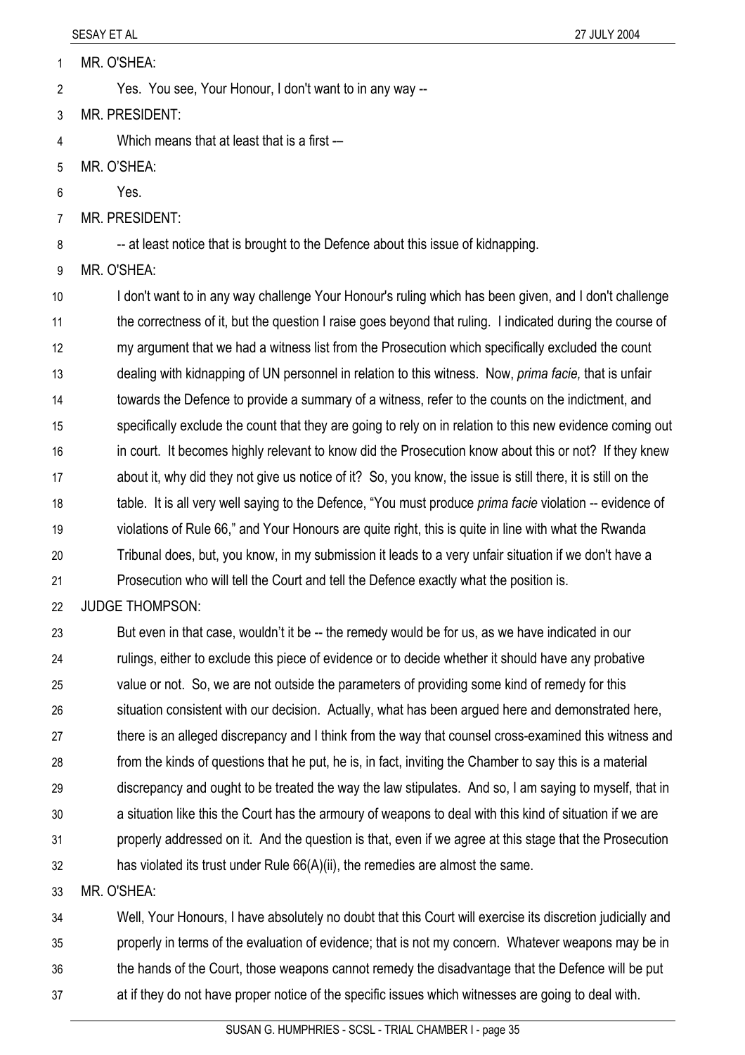MR. O'SHEA:

Yes. You see, Your Honour, I don't want to in any way --

MR. PRESIDENT:

Which means that at least that is a first -–

MR. O'SHEA:

Yes.

MR. PRESIDENT:

-- at least notice that is brought to the Defence about this issue of kidnapping.

MR. O'SHEA:

I don't want to in any way challenge Your Honour's ruling which has been given, and I don't challenge the correctness of it, but the question I raise goes beyond that ruling. I indicated during the course of my argument that we had a witness list from the Prosecution which specifically excluded the count dealing with kidnapping of UN personnel in relation to this witness. Now, *prima facie,* that is unfair towards the Defence to provide a summary of a witness, refer to the counts on the indictment, and specifically exclude the count that they are going to rely on in relation to this new evidence coming out in court. It becomes highly relevant to know did the Prosecution know about this or not? If they knew about it, why did they not give us notice of it? So, you know, the issue is still there, it is still on the table. It is all very well saying to the Defence, "You must produce *prima facie* violation -- evidence of violations of Rule 66," and Your Honours are quite right, this is quite in line with what the Rwanda Tribunal does, but, you know, in my submission it leads to a very unfair situation if we don't have a Prosecution who will tell the Court and tell the Defence exactly what the position is.

JUDGE THOMPSON:

But even in that case, wouldn't it be -- the remedy would be for us, as we have indicated in our rulings, either to exclude this piece of evidence or to decide whether it should have any probative value or not. So, we are not outside the parameters of providing some kind of remedy for this situation consistent with our decision. Actually, what has been argued here and demonstrated here, there is an alleged discrepancy and I think from the way that counsel cross-examined this witness and from the kinds of questions that he put, he is, in fact, inviting the Chamber to say this is a material discrepancy and ought to be treated the way the law stipulates. And so, I am saying to myself, that in a situation like this the Court has the armoury of weapons to deal with this kind of situation if we are properly addressed on it. And the question is that, even if we agree at this stage that the Prosecution has violated its trust under Rule 66(A)(ii), the remedies are almost the same.

MR. O'SHEA:

Well, Your Honours, I have absolutely no doubt that this Court will exercise its discretion judicially and properly in terms of the evaluation of evidence; that is not my concern. Whatever weapons may be in the hands of the Court, those weapons cannot remedy the disadvantage that the Defence will be put at if they do not have proper notice of the specific issues which witnesses are going to deal with.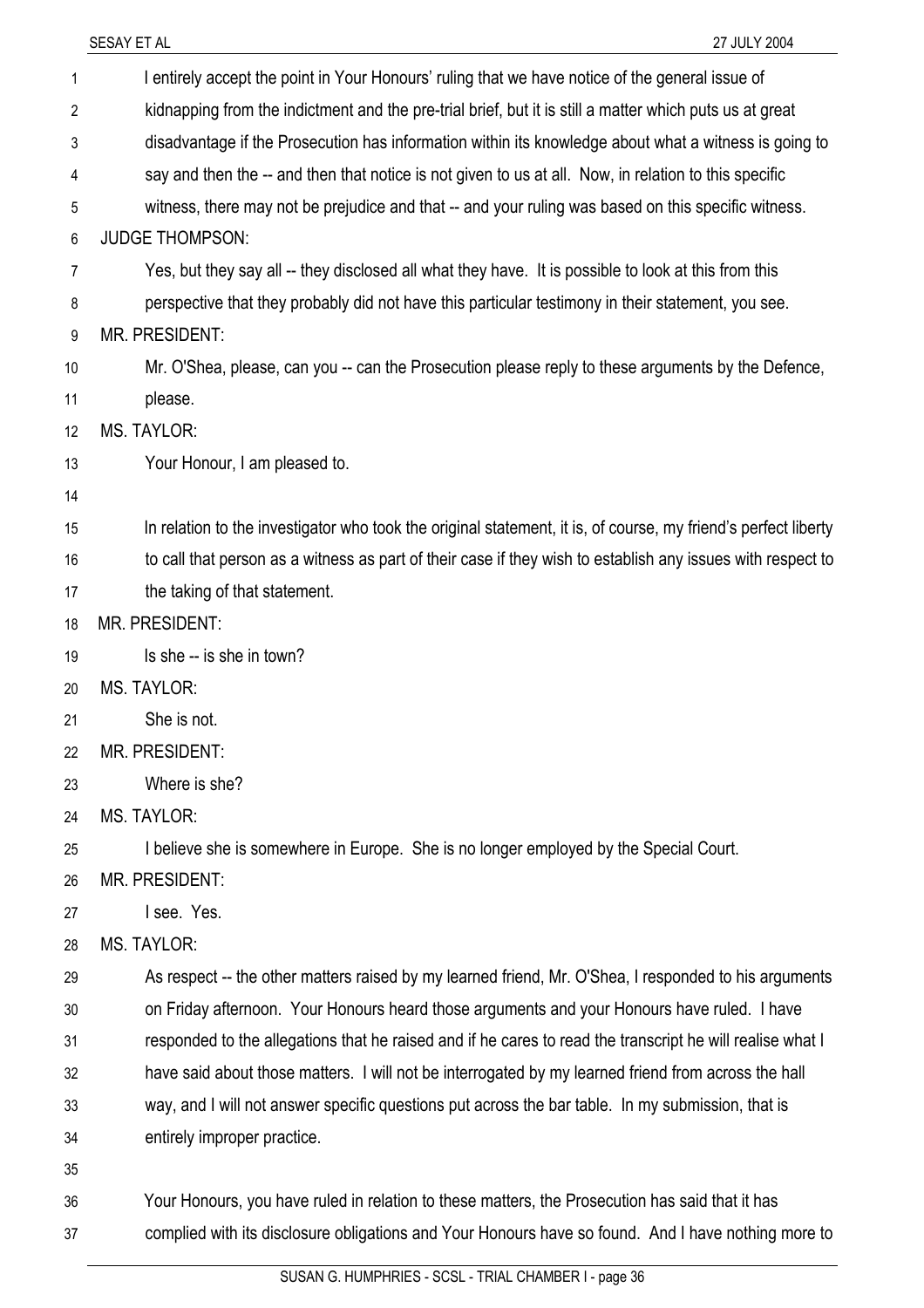I entirely accept the point in Your Honours' ruling that we have notice of the general issue of kidnapping from the indictment and the pre-trial brief, but it is still a matter which puts us at great disadvantage if the Prosecution has information within its knowledge about what a witness is going to say and then the -- and then that notice is not given to us at all. Now, in relation to this specific witness, there may not be prejudice and that -- and your ruling was based on this specific witness.

JUDGE THOMPSON:

Yes, but they say all -- they disclosed all what they have. It is possible to look at this from this perspective that they probably did not have this particular testimony in their statement, you see.

MR. PRESIDENT:

Mr. O'Shea, please, can you -- can the Prosecution please reply to these arguments by the Defence, please.

MS. TAYLOR:

Your Honour, I am pleased to.

In relation to the investigator who took the original statement, it is, of course, my friend's perfect liberty to call that person as a witness as part of their case if they wish to establish any issues with respect to the taking of that statement.

MR. PRESIDENT:

Is she -- is she in town?

MS. TAYLOR:

She is not.

MR. PRESIDENT:

Where is she?

MS. TAYLOR:

I believe she is somewhere in Europe. She is no longer employed by the Special Court.

MR. PRESIDENT:

I see. Yes.

MS. TAYLOR:

As respect -- the other matters raised by my learned friend, Mr. O'Shea, I responded to his arguments on Friday afternoon. Your Honours heard those arguments and your Honours have ruled. I have responded to the allegations that he raised and if he cares to read the transcript he will realise what I have said about those matters. I will not be interrogated by my learned friend from across the hall way, and I will not answer specific questions put across the bar table. In my submission, that is entirely improper practice.

Your Honours, you have ruled in relation to these matters, the Prosecution has said that it has complied with its disclosure obligations and Your Honours have so found. And I have nothing more to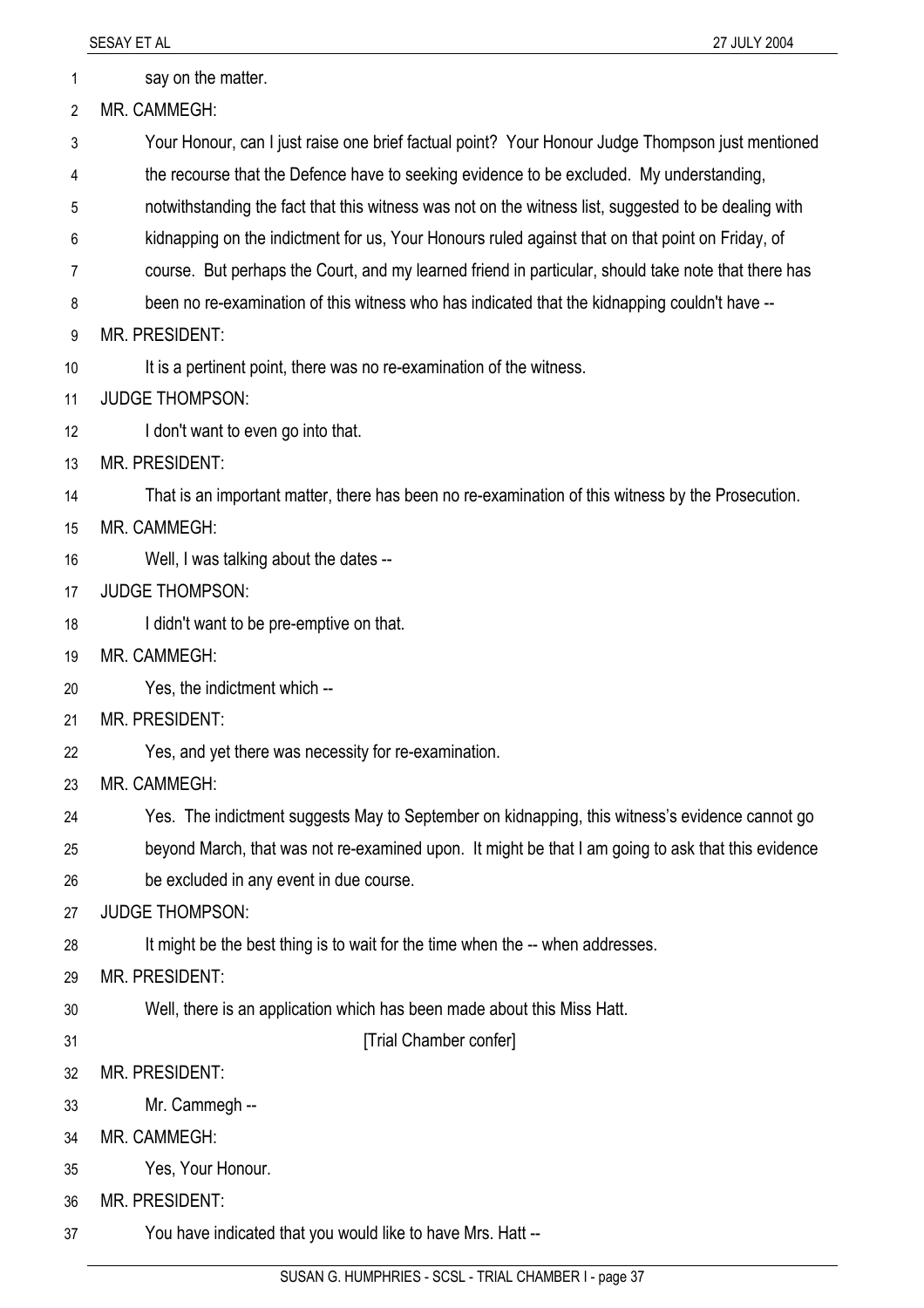say on the matter.

MR. CAMMEGH:

Your Honour, can I just raise one brief factual point? Your Honour Judge Thompson just mentioned the recourse that the Defence have to seeking evidence to be excluded. My understanding, notwithstanding the fact that this witness was not on the witness list, suggested to be dealing with kidnapping on the indictment for us, Your Honours ruled against that on that point on Friday, of course. But perhaps the Court, and my learned friend in particular, should take note that there has been no re-examination of this witness who has indicated that the kidnapping couldn't have --

MR. PRESIDENT:

It is a pertinent point, there was no re-examination of the witness.

JUDGE THOMPSON:

I don't want to even go into that.

MR. PRESIDENT:

That is an important matter, there has been no re-examination of this witness by the Prosecution.

MR. CAMMEGH:

Well, I was talking about the dates --

JUDGE THOMPSON:

I didn't want to be pre-emptive on that.

MR. CAMMEGH:

Yes, the indictment which --

MR. PRESIDENT:

Yes, and yet there was necessity for re-examination.

MR. CAMMEGH:

Yes. The indictment suggests May to September on kidnapping, this witness's evidence cannot go beyond March, that was not re-examined upon. It might be that I am going to ask that this evidence be excluded in any event in due course.

JUDGE THOMPSON:

It might be the best thing is to wait for the time when the -- when addresses.

MR. PRESIDENT:

Well, there is an application which has been made about this Miss Hatt.

[Trial Chamber confer]

MR. PRESIDENT:

Mr. Cammegh --

MR. CAMMEGH:

Yes, Your Honour.

MR. PRESIDENT:

You have indicated that you would like to have Mrs. Hatt --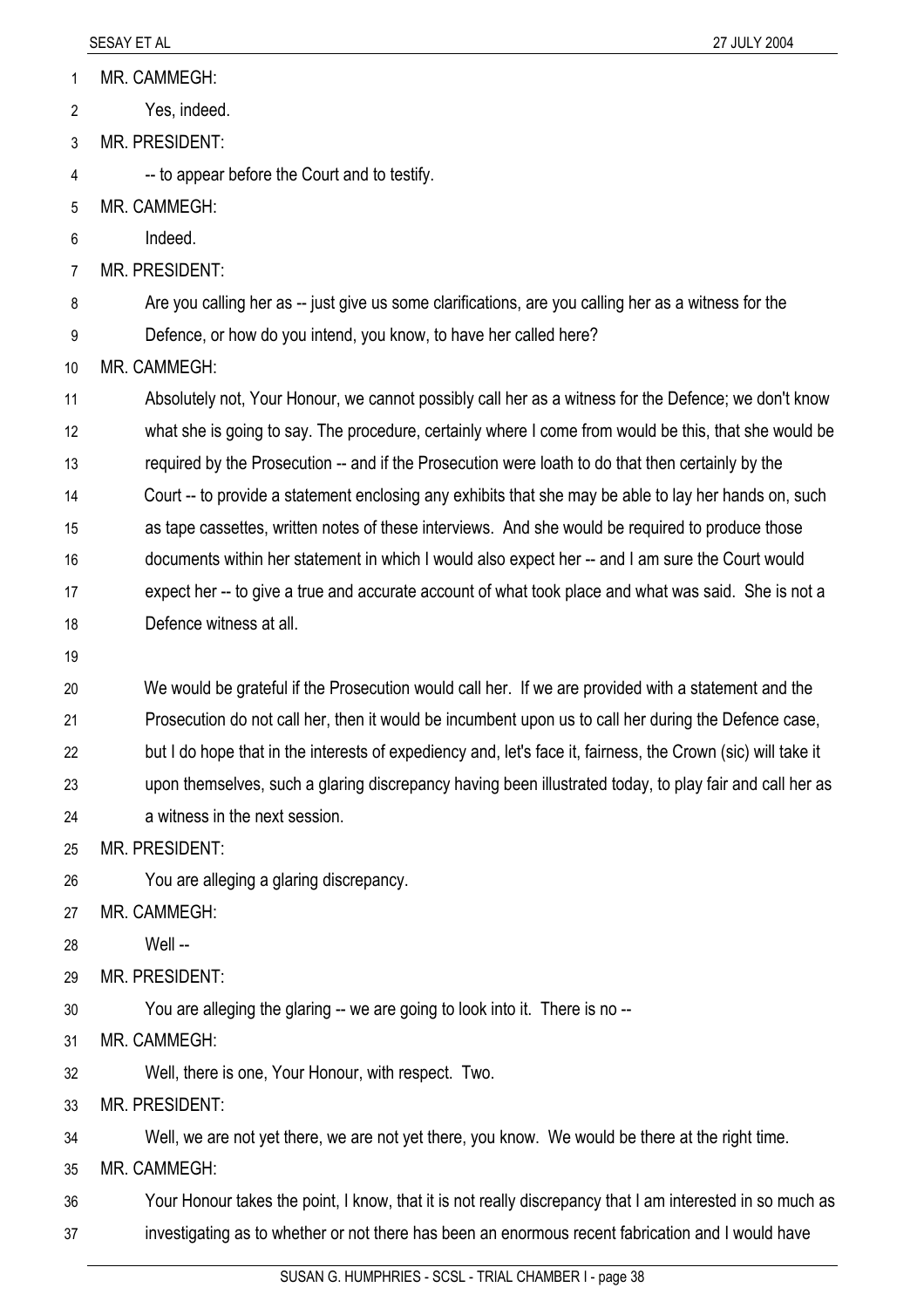MR. CAMMEGH:

Yes, indeed.

MR. PRESIDENT:

-- to appear before the Court and to testify.

MR. CAMMEGH:

Indeed.

MR. PRESIDENT:

Are you calling her as -- just give us some clarifications, are you calling her as a witness for the Defence, or how do you intend, you know, to have her called here?

MR. CAMMEGH:

Absolutely not, Your Honour, we cannot possibly call her as a witness for the Defence; we don't know what she is going to say. The procedure, certainly where I come from would be this, that she would be required by the Prosecution -- and if the Prosecution were loath to do that then certainly by the Court -- to provide a statement enclosing any exhibits that she may be able to lay her hands on, such as tape cassettes, written notes of these interviews. And she would be required to produce those documents within her statement in which I would also expect her -- and I am sure the Court would expect her -- to give a true and accurate account of what took place and what was said. She is not a Defence witness at all.

We would be grateful if the Prosecution would call her. If we are provided with a statement and the Prosecution do not call her, then it would be incumbent upon us to call her during the Defence case, but I do hope that in the interests of expediency and, let's face it, fairness, the Crown (sic) will take it upon themselves, such a glaring discrepancy having been illustrated today, to play fair and call her as a witness in the next session.

MR. PRESIDENT:

You are alleging a glaring discrepancy.

MR. CAMMEGH:

Well --

MR. PRESIDENT:

You are alleging the glaring -- we are going to look into it. There is no --

MR. CAMMEGH:

Well, there is one, Your Honour, with respect. Two.

MR. PRESIDENT:

Well, we are not yet there, we are not yet there, you know. We would be there at the right time.

MR. CAMMEGH:

Your Honour takes the point, I know, that it is not really discrepancy that I am interested in so much as investigating as to whether or not there has been an enormous recent fabrication and I would have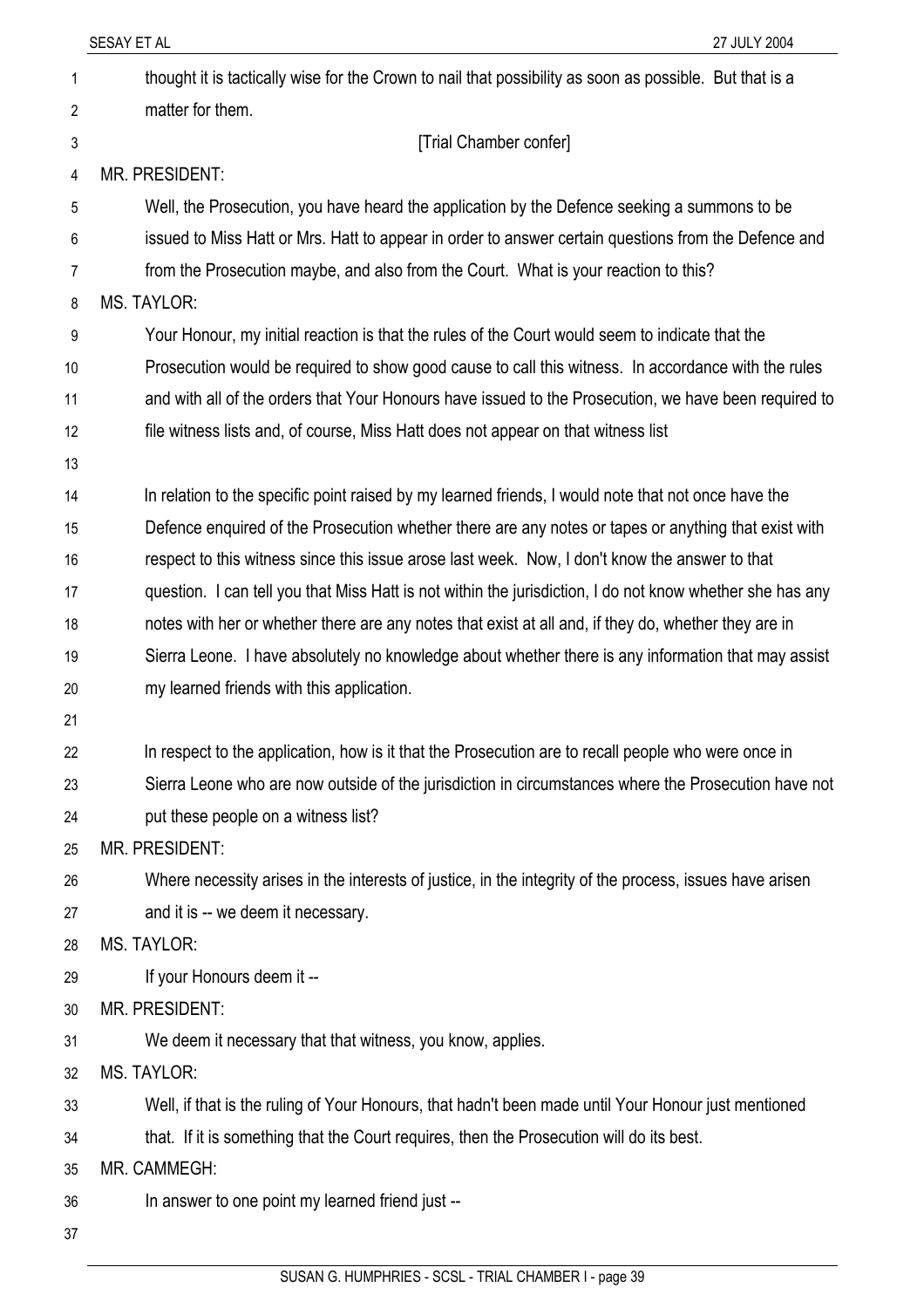thought it is tactically wise for the Crown to nail that possibility as soon as possible. But that is a matter for them.

[Trial Chamber confer]

MR. PRESIDENT:

Well, the Prosecution, you have heard the application by the Defence seeking a summons to be issued to Miss Hatt or Mrs. Hatt to appear in order to answer certain questions from the Defence and from the Prosecution maybe, and also from the Court. What is your reaction to this?

MS. TAYLOR:

Your Honour, my initial reaction is that the rules of the Court would seem to indicate that the Prosecution would be required to show good cause to call this witness. In accordance with the rules and with all of the orders that Your Honours have issued to the Prosecution, we have been required to file witness lists and, of course, Miss Hatt does not appear on that witness list

In relation to the specific point raised by my learned friends, I would note that not once have the Defence enquired of the Prosecution whether there are any notes or tapes or anything that exist with respect to this witness since this issue arose last week. Now, I don't know the answer to that question. I can tell you that Miss Hatt is not within the jurisdiction, I do not know whether she has any notes with her or whether there are any notes that exist at all and, if they do, whether they are in Sierra Leone. I have absolutely no knowledge about whether there is any information that may assist my learned friends with this application.

In respect to the application, how is it that the Prosecution are to recall people who were once in Sierra Leone who are now outside of the jurisdiction in circumstances where the Prosecution have not put these people on a witness list?

MR. PRESIDENT:

Where necessity arises in the interests of justice, in the integrity of the process, issues have arisen and it is -- we deem it necessary.

MS. TAYLOR:

If your Honours deem it --

MR. PRESIDENT:

We deem it necessary that that witness, you know, applies.

MS. TAYLOR:

Well, if that is the ruling of Your Honours, that hadn't been made until Your Honour just mentioned that. If it is something that the Court requires, then the Prosecution will do its best.

MR. CAMMEGH:

In answer to one point my learned friend just --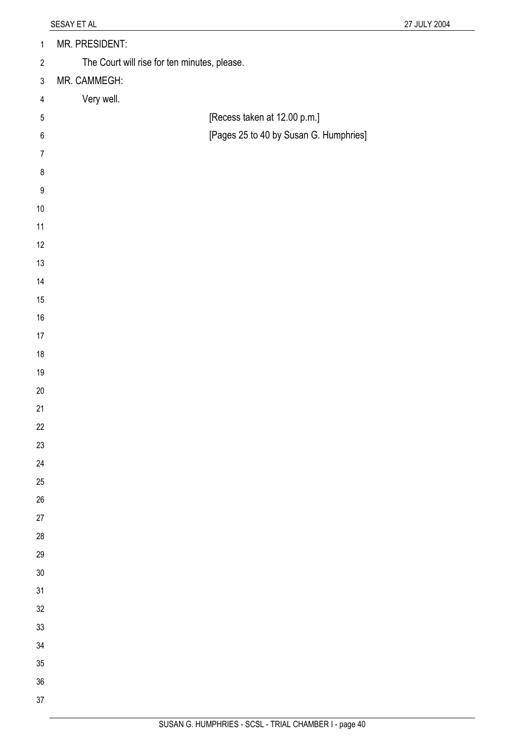MR. PRESIDENT:

The Court will rise for ten minutes, please.

MR. CAMMEGH:

Very well.

[Recess taken at 12.00 p.m.]

[Pages 25 to 40 by Susan G. Humphries]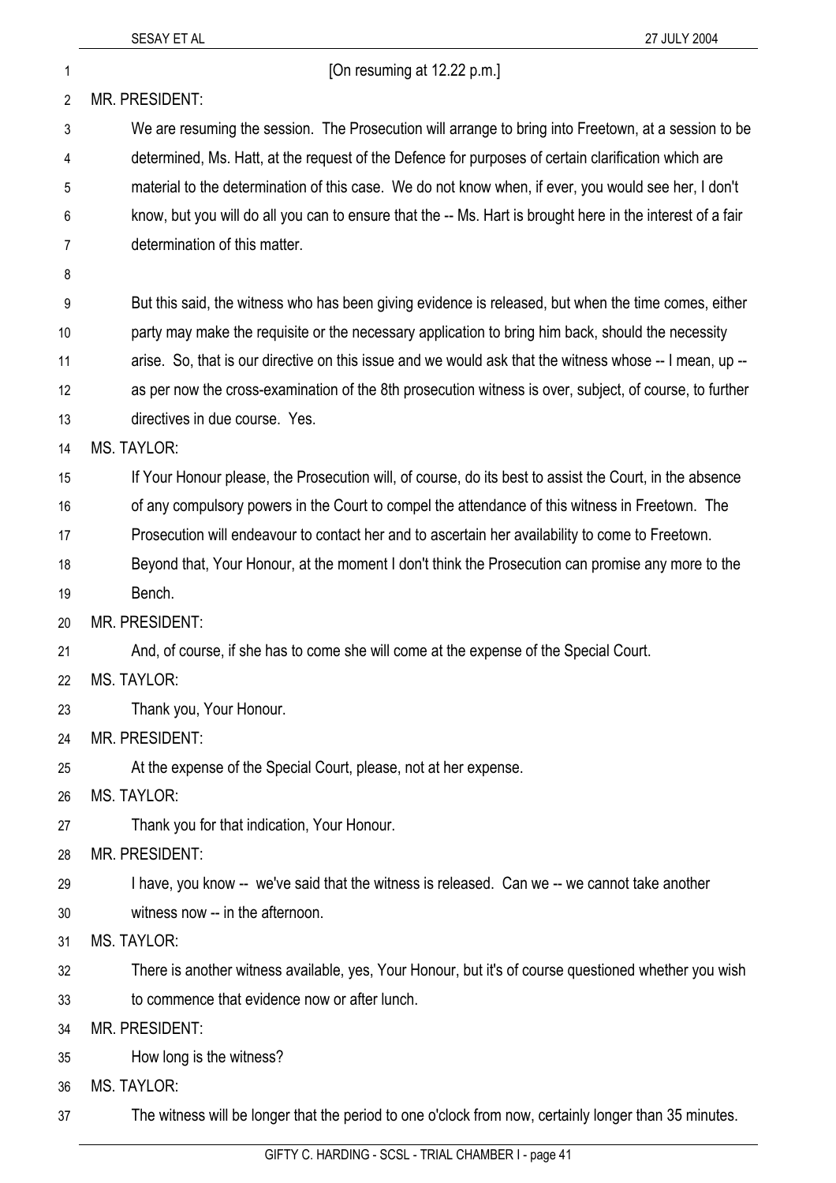[On resuming at 12.22 p.m.]

MR. PRESIDENT:

We are resuming the session. The Prosecution will arrange to bring into Freetown, at a session to be determined, Ms. Hatt, at the request of the Defence for purposes of certain clarification which are material to the determination of this case. We do not know when, if ever, you would see her, I don't know, but you will do all you can to ensure that the -- Ms. Hart is brought here in the interest of a fair determination of this matter.

But this said, the witness who has been giving evidence is released, but when the time comes, either party may make the requisite or the necessary application to bring him back, should the necessity arise. So, that is our directive on this issue and we would ask that the witness whose -- I mean, up -- as per now the cross-examination of the 8th prosecution witness is over, subject, of course, to further directives in due course. Yes.

MS. TAYLOR:

If Your Honour please, the Prosecution will, of course, do its best to assist the Court, in the absence of any compulsory powers in the Court to compel the attendance of this witness in Freetown. The Prosecution will endeavour to contact her and to ascertain her availability to come to Freetown. Beyond that, Your Honour, at the moment I don't think the Prosecution can promise any more to the Bench.

MR. PRESIDENT:

And, of course, if she has to come she will come at the expense of the Special Court.

MS. TAYLOR:

Thank you, Your Honour.

MR. PRESIDENT:

At the expense of the Special Court, please, not at her expense.

MS. TAYLOR:

Thank you for that indication, Your Honour.

MR. PRESIDENT:

I have, you know -- we've said that the witness is released. Can we -- we cannot take another witness now -- in the afternoon.

MS. TAYLOR:

There is another witness available, yes, Your Honour, but it's of course questioned whether you wish to commence that evidence now or after lunch.

MR. PRESIDENT:

How long is the witness?

MS. TAYLOR:

The witness will be longer that the period to one o'clock from now, certainly longer than 35 minutes.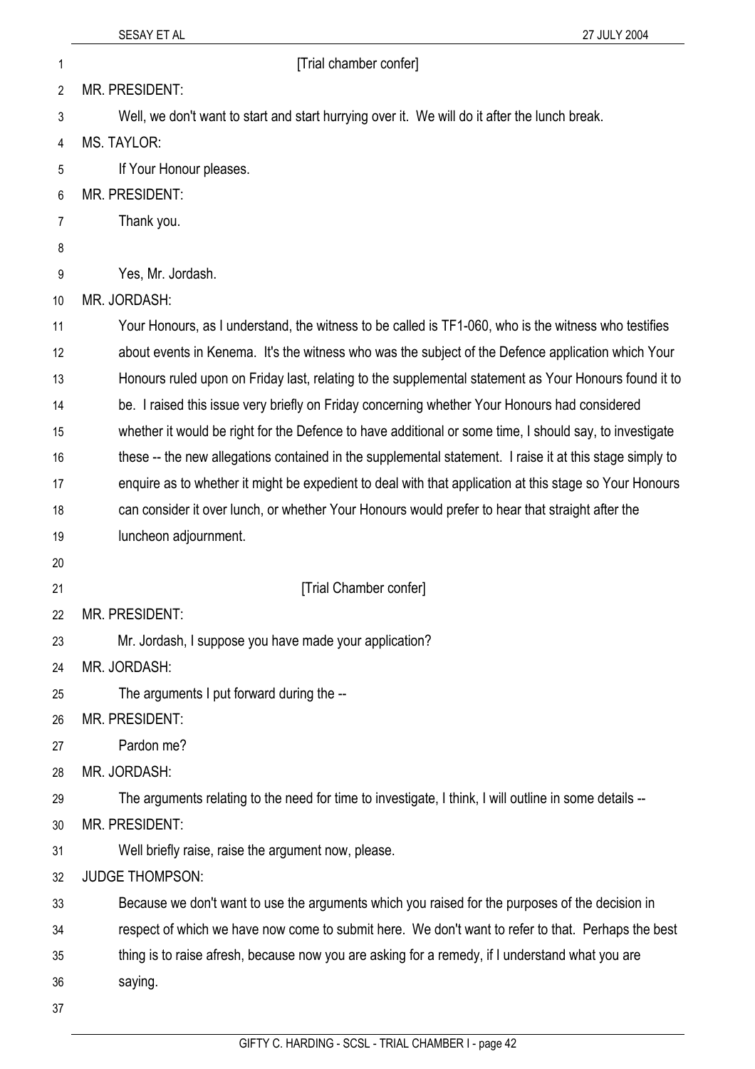[Trial chamber confer]

MR. PRESIDENT:

Well, we don't want to start and start hurrying over it. We will do it after the lunch break.

MS. TAYLOR:

If Your Honour pleases.

MR. PRESIDENT:

Thank you.

Yes, Mr. Jordash.

MR. JORDASH:

Your Honours, as I understand, the witness to be called is TF1-060, who is the witness who testifies about events in Kenema. It's the witness who was the subject of the Defence application which Your Honours ruled upon on Friday last, relating to the supplemental statement as Your Honours found it to be. I raised this issue very briefly on Friday concerning whether Your Honours had considered whether it would be right for the Defence to have additional or some time, I should say, to investigate these -- the new allegations contained in the supplemental statement. I raise it at this stage simply to enquire as to whether it might be expedient to deal with that application at this stage so Your Honours can consider it over lunch, or whether Your Honours would prefer to hear that straight after the luncheon adjournment.

[Trial Chamber confer]

MR. PRESIDENT:

Mr. Jordash, I suppose you have made your application?

MR. JORDASH:

The arguments I put forward during the --

MR. PRESIDENT:

Pardon me?

MR. JORDASH:

The arguments relating to the need for time to investigate, I think, I will outline in some details --

MR. PRESIDENT:

Well briefly raise, raise the argument now, please.

JUDGE THOMPSON:

Because we don't want to use the arguments which you raised for the purposes of the decision in respect of which we have now come to submit here. We don't want to refer to that. Perhaps the best thing is to raise afresh, because now you are asking for a remedy, if I understand what you are saying.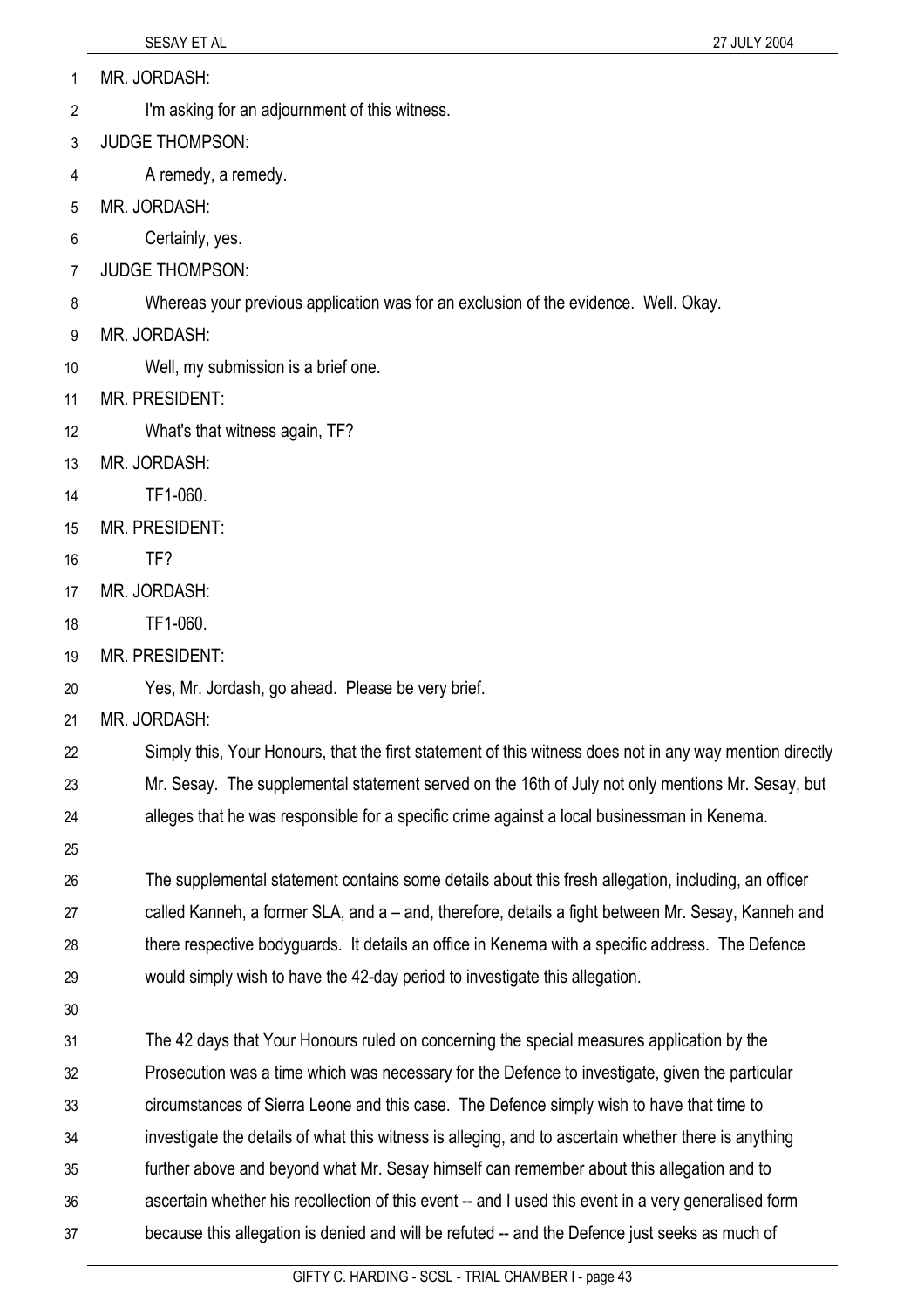MR. JORDASH:

I'm asking for an adjournment of this witness.

JUDGE THOMPSON:

A remedy, a remedy.

MR. JORDASH:

Certainly, yes.

JUDGE THOMPSON:

Whereas your previous application was for an exclusion of the evidence. Well. Okay.

MR. JORDASH:

Well, my submission is a brief one.

MR. PRESIDENT:

What's that witness again, TF?

MR. JORDASH:

TF1-060.

MR. PRESIDENT:

TF?

MR. JORDASH:

TF1-060.

MR. PRESIDENT:

Yes, Mr. Jordash, go ahead. Please be very brief.

MR. JORDASH:

Simply this, Your Honours, that the first statement of this witness does not in any way mention directly Mr. Sesay. The supplemental statement served on the 16th of July not only mentions Mr. Sesay, but alleges that he was responsible for a specific crime against a local businessman in Kenema.

The supplemental statement contains some details about this fresh allegation, including, an officer called Kanneh, a former SLA, and a – and, therefore, details a fight between Mr. Sesay, Kanneh and there respective bodyguards. It details an office in Kenema with a specific address. The Defence would simply wish to have the 42-day period to investigate this allegation.

The 42 days that Your Honours ruled on concerning the special measures application by the Prosecution was a time which was necessary for the Defence to investigate, given the particular circumstances of Sierra Leone and this case. The Defence simply wish to have that time to investigate the details of what this witness is alleging, and to ascertain whether there is anything further above and beyond what Mr. Sesay himself can remember about this allegation and to ascertain whether his recollection of this event -- and I used this event in a very generalised form because this allegation is denied and will be refuted -- and the Defence just seeks as much of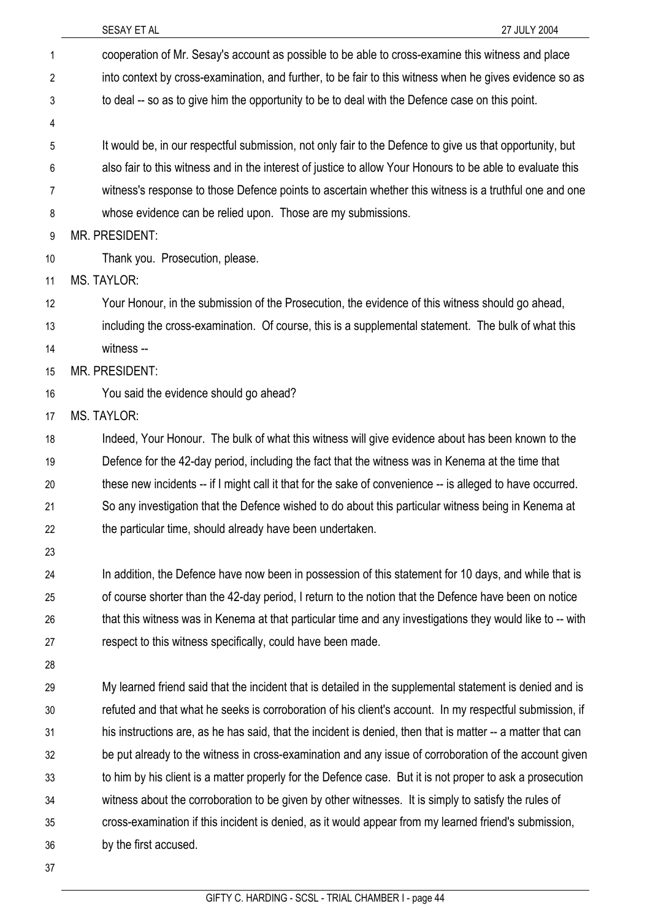cooperation of Mr. Sesay's account as possible to be able to cross-examine this witness and place into context by cross-examination, and further, to be fair to this witness when he gives evidence so as to deal -- so as to give him the opportunity to be to deal with the Defence case on this point.

It would be, in our respectful submission, not only fair to the Defence to give us that opportunity, but also fair to this witness and in the interest of justice to allow Your Honours to be able to evaluate this witness's response to those Defence points to ascertain whether this witness is a truthful one and one whose evidence can be relied upon. Those are my submissions.

MR. PRESIDENT:

Thank you. Prosecution, please.

MS. TAYLOR:

Your Honour, in the submission of the Prosecution, the evidence of this witness should go ahead, including the cross-examination. Of course, this is a supplemental statement. The bulk of what this witness --

MR. PRESIDENT:

You said the evidence should go ahead?

MS. TAYLOR:

Indeed, Your Honour. The bulk of what this witness will give evidence about has been known to the Defence for the 42-day period, including the fact that the witness was in Kenema at the time that these new incidents -- if I might call it that for the sake of convenience -- is alleged to have occurred. So any investigation that the Defence wished to do about this particular witness being in Kenema at the particular time, should already have been undertaken.

In addition, the Defence have now been in possession of this statement for 10 days, and while that is of course shorter than the 42-day period, I return to the notion that the Defence have been on notice that this witness was in Kenema at that particular time and any investigations they would like to -- with respect to this witness specifically, could have been made.

My learned friend said that the incident that is detailed in the supplemental statement is denied and is refuted and that what he seeks is corroboration of his client's account. In my respectful submission, if his instructions are, as he has said, that the incident is denied, then that is matter -- a matter that can be put already to the witness in cross-examination and any issue of corroboration of the account given to him by his client is a matter properly for the Defence case. But it is not proper to ask a prosecution witness about the corroboration to be given by other witnesses. It is simply to satisfy the rules of cross-examination if this incident is denied, as it would appear from my learned friend's submission, by the first accused.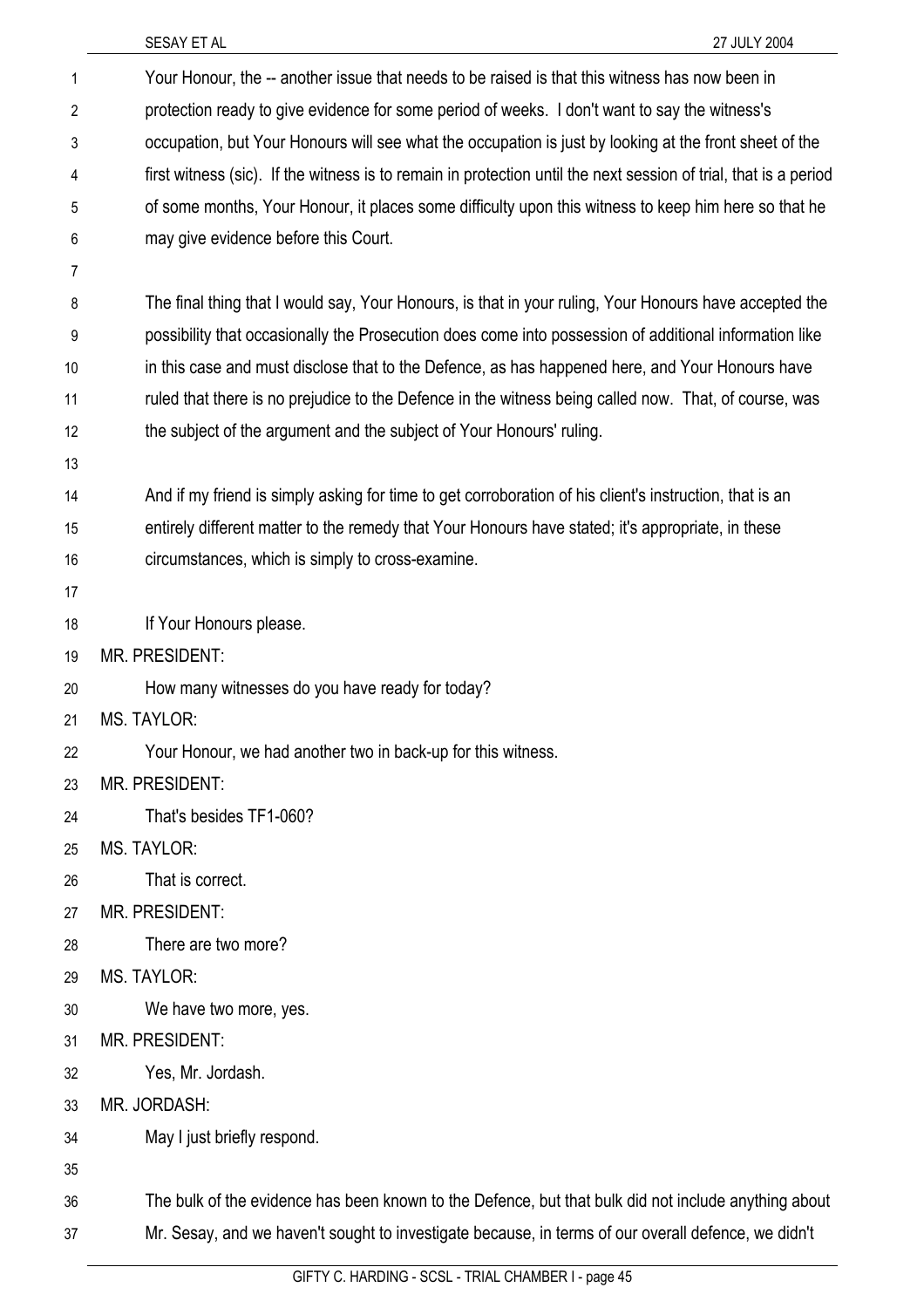Your Honour, the -- another issue that needs to be raised is that this witness has now been in protection ready to give evidence for some period of weeks. I don't want to say the witness's occupation, but Your Honours will see what the occupation is just by looking at the front sheet of the first witness (sic). If the witness is to remain in protection until the next session of trial, that is a period of some months, Your Honour, it places some difficulty upon this witness to keep him here so that he may give evidence before this Court.

The final thing that I would say, Your Honours, is that in your ruling, Your Honours have accepted the possibility that occasionally the Prosecution does come into possession of additional information like in this case and must disclose that to the Defence, as has happened here, and Your Honours have ruled that there is no prejudice to the Defence in the witness being called now. That, of course, was the subject of the argument and the subject of Your Honours' ruling.

And if my friend is simply asking for time to get corroboration of his client's instruction, that is an entirely different matter to the remedy that Your Honours have stated; it's appropriate, in these circumstances, which is simply to cross-examine.

If Your Honours please.

MR. PRESIDENT:

How many witnesses do you have ready for today?

MS. TAYLOR:

Your Honour, we had another two in back-up for this witness.

MR. PRESIDENT:

That's besides TF1-060?

MS. TAYLOR:

That is correct.

MR. PRESIDENT:

There are two more?

MS. TAYLOR:

We have two more, yes.

MR. PRESIDENT:

Yes, Mr. Jordash.

MR. JORDASH:

May I just briefly respond.

The bulk of the evidence has been known to the Defence, but that bulk did not include anything about Mr. Sesay, and we haven't sought to investigate because, in terms of our overall defence, we didn't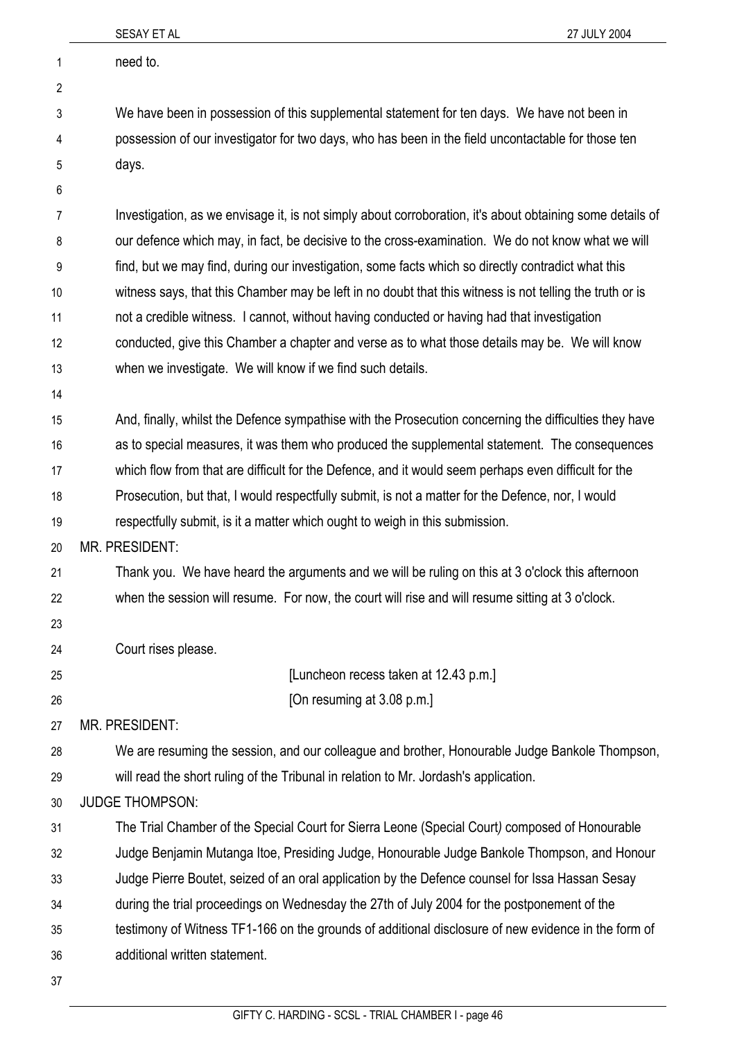need to.

We have been in possession of this supplemental statement for ten days. We have not been in possession of our investigator for two days, who has been in the field uncontactable for those ten days.

Investigation, as we envisage it, is not simply about corroboration, it's about obtaining some details of our defence which may, in fact, be decisive to the cross-examination. We do not know what we will find, but we may find, during our investigation, some facts which so directly contradict what this witness says, that this Chamber may be left in no doubt that this witness is not telling the truth or is not a credible witness. I cannot, without having conducted or having had that investigation conducted, give this Chamber a chapter and verse as to what those details may be. We will know when we investigate. We will know if we find such details.

And, finally, whilst the Defence sympathise with the Prosecution concerning the difficulties they have as to special measures, it was them who produced the supplemental statement. The consequences which flow from that are difficult for the Defence, and it would seem perhaps even difficult for the Prosecution, but that, I would respectfully submit, is not a matter for the Defence, nor, I would respectfully submit, is it a matter which ought to weigh in this submission.

MR. PRESIDENT:

Thank you. We have heard the arguments and we will be ruling on this at 3 o'clock this afternoon when the session will resume. For now, the court will rise and will resume sitting at 3 o'clock.

Court rises please.

[Luncheon recess taken at 12.43 p.m.]

[On resuming at 3.08 p.m.]

MR. PRESIDENT:

We are resuming the session, and our colleague and brother, Honourable Judge Bankole Thompson, will read the short ruling of the Tribunal in relation to Mr. Jordash's application.

JUDGE THOMPSON:

The Trial Chamber of the Special Court for Sierra Leone (Special Court*)* composed of Honourable Judge Benjamin Mutanga Itoe, Presiding Judge, Honourable Judge Bankole Thompson, and Honour Judge Pierre Boutet, seized of an oral application by the Defence counsel for Issa Hassan Sesay during the trial proceedings on Wednesday the 27th of July 2004 for the postponement of the testimony of Witness TF1-166 on the grounds of additional disclosure of new evidence in the form of additional written statement.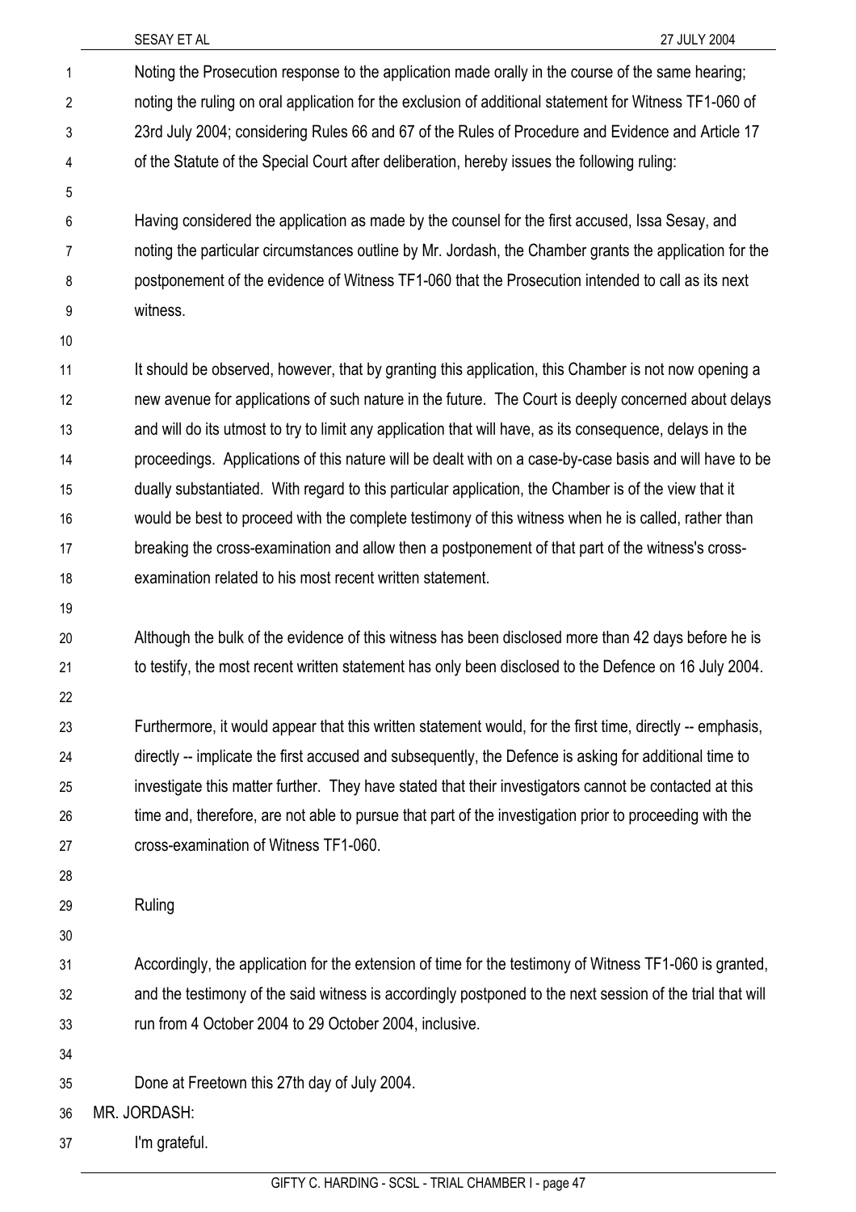Noting the Prosecution response to the application made orally in the course of the same hearing; noting the ruling on oral application for the exclusion of additional statement for Witness TF1-060 of 23rd July 2004; considering Rules 66 and 67 of the Rules of Procedure and Evidence and Article 17 of the Statute of the Special Court after deliberation, hereby issues the following ruling:

Having considered the application as made by the counsel for the first accused, Issa Sesay, and noting the particular circumstances outline by Mr. Jordash, the Chamber grants the application for the postponement of the evidence of Witness TF1-060 that the Prosecution intended to call as its next witness.

It should be observed, however, that by granting this application, this Chamber is not now opening a new avenue for applications of such nature in the future. The Court is deeply concerned about delays and will do its utmost to try to limit any application that will have, as its consequence, delays in the proceedings. Applications of this nature will be dealt with on a case-by-case basis and will have to be dually substantiated. With regard to this particular application, the Chamber is of the view that it would be best to proceed with the complete testimony of this witness when he is called, rather than breaking the cross-examination and allow then a postponement of that part of the witness's cross-examination related to his most recent written statement.

Although the bulk of the evidence of this witness has been disclosed more than 42 days before he is to testify, the most recent written statement has only been disclosed to the Defence on 16 July 2004.

Furthermore, it would appear that this written statement would, for the first time, directly -- emphasis, directly -- implicate the first accused and subsequently, the Defence is asking for additional time to investigate this matter further. They have stated that their investigators cannot be contacted at this time and, therefore, are not able to pursue that part of the investigation prior to proceeding with the cross-examination of Witness TF1-060.

Ruling

Accordingly, the application for the extension of time for the testimony of Witness TF1-060 is granted, and the testimony of the said witness is accordingly postponed to the next session of the trial that will run from 4 October 2004 to 29 October 2004, inclusive.

Done at Freetown this 27th day of July 2004.

MR. JORDASH:

I'm grateful.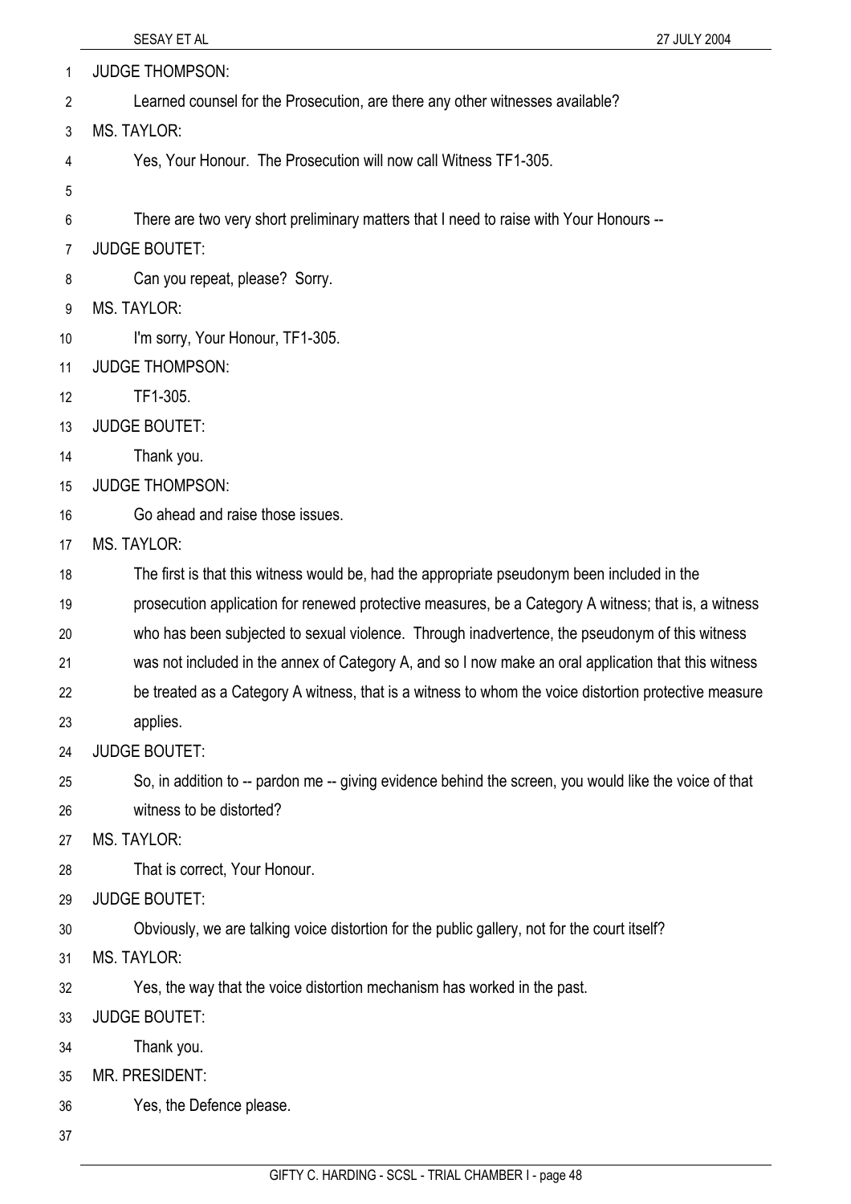JUDGE THOMPSON:

Learned counsel for the Prosecution, are there any other witnesses available?

MS. TAYLOR:

Yes, Your Honour. The Prosecution will now call Witness TF1-305.

There are two very short preliminary matters that I need to raise with Your Honours --

JUDGE BOUTET:

Can you repeat, please? Sorry.

MS. TAYLOR:

I'm sorry, Your Honour, TF1-305.

JUDGE THOMPSON:

TF1-305.

JUDGE BOUTET:

Thank you.

JUDGE THOMPSON:

Go ahead and raise those issues.

MS. TAYLOR:

The first is that this witness would be, had the appropriate pseudonym been included in the prosecution application for renewed protective measures, be a Category A witness; that is, a witness who has been subjected to sexual violence. Through inadvertence, the pseudonym of this witness was not included in the annex of Category A, and so I now make an oral application that this witness be treated as a Category A witness, that is a witness to whom the voice distortion protective measure applies.

JUDGE BOUTET:

So, in addition to -- pardon me -- giving evidence behind the screen, you would like the voice of that witness to be distorted?

MS. TAYLOR:

That is correct, Your Honour.

JUDGE BOUTET:

Obviously, we are talking voice distortion for the public gallery, not for the court itself?

MS. TAYLOR:

Yes, the way that the voice distortion mechanism has worked in the past.

JUDGE BOUTET:

Thank you.

MR. PRESIDENT:

Yes, the Defence please.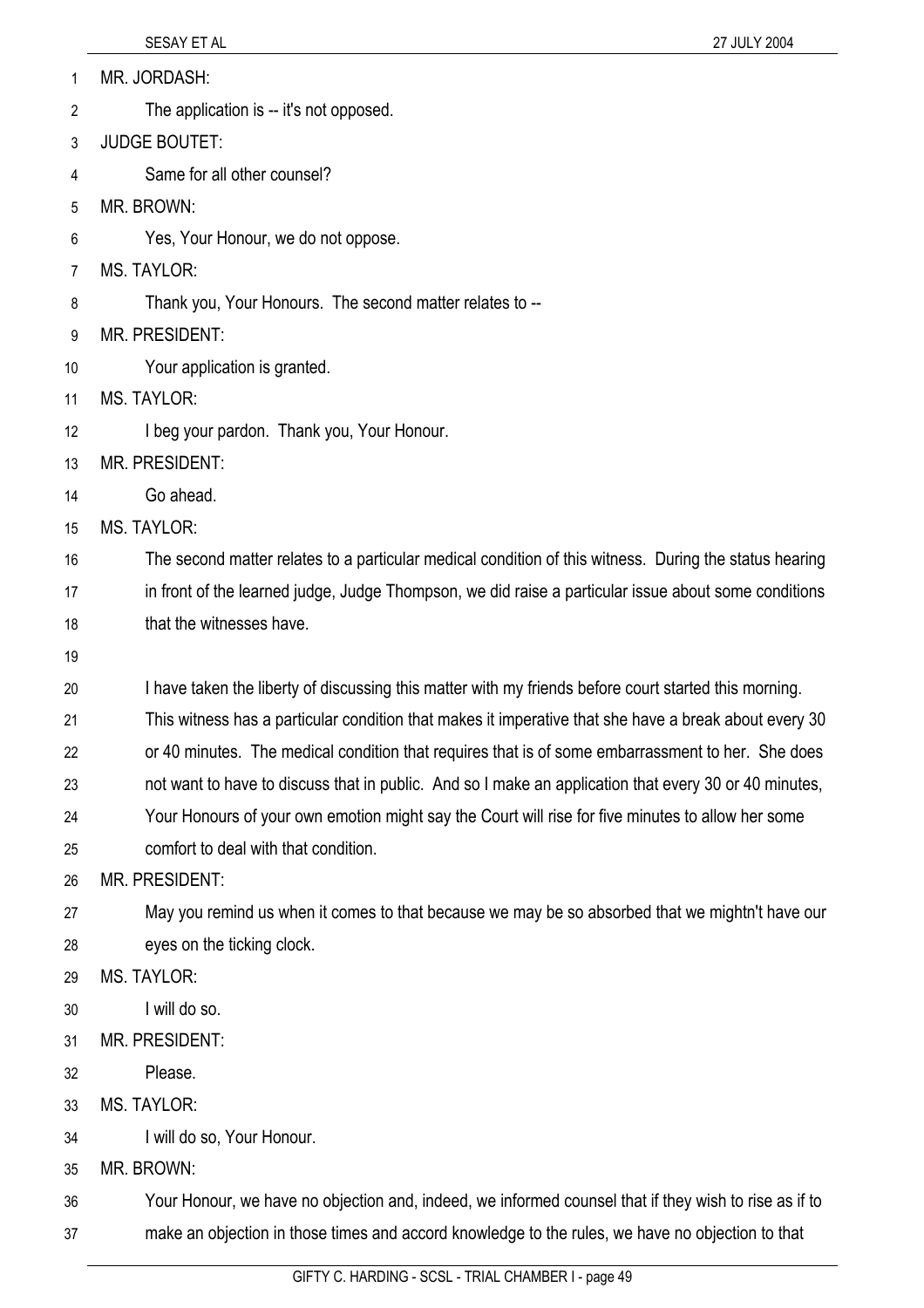MR. JORDASH:

The application is -- it's not opposed.

JUDGE BOUTET:

Same for all other counsel?

MR. BROWN:

Yes, Your Honour, we do not oppose.

MS. TAYLOR:

Thank you, Your Honours. The second matter relates to --

MR. PRESIDENT:

Your application is granted.

MS. TAYLOR:

I beg your pardon. Thank you, Your Honour.

MR. PRESIDENT:

Go ahead.

MS. TAYLOR:

The second matter relates to a particular medical condition of this witness. During the status hearing in front of the learned judge, Judge Thompson, we did raise a particular issue about some conditions that the witnesses have.

I have taken the liberty of discussing this matter with my friends before court started this morning. This witness has a particular condition that makes it imperative that she have a break about every 30 or 40 minutes. The medical condition that requires that is of some embarrassment to her. She does not want to have to discuss that in public. And so I make an application that every 30 or 40 minutes, Your Honours of your own emotion might say the Court will rise for five minutes to allow her some comfort to deal with that condition.

MR. PRESIDENT:

May you remind us when it comes to that because we may be so absorbed that we mightn't have our eyes on the ticking clock.

MS. TAYLOR:

I will do so.

MR. PRESIDENT:

Please.

MS. TAYLOR:

I will do so, Your Honour.

MR. BROWN:

Your Honour, we have no objection and, indeed, we informed counsel that if they wish to rise as if to make an objection in those times and accord knowledge to the rules, we have no objection to that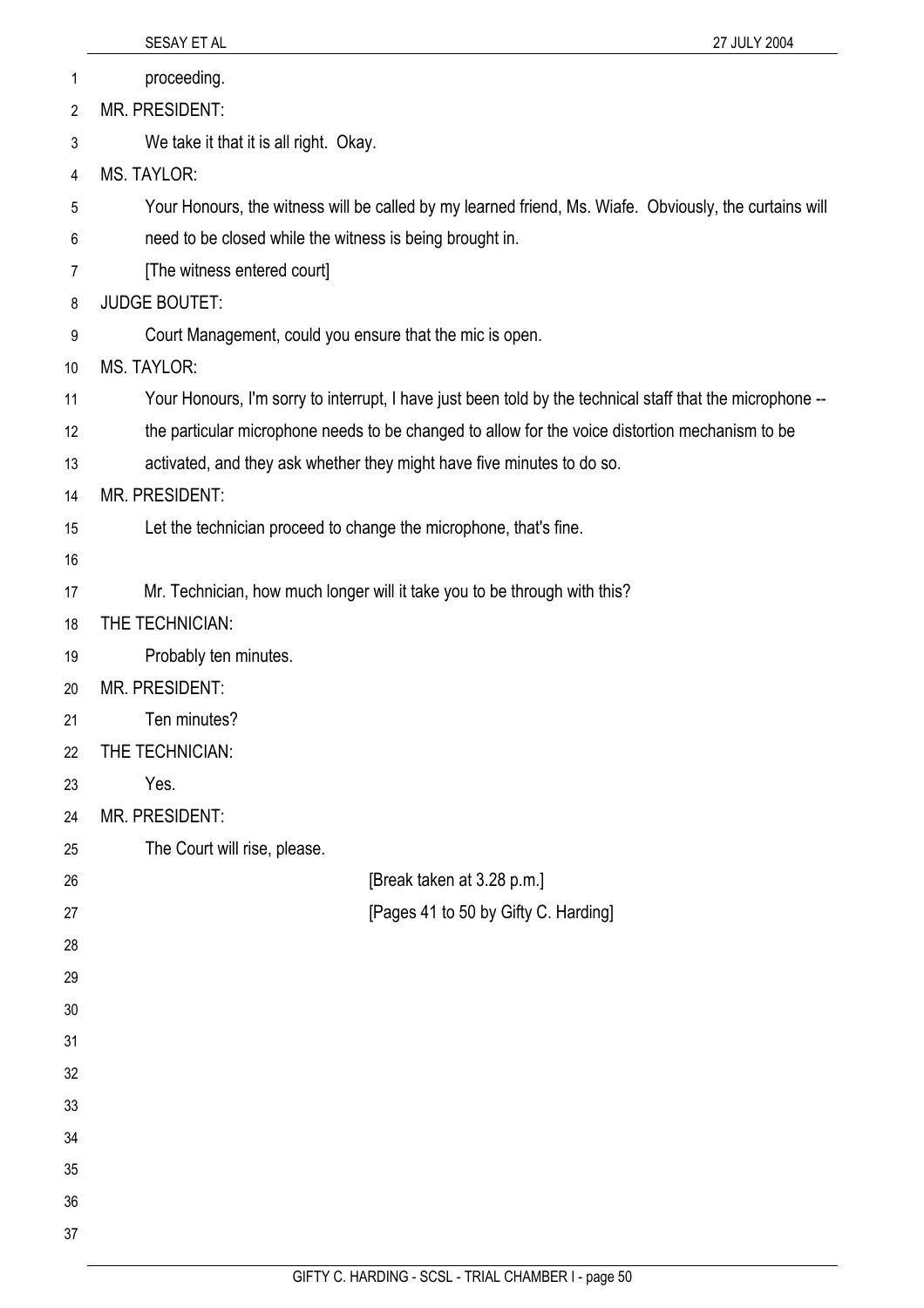proceeding.

MR. PRESIDENT:

We take it that it is all right. Okay.

MS. TAYLOR:

Your Honours, the witness will be called by my learned friend, Ms. Wiafe. Obviously, the curtains will need to be closed while the witness is being brought in.

[The witness entered court]

JUDGE BOUTET:

Court Management, could you ensure that the mic is open.

MS. TAYLOR:

Your Honours, I'm sorry to interrupt, I have just been told by the technical staff that the microphone -- the particular microphone needs to be changed to allow for the voice distortion mechanism to be activated, and they ask whether they might have five minutes to do so.

MR. PRESIDENT:

Let the technician proceed to change the microphone, that's fine.

Mr. Technician, how much longer will it take you to be through with this?

THE TECHNICIAN:

Probably ten minutes.

MR. PRESIDENT:

Ten minutes?

THE TECHNICIAN:

Yes.

MR. PRESIDENT:

The Court will rise, please.

[Break taken at 3.28 p.m.]

[Pages 41 to 50 by Gifty C. Harding]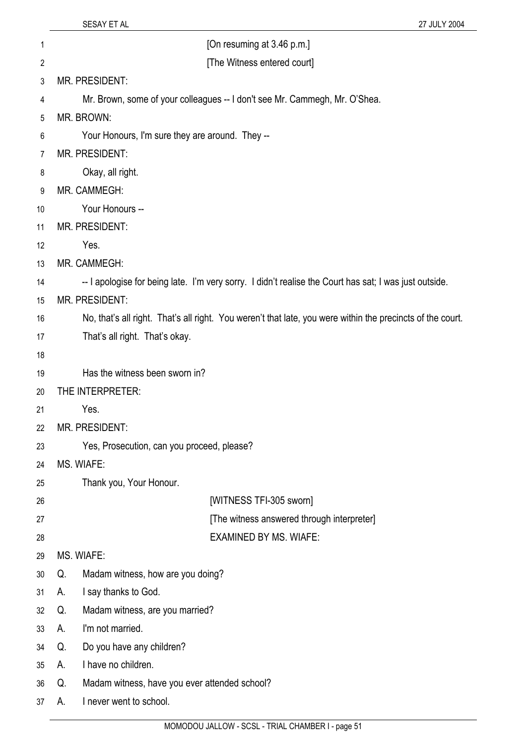[On resuming at 3.46 p.m.]

[The Witness entered court]

MR. PRESIDENT:

Mr. Brown, some of your colleagues -- I don't see Mr. Cammegh, Mr. O'Shea.

MR. BROWN:

Your Honours, I'm sure they are around. They --

MR. PRESIDENT:

Okay, all right.

MR. CAMMEGH:

Your Honours --

MR. PRESIDENT:

Yes.

MR. CAMMEGH:

-- I apologise for being late. I'm very sorry. I didn't realise the Court has sat; I was just outside.

MR. PRESIDENT:

No, that's all right. That's all right. You weren't that late, you were within the precincts of the court. That's all right. That's okay.

Has the witness been sworn in?

THE INTERPRETER:

Yes.

MR. PRESIDENT:

Yes, Prosecution, can you proceed, please?

MS. WIAFE:

Thank you, Your Honour.

[WITNESS TFI-305 sworn]

[The witness answered through interpreter]

EXAMINED BY MS. WIAFE:

MS. WIAFE:

Q. Madam witness, how are you doing?

A. I say thanks to God.

Q. Madam witness, are you married?

A. I'm not married.

Q. Do you have any children?

A. I have no children.

Q. Madam witness, have you ever attended school?

A. I never went to school.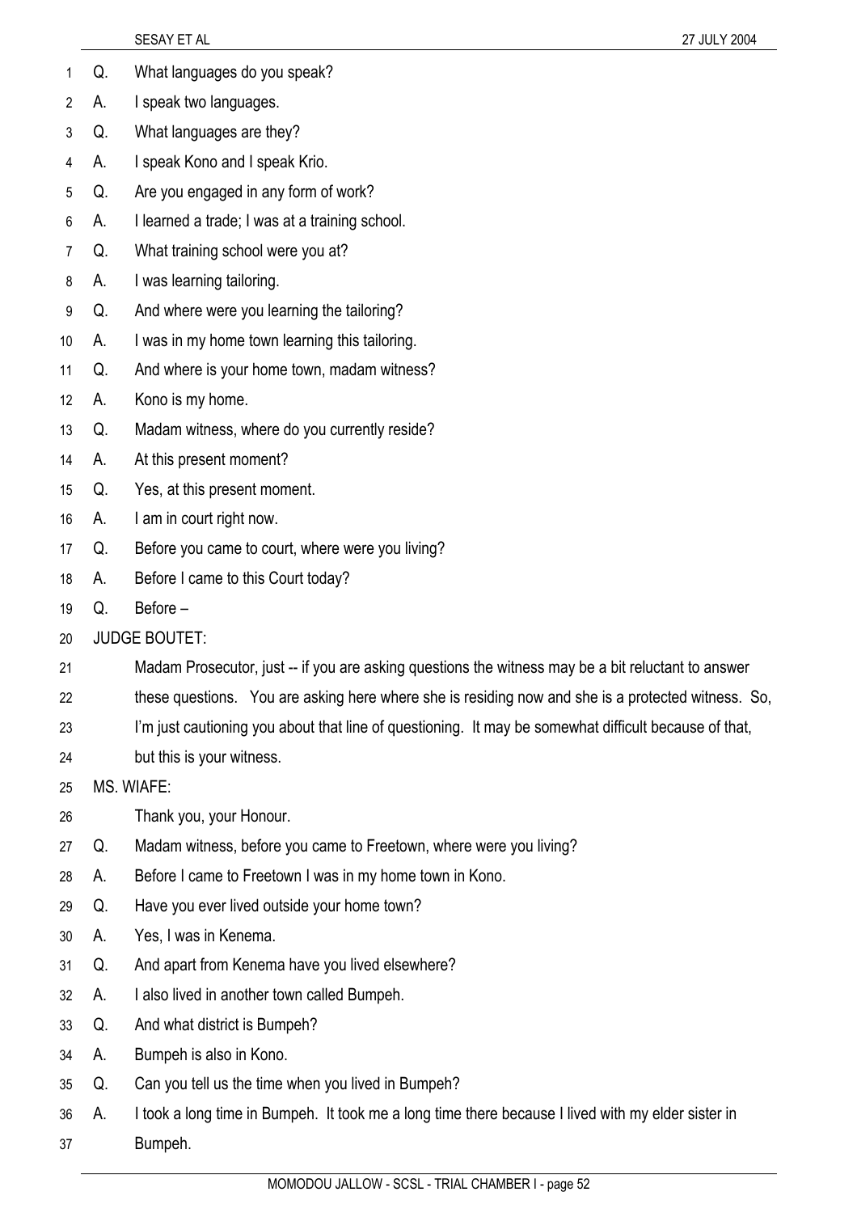Q. What languages do you speak?

A. I speak two languages.

Q. What languages are they?

A. I speak Kono and I speak Krio.

Q. Are you engaged in any form of work?

A. I learned a trade; I was at a training school.

Q. What training school were you at?

A. I was learning tailoring.

Q. And where were you learning the tailoring?

A. I was in my home town learning this tailoring.

Q. And where is your home town, madam witness?

A. Kono is my home.

Q. Madam witness, where do you currently reside?

A. At this present moment?

Q. Yes, at this present moment.

A. I am in court right now.

Q. Before you came to court, where were you living?

A. Before I came to this Court today?

Q. Before –

JUDGE BOUTET:

Madam Prosecutor, just -- if you are asking questions the witness may be a bit reluctant to answer these questions. You are asking here where she is residing now and she is a protected witness. So, I'm just cautioning you about that line of questioning. It may be somewhat difficult because of that, but this is your witness.

MS. WIAFE:

Thank you, your Honour.

Q. Madam witness, before you came to Freetown, where were you living?

A. Before I came to Freetown I was in my home town in Kono.

Q. Have you ever lived outside your home town?

A. Yes, I was in Kenema.

Q. And apart from Kenema have you lived elsewhere?

A. I also lived in another town called Bumpeh.

Q. And what district is Bumpeh?

A. Bumpeh is also in Kono.

Q. Can you tell us the time when you lived in Bumpeh?

A. I took a long time in Bumpeh. It took me a long time there because I lived with my elder sister in Bumpeh.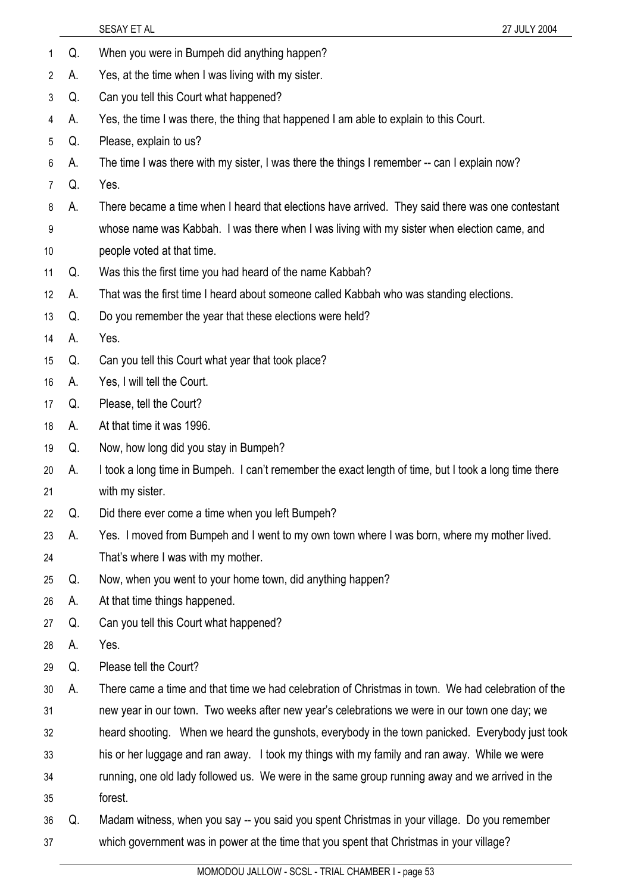Q. When you were in Bumpeh did anything happen?

A. Yes, at the time when I was living with my sister.

Q. Can you tell this Court what happened?

A. Yes, the time I was there, the thing that happened I am able to explain to this Court.

Q. Please, explain to us?

A. The time I was there with my sister, I was there the things I remember -- can I explain now?

Q. Yes.

A. There became a time when I heard that elections have arrived. They said there was one contestant whose name was Kabbah. I was there when I was living with my sister when election came, and people voted at that time.

Q. Was this the first time you had heard of the name Kabbah?

A. That was the first time I heard about someone called Kabbah who was standing elections.

Q. Do you remember the year that these elections were held?

A. Yes.

Q. Can you tell this Court what year that took place?

A. Yes, I will tell the Court.

Q. Please, tell the Court?

A. At that time it was 1996.

Q. Now, how long did you stay in Bumpeh?

A. I took a long time in Bumpeh. I can't remember the exact length of time, but I took a long time there with my sister.

Q. Did there ever come a time when you left Bumpeh?

A. Yes. I moved from Bumpeh and I went to my own town where I was born, where my mother lived. That's where I was with my mother.

Q. Now, when you went to your home town, did anything happen?

A. At that time things happened.

Q. Can you tell this Court what happened?

A. Yes.

Q. Please tell the Court?

A. There came a time and that time we had celebration of Christmas in town. We had celebration of the new year in our town. Two weeks after new year's celebrations we were in our town one day; we heard shooting. When we heard the gunshots, everybody in the town panicked. Everybody just took his or her luggage and ran away. I took my things with my family and ran away. While we were running, one old lady followed us. We were in the same group running away and we arrived in the forest.

Q. Madam witness, when you say -- you said you spent Christmas in your village. Do you remember which government was in power at the time that you spent that Christmas in your village?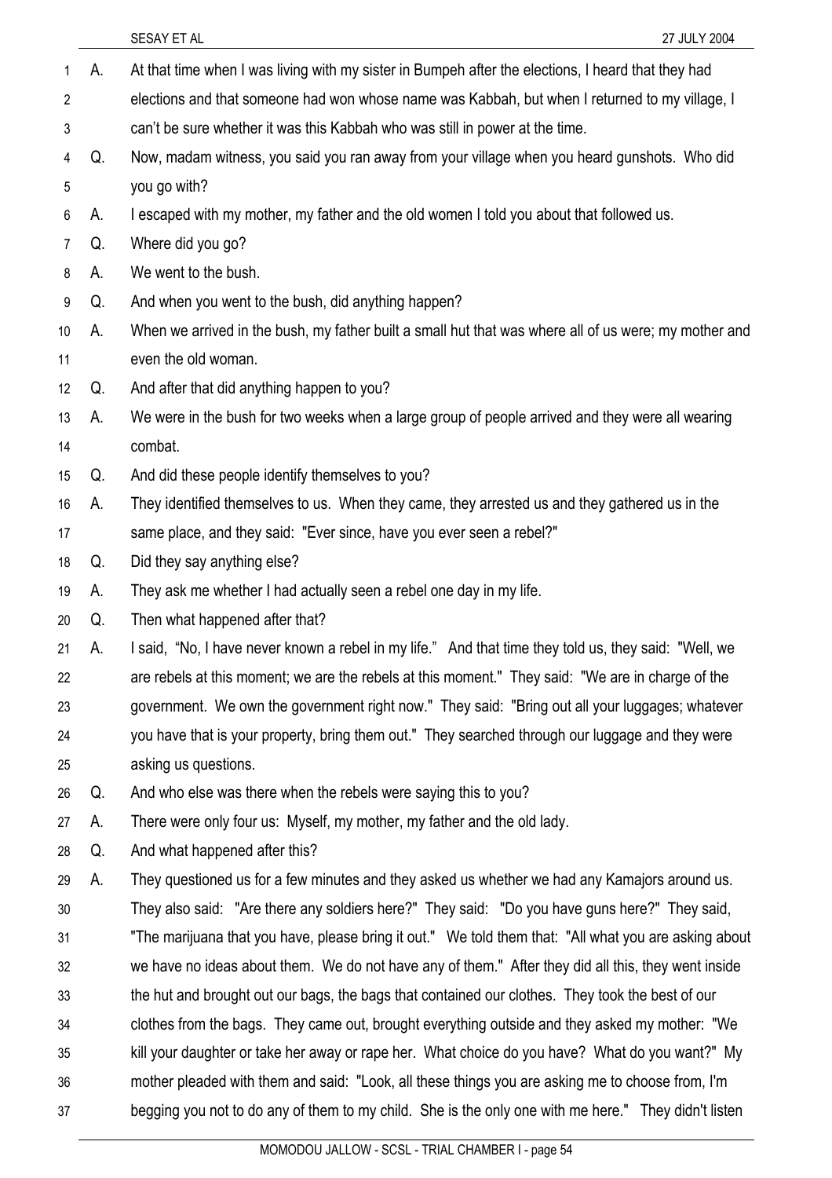A. At that time when I was living with my sister in Bumpeh after the elections, I heard that they had elections and that someone had won whose name was Kabbah, but when I returned to my village, I can't be sure whether it was this Kabbah who was still in power at the time.

Q. Now, madam witness, you said you ran away from your village when you heard gunshots. Who did you go with?

A. I escaped with my mother, my father and the old women I told you about that followed us.

Q. Where did you go?

A. We went to the bush.

Q. And when you went to the bush, did anything happen?

A. When we arrived in the bush, my father built a small hut that was where all of us were; my mother and even the old woman.

Q. And after that did anything happen to you?

A. We were in the bush for two weeks when a large group of people arrived and they were all wearing combat.

Q. And did these people identify themselves to you?

A. They identified themselves to us. When they came, they arrested us and they gathered us in the same place, and they said: "Ever since, have you ever seen a rebel?"

Q. Did they say anything else?

A. They ask me whether I had actually seen a rebel one day in my life.

Q. Then what happened after that?

A. I said, "No, I have never known a rebel in my life." And that time they told us, they said: "Well, we are rebels at this moment; we are the rebels at this moment." They said: "We are in charge of the government. We own the government right now." They said: "Bring out all your luggages; whatever you have that is your property, bring them out." They searched through our luggage and they were asking us questions.

Q. And who else was there when the rebels were saying this to you?

A. There were only four us: Myself, my mother, my father and the old lady.

Q. And what happened after this?

A. They questioned us for a few minutes and they asked us whether we had any Kamajors around us. They also said: "Are there any soldiers here?" They said: "Do you have guns here?" They said, "The marijuana that you have, please bring it out." We told them that: "All what you are asking about we have no ideas about them. We do not have any of them." After they did all this, they went inside the hut and brought out our bags, the bags that contained our clothes. They took the best of our clothes from the bags. They came out, brought everything outside and they asked my mother: "We kill your daughter or take her away or rape her. What choice do you have? What do you want?" My mother pleaded with them and said: "Look, all these things you are asking me to choose from, I'm begging you not to do any of them to my child. She is the only one with me here." They didn't listen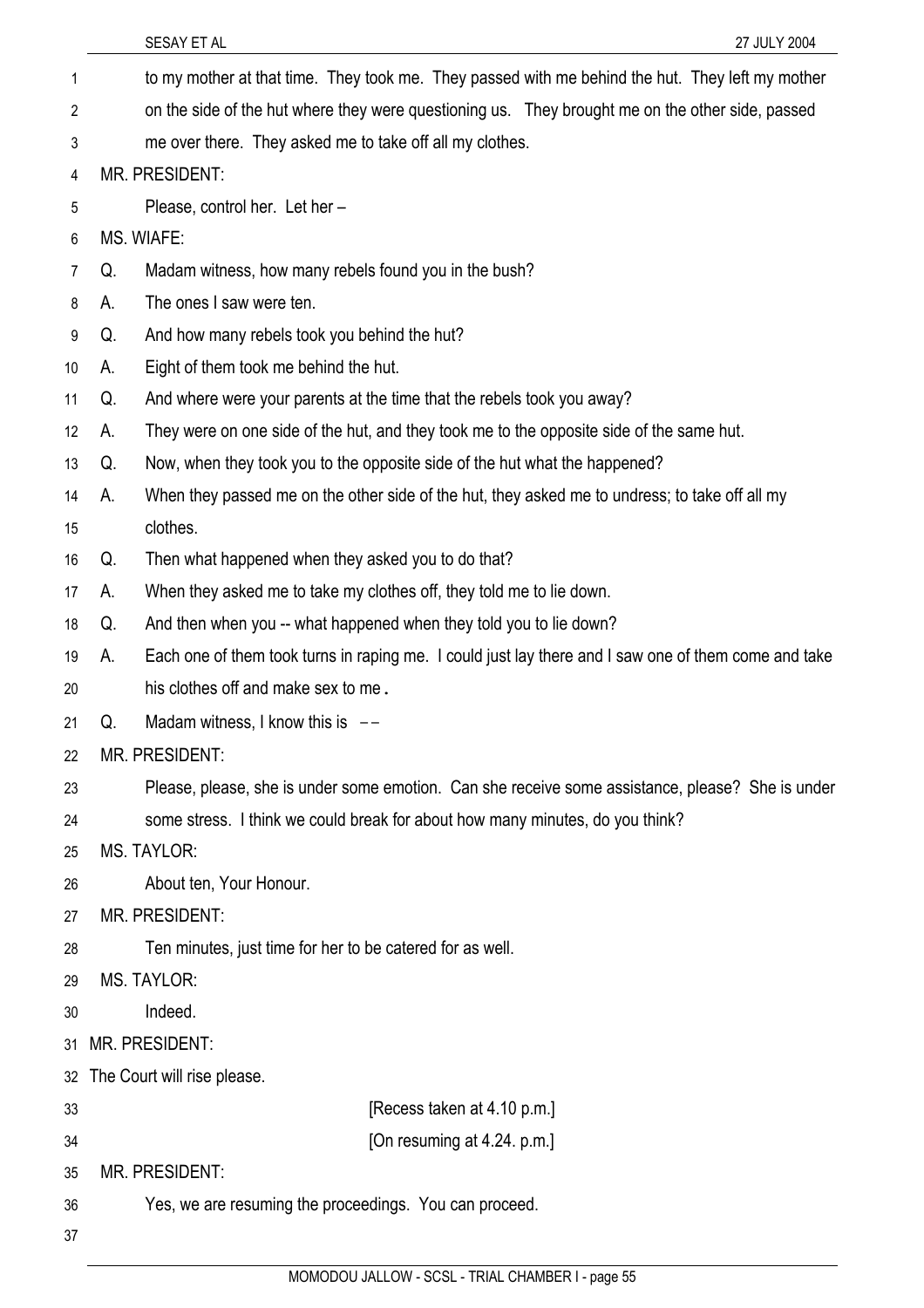to my mother at that time. They took me. They passed with me behind the hut. They left my mother on the side of the hut where they were questioning us. They brought me on the other side, passed me over there. They asked me to take off all my clothes.

MR. PRESIDENT:

Please, control her. Let her –

MS. WIAFE:

Q. Madam witness, how many rebels found you in the bush?

A. The ones I saw were ten.

Q. And how many rebels took you behind the hut?

A. Eight of them took me behind the hut.

Q. And where were your parents at the time that the rebels took you away?

A. They were on one side of the hut, and they took me to the opposite side of the same hut.

Q. Now, when they took you to the opposite side of the hut what the happened?

A. When they passed me on the other side of the hut, they asked me to undress; to take off all my clothes.

Q. Then what happened when they asked you to do that?

A. When they asked me to take my clothes off, they told me to lie down.

Q. And then when you -- what happened when they told you to lie down?

A. Each one of them took turns in raping me. I could just lay there and I saw one of them come and take his clothes off and make sex to me.

Q. Madam witness, I know this is --

MR. PRESIDENT:

Please, please, she is under some emotion. Can she receive some assistance, please? She is under some stress. I think we could break for about how many minutes, do you think?

MS. TAYLOR:

About ten, Your Honour.

MR. PRESIDENT:

Ten minutes, just time for her to be catered for as well.

MS. TAYLOR:

Indeed.

MR. PRESIDENT:

The Court will rise please.

[Recess taken at 4.10 p.m.]

[On resuming at 4.24. p.m.]

MR. PRESIDENT:

Yes, we are resuming the proceedings. You can proceed.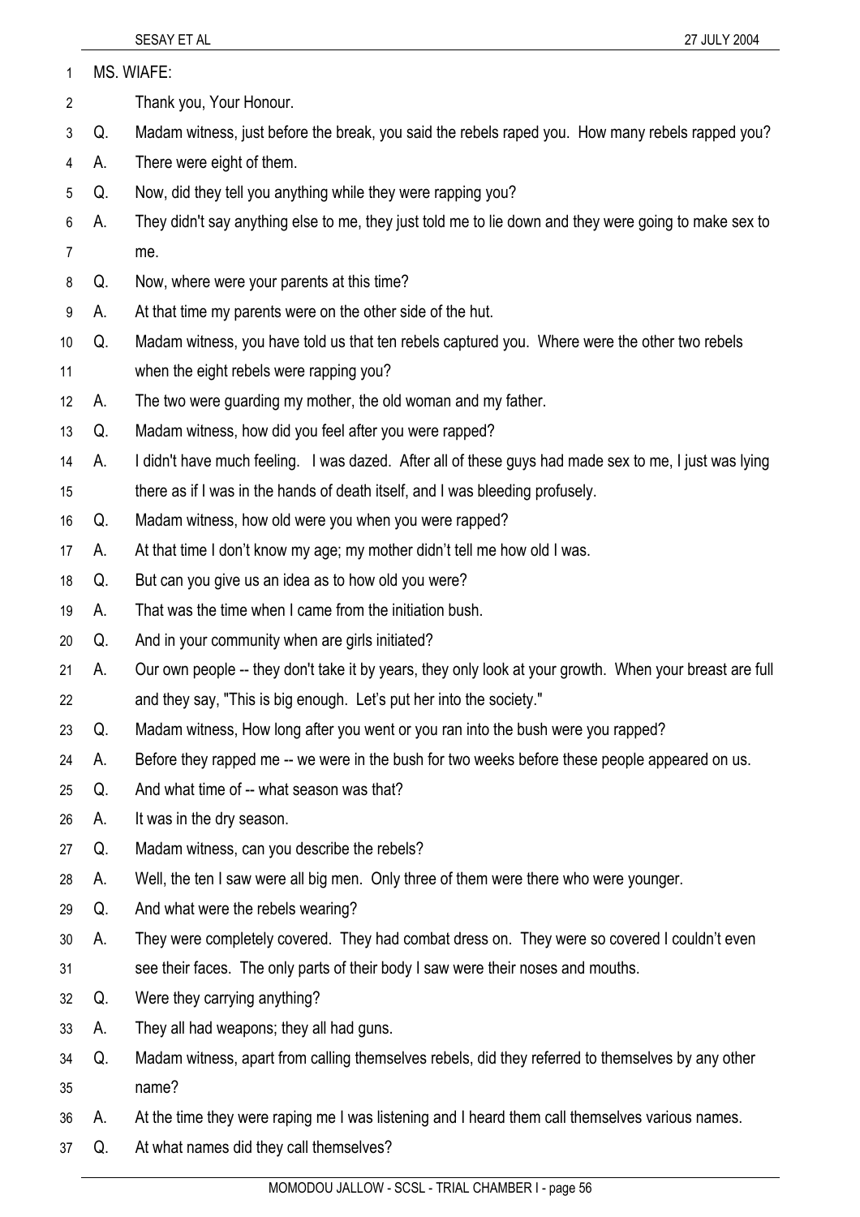MS. WIAFE:

Thank you, Your Honour.

Q. Madam witness, just before the break, you said the rebels raped you. How many rebels rapped you?

A. There were eight of them.

Q. Now, did they tell you anything while they were rapping you?

A. They didn't say anything else to me, they just told me to lie down and they were going to make sex to me.

Q. Now, where were your parents at this time?

A. At that time my parents were on the other side of the hut.

Q. Madam witness, you have told us that ten rebels captured you. Where were the other two rebels when the eight rebels were rapping you?

A. The two were guarding my mother, the old woman and my father.

Q. Madam witness, how did you feel after you were rapped?

A. I didn't have much feeling. I was dazed. After all of these guys had made sex to me, I just was lying there as if I was in the hands of death itself, and I was bleeding profusely.

Q. Madam witness, how old were you when you were rapped?

A. At that time I don't know my age; my mother didn't tell me how old I was.

Q. But can you give us an idea as to how old you were?

A. That was the time when I came from the initiation bush.

Q. And in your community when are girls initiated?

A. Our own people -- they don't take it by years, they only look at your growth. When your breast are full and they say, "This is big enough. Let's put her into the society."

Q. Madam witness, How long after you went or you ran into the bush were you rapped?

A. Before they rapped me -- we were in the bush for two weeks before these people appeared on us.

Q. And what time of -- what season was that?

A. It was in the dry season.

Q. Madam witness, can you describe the rebels?

A. Well, the ten I saw were all big men. Only three of them were there who were younger.

Q. And what were the rebels wearing?

A. They were completely covered. They had combat dress on. They were so covered I couldn't even see their faces. The only parts of their body I saw were their noses and mouths.

Q. Were they carrying anything?

A. They all had weapons; they all had guns.

Q. Madam witness, apart from calling themselves rebels, did they referred to themselves by any other name?

A. At the time they were raping me I was listening and I heard them call themselves various names.

Q. At what names did they call themselves?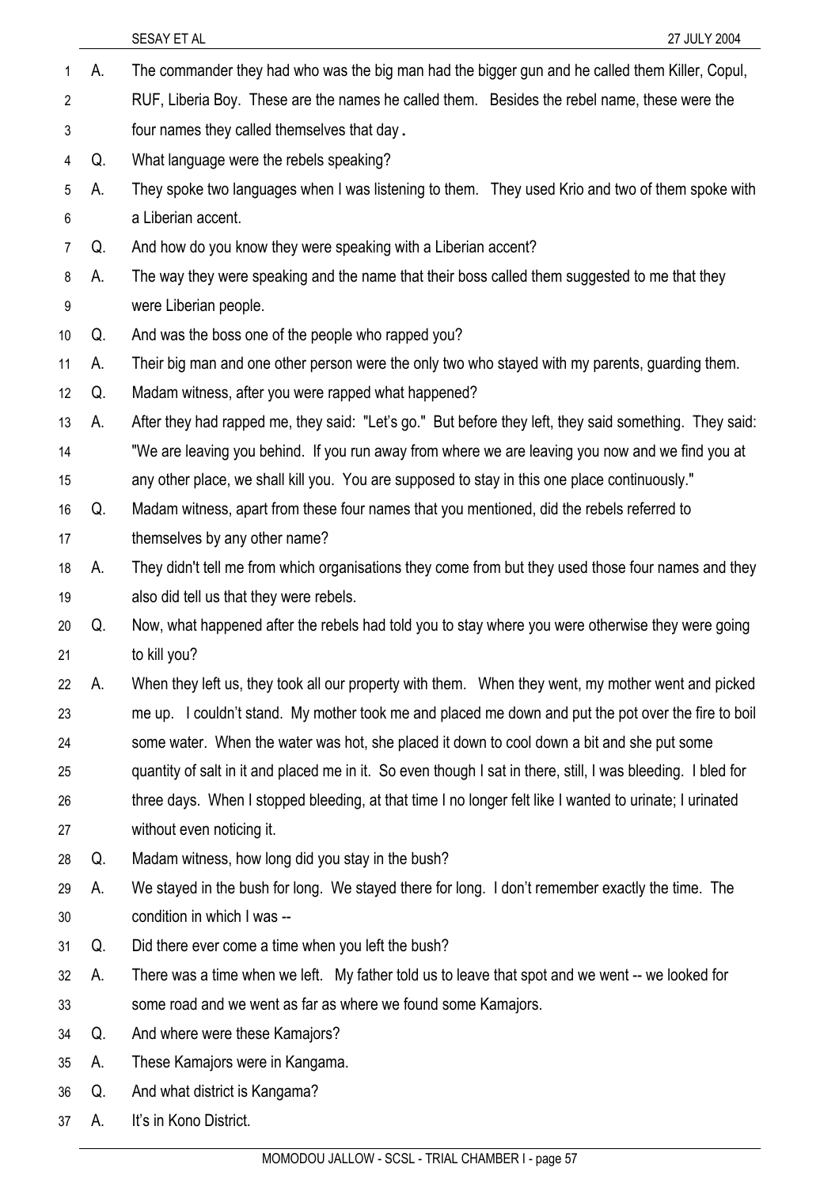A. The commander they had who was the big man had the bigger gun and he called them Killer, Copul, RUF, Liberia Boy. These are the names he called them. Besides the rebel name, these were the four names they called themselves that day.

Q. What language were the rebels speaking?

A. They spoke two languages when I was listening to them. They used Krio and two of them spoke with a Liberian accent.

Q. And how do you know they were speaking with a Liberian accent?

A. The way they were speaking and the name that their boss called them suggested to me that they were Liberian people.

Q. And was the boss one of the people who rapped you?

A. Their big man and one other person were the only two who stayed with my parents, guarding them.

Q. Madam witness, after you were rapped what happened?

A. After they had rapped me, they said: "Let's go." But before they left, they said something. They said: "We are leaving you behind. If you run away from where we are leaving you now and we find you at any other place, we shall kill you. You are supposed to stay in this one place continuously."

Q. Madam witness, apart from these four names that you mentioned, did the rebels referred to themselves by any other name?

A. They didn't tell me from which organisations they come from but they used those four names and they also did tell us that they were rebels.

Q. Now, what happened after the rebels had told you to stay where you were otherwise they were going to kill you?

A. When they left us, they took all our property with them. When they went, my mother went and picked me up. I couldn't stand. My mother took me and placed me down and put the pot over the fire to boil some water. When the water was hot, she placed it down to cool down a bit and she put some quantity of salt in it and placed me in it. So even though I sat in there, still, I was bleeding. I bled for three days. When I stopped bleeding, at that time I no longer felt like I wanted to urinate; I urinated without even noticing it.

Q. Madam witness, how long did you stay in the bush?

A. We stayed in the bush for long. We stayed there for long. I don't remember exactly the time. The condition in which I was --

Q. Did there ever come a time when you left the bush?

A. There was a time when we left. My father told us to leave that spot and we went -- we looked for some road and we went as far as where we found some Kamajors.

Q. And where were these Kamajors?

A. These Kamajors were in Kangama.

Q. And what district is Kangama?

A. It's in Kono District.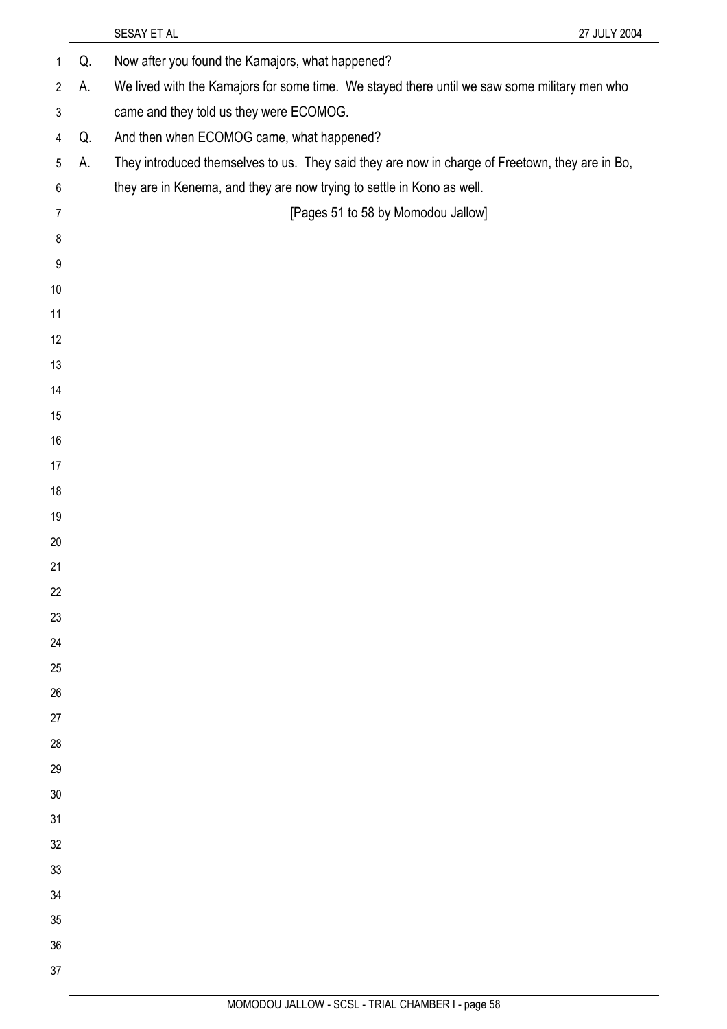Q. Now after you found the Kamajors, what happened?

A. We lived with the Kamajors for some time. We stayed there until we saw some military men who came and they told us they were ECOMOG.

Q. And then when ECOMOG came, what happened?

A. They introduced themselves to us. They said they are now in charge of Freetown, they are in Bo, they are in Kenema, and they are now trying to settle in Kono as well.

[Pages 51 to 58 by Momodou Jallow]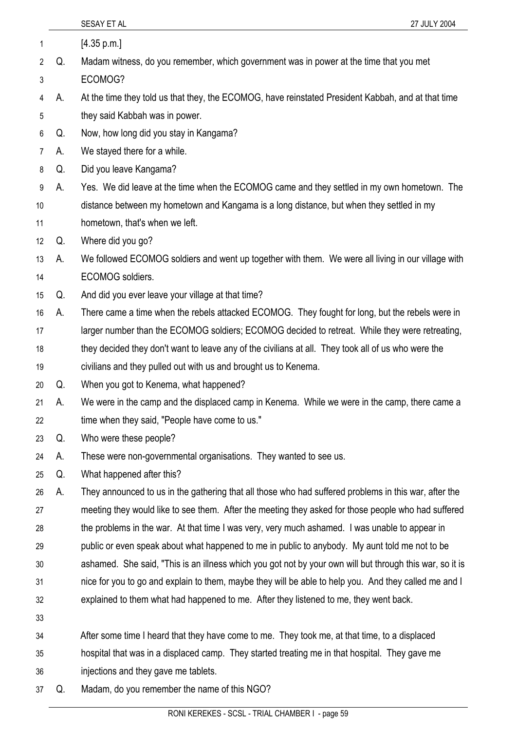[4.35 p.m.]

Q. Madam witness, do you remember, which government was in power at the time that you met ECOMOG?

A. At the time they told us that they, the ECOMOG, have reinstated President Kabbah, and at that time they said Kabbah was in power.

Q. Now, how long did you stay in Kangama?

A. We stayed there for a while.

Q. Did you leave Kangama?

A. Yes. We did leave at the time when the ECOMOG came and they settled in my own hometown. The distance between my hometown and Kangama is a long distance, but when they settled in my hometown, that's when we left.

Q. Where did you go?

A. We followed ECOMOG soldiers and went up together with them. We were all living in our village with ECOMOG soldiers.

Q. And did you ever leave your village at that time?

A. There came a time when the rebels attacked ECOMOG. They fought for long, but the rebels were in larger number than the ECOMOG soldiers; ECOMOG decided to retreat. While they were retreating, they decided they don't want to leave any of the civilians at all. They took all of us who were the civilians and they pulled out with us and brought us to Kenema.

Q. When you got to Kenema, what happened?

A. We were in the camp and the displaced camp in Kenema. While we were in the camp, there came a time when they said, "People have come to us."

Q. Who were these people?

A. These were non-governmental organisations. They wanted to see us.

Q. What happened after this?

A. They announced to us in the gathering that all those who had suffered problems in this war, after the meeting they would like to see them. After the meeting they asked for those people who had suffered the problems in the war. At that time I was very, very much ashamed. I was unable to appear in public or even speak about what happened to me in public to anybody. My aunt told me not to be ashamed. She said, "This is an illness which you got not by your own will but through this war, so it is nice for you to go and explain to them, maybe they will be able to help you. And they called me and I explained to them what had happened to me. After they listened to me, they went back.

After some time I heard that they have come to me. They took me, at that time, to a displaced hospital that was in a displaced camp. They started treating me in that hospital. They gave me injections and they gave me tablets.

Q. Madam, do you remember the name of this NGO?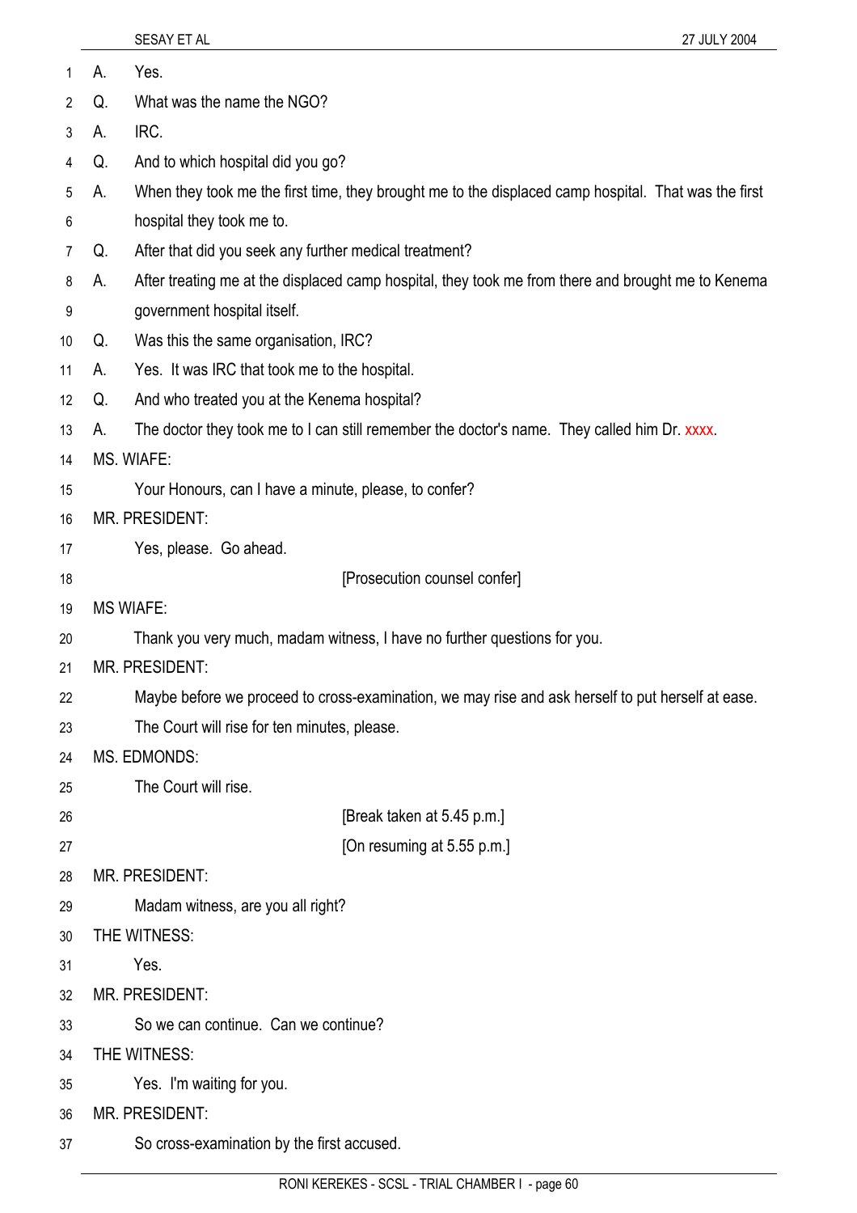A. Yes.

Q. What was the name the NGO?

A. IRC.

Q. And to which hospital did you go?

A. When they took me the first time, they brought me to the displaced camp hospital. That was the first hospital they took me to.

Q. After that did you seek any further medical treatment?

A. After treating me at the displaced camp hospital, they took me from there and brought me to Kenema government hospital itself.

Q. Was this the same organisation, IRC?

A. Yes. It was IRC that took me to the hospital.

Q. And who treated you at the Kenema hospital?

A. The doctor they took me to I can still remember the doctor's name. They called him Dr. xxxx.

MS. WIAFE:

Your Honours, can I have a minute, please, to confer?

MR. PRESIDENT:

Yes, please. Go ahead.

[Prosecution counsel confer]

MS WIAFE:

Thank you very much, madam witness, I have no further questions for you.

MR. PRESIDENT:

Maybe before we proceed to cross-examination, we may rise and ask herself to put herself at ease. The Court will rise for ten minutes, please.

MS. EDMONDS:

The Court will rise.

[Break taken at 5.45 p.m.]

[On resuming at 5.55 p.m.]

MR. PRESIDENT:

Madam witness, are you all right?

THE WITNESS:

Yes.

MR. PRESIDENT:

So we can continue. Can we continue?

THE WITNESS:

Yes. I'm waiting for you.

MR. PRESIDENT:

So cross-examination by the first accused.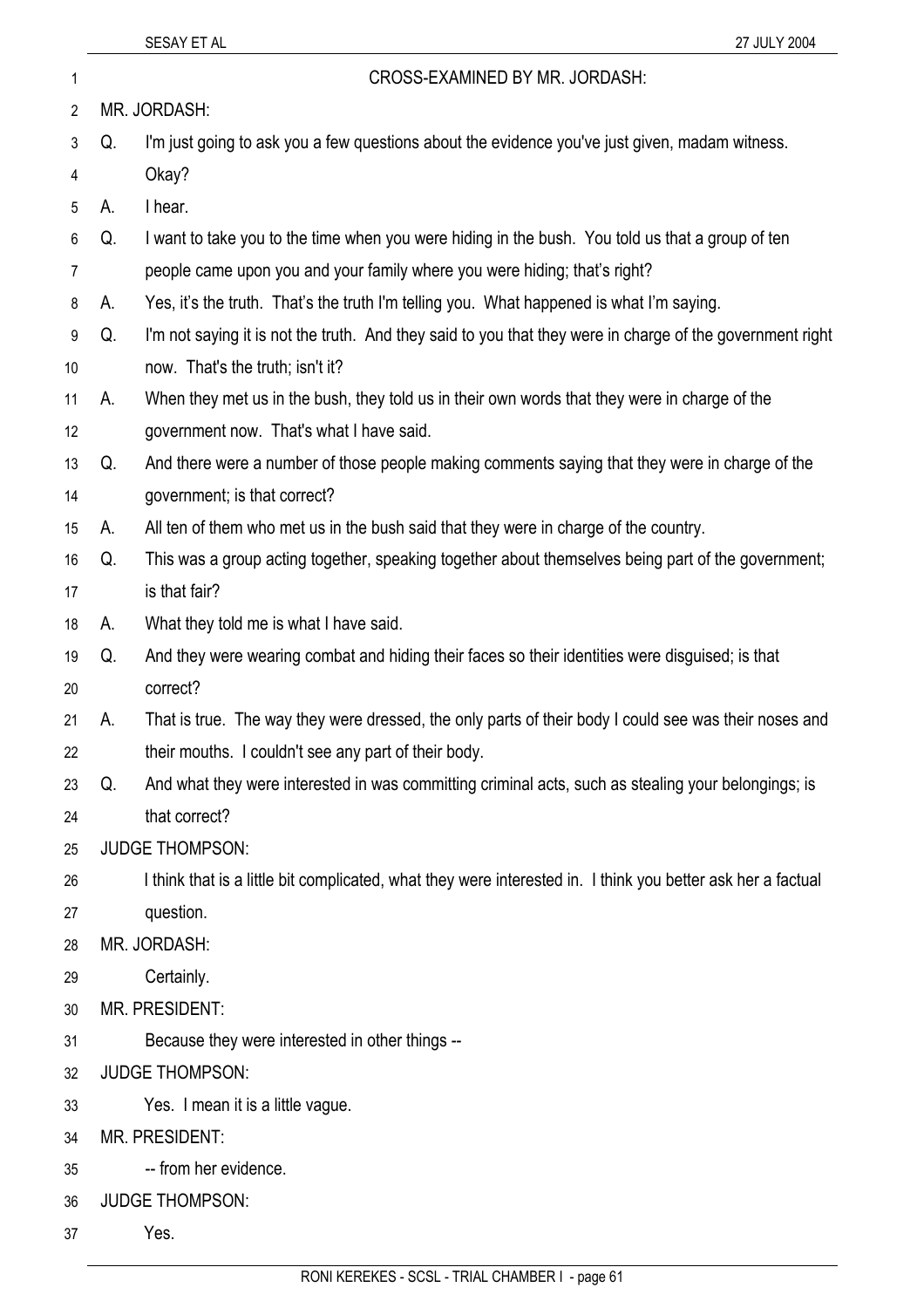CROSS-EXAMINED BY MR. JORDASH:

MR. JORDASH:

Q. I'm just going to ask you a few questions about the evidence you've just given, madam witness. Okay?

A. I hear.

Q. I want to take you to the time when you were hiding in the bush. You told us that a group of ten people came upon you and your family where you were hiding; that's right?

A. Yes, it's the truth. That's the truth I'm telling you. What happened is what I'm saying.

Q. I'm not saying it is not the truth. And they said to you that they were in charge of the government right now. That's the truth; isn't it?

A. When they met us in the bush, they told us in their own words that they were in charge of the government now. That's what I have said.

Q. And there were a number of those people making comments saying that they were in charge of the government; is that correct?

A. All ten of them who met us in the bush said that they were in charge of the country.

Q. This was a group acting together, speaking together about themselves being part of the government; is that fair?

A. What they told me is what I have said.

Q. And they were wearing combat and hiding their faces so their identities were disguised; is that correct?

A. That is true. The way they were dressed, the only parts of their body I could see was their noses and their mouths. I couldn't see any part of their body.

Q. And what they were interested in was committing criminal acts, such as stealing your belongings; is that correct?

JUDGE THOMPSON:

I think that is a little bit complicated, what they were interested in. I think you better ask her a factual question.

MR. JORDASH:

Certainly.

MR. PRESIDENT:

Because they were interested in other things --

JUDGE THOMPSON:

Yes. I mean it is a little vague.

MR. PRESIDENT:

-- from her evidence.

JUDGE THOMPSON:

Yes.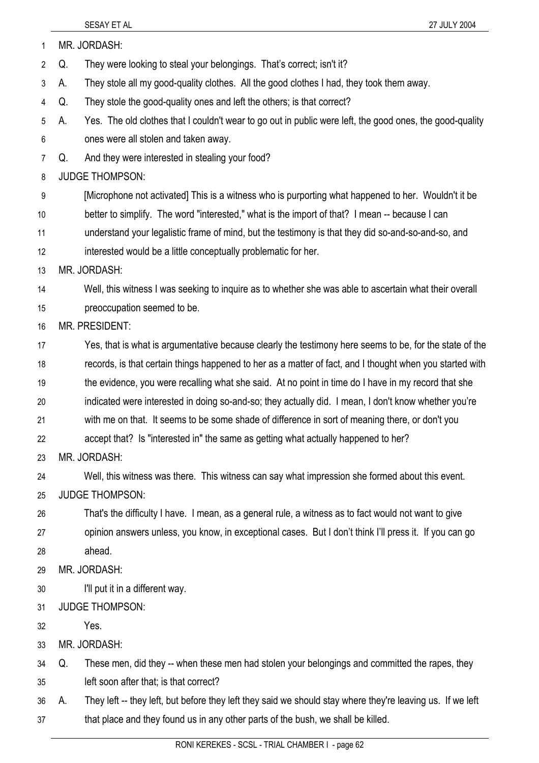MR. JORDASH:

Q. They were looking to steal your belongings. That's correct; isn't it?

A. They stole all my good-quality clothes. All the good clothes I had, they took them away.

Q. They stole the good-quality ones and left the others; is that correct?

A. Yes. The old clothes that I couldn't wear to go out in public were left, the good ones, the good-quality ones were all stolen and taken away.

Q. And they were interested in stealing your food?

JUDGE THOMPSON:

[Microphone not activated] This is a witness who is purporting what happened to her. Wouldn't it be better to simplify. The word "interested," what is the import of that? I mean -- because I can understand your legalistic frame of mind, but the testimony is that they did so-and-so-and-so, and interested would be a little conceptually problematic for her.

MR. JORDASH:

Well, this witness I was seeking to inquire as to whether she was able to ascertain what their overall preoccupation seemed to be.

MR. PRESIDENT:

Yes, that is what is argumentative because clearly the testimony here seems to be, for the state of the records, is that certain things happened to her as a matter of fact, and I thought when you started with the evidence, you were recalling what she said. At no point in time do I have in my record that she indicated were interested in doing so-and-so; they actually did. I mean, I don't know whether you're with me on that. It seems to be some shade of difference in sort of meaning there, or don't you accept that? Is "interested in" the same as getting what actually happened to her?

MR. JORDASH:

Well, this witness was there. This witness can say what impression she formed about this event.

JUDGE THOMPSON:

That's the difficulty I have. I mean, as a general rule, a witness as to fact would not want to give opinion answers unless, you know, in exceptional cases. But I don't think I'll press it. If you can go ahead.

MR. JORDASH:

I'll put it in a different way.

JUDGE THOMPSON:

Yes.

MR. JORDASH:

Q. These men, did they -- when these men had stolen your belongings and committed the rapes, they left soon after that; is that correct?

A. They left -- they left, but before they left they said we should stay where they're leaving us. If we left that place and they found us in any other parts of the bush, we shall be killed.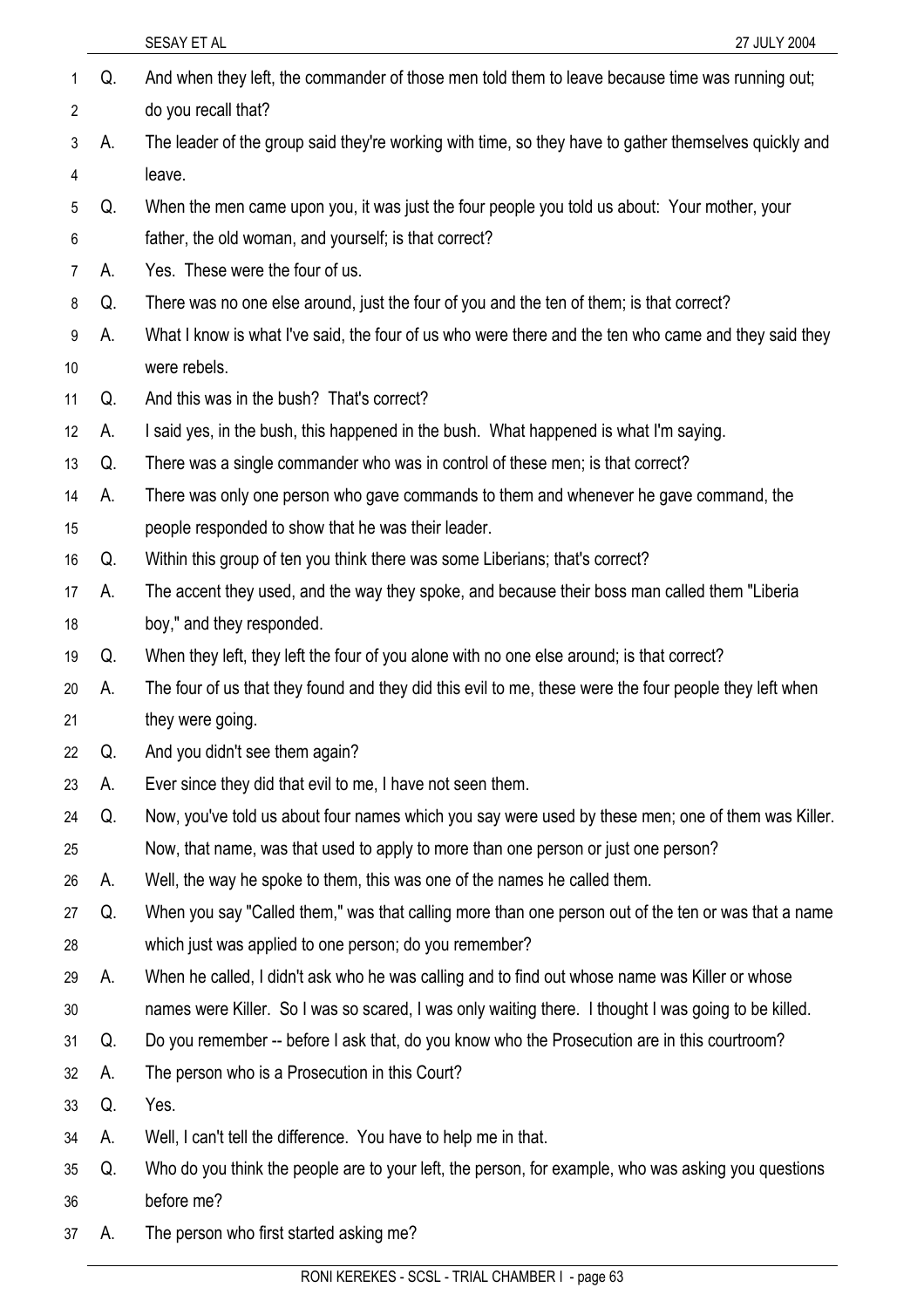Q. And when they left, the commander of those men told them to leave because time was running out; do you recall that?

A. The leader of the group said they're working with time, so they have to gather themselves quickly and leave.

Q. When the men came upon you, it was just the four people you told us about: Your mother, your father, the old woman, and yourself; is that correct?

A. Yes. These were the four of us.

Q. There was no one else around, just the four of you and the ten of them; is that correct?

A. What I know is what I've said, the four of us who were there and the ten who came and they said they were rebels.

Q. And this was in the bush? That's correct?

A. I said yes, in the bush, this happened in the bush. What happened is what I'm saying.

Q. There was a single commander who was in control of these men; is that correct?

A. There was only one person who gave commands to them and whenever he gave command, the people responded to show that he was their leader.

Q. Within this group of ten you think there was some Liberians; that's correct?

A. The accent they used, and the way they spoke, and because their boss man called them "Liberia boy," and they responded.

Q. When they left, they left the four of you alone with no one else around; is that correct?

A. The four of us that they found and they did this evil to me, these were the four people they left when they were going.

Q. And you didn't see them again?

A. Ever since they did that evil to me, I have not seen them.

Q. Now, you've told us about four names which you say were used by these men; one of them was Killer. Now, that name, was that used to apply to more than one person or just one person?

A. Well, the way he spoke to them, this was one of the names he called them.

Q. When you say "Called them," was that calling more than one person out of the ten or was that a name which just was applied to one person; do you remember?

A. When he called, I didn't ask who he was calling and to find out whose name was Killer or whose names were Killer. So I was so scared, I was only waiting there. I thought I was going to be killed.

Q. Do you remember -- before I ask that, do you know who the Prosecution are in this courtroom?

A. The person who is a Prosecution in this Court?

Q. Yes.

A. Well, I can't tell the difference. You have to help me in that.

Q. Who do you think the people are to your left, the person, for example, who was asking you questions before me?

A. The person who first started asking me?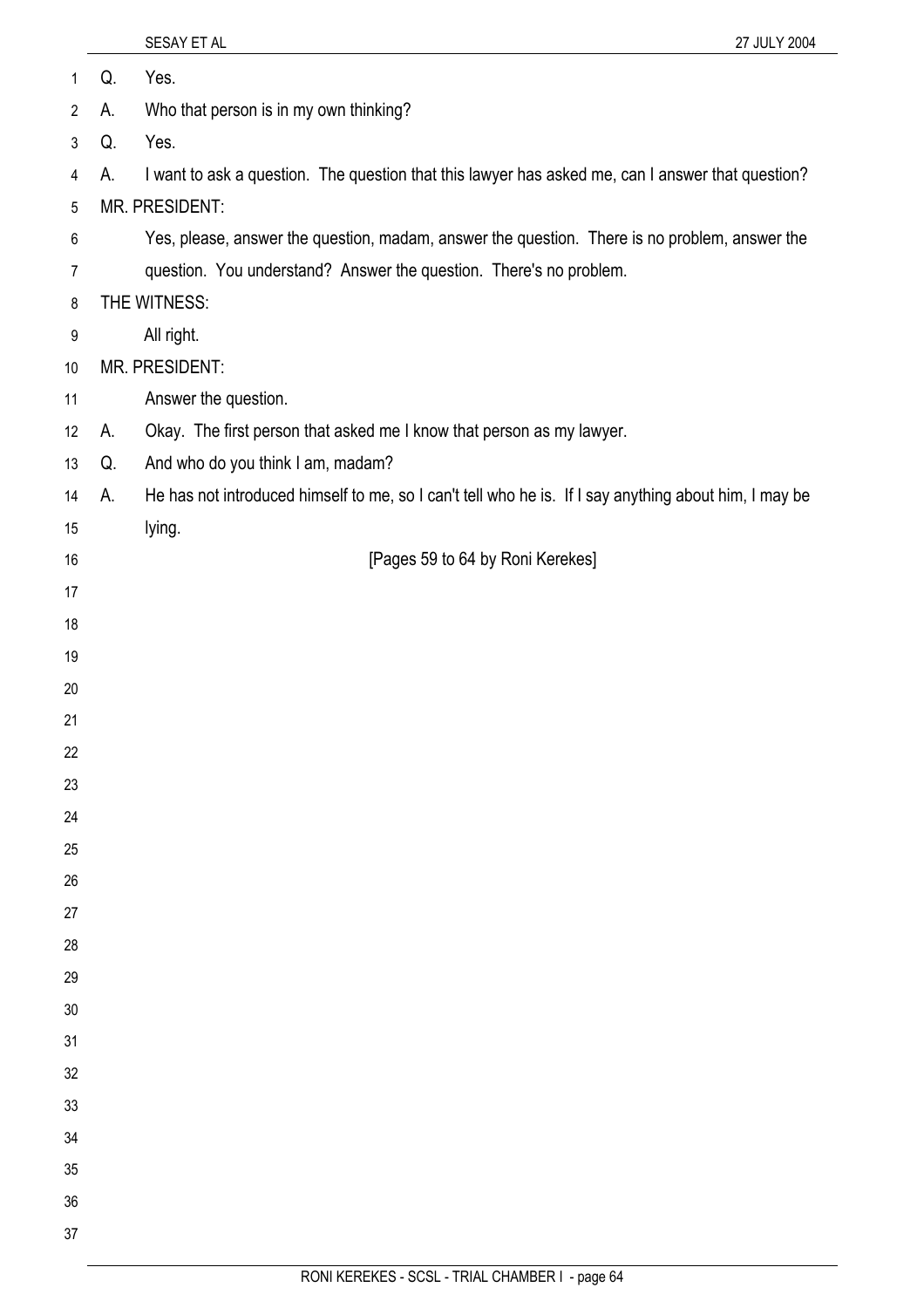Q. Yes.

A. Who that person is in my own thinking?

Q. Yes.

A. I want to ask a question. The question that this lawyer has asked me, can I answer that question?

MR. PRESIDENT:

Yes, please, answer the question, madam, answer the question. There is no problem, answer the question. You understand? Answer the question. There's no problem.

THE WITNESS:

All right.

MR. PRESIDENT:

Answer the question.

A. Okay. The first person that asked me I know that person as my lawyer.

Q. And who do you think I am, madam?

A. He has not introduced himself to me, so I can't tell who he is. If I say anything about him, I may be lying.

[Pages 59 to 64 by Roni Kerekes]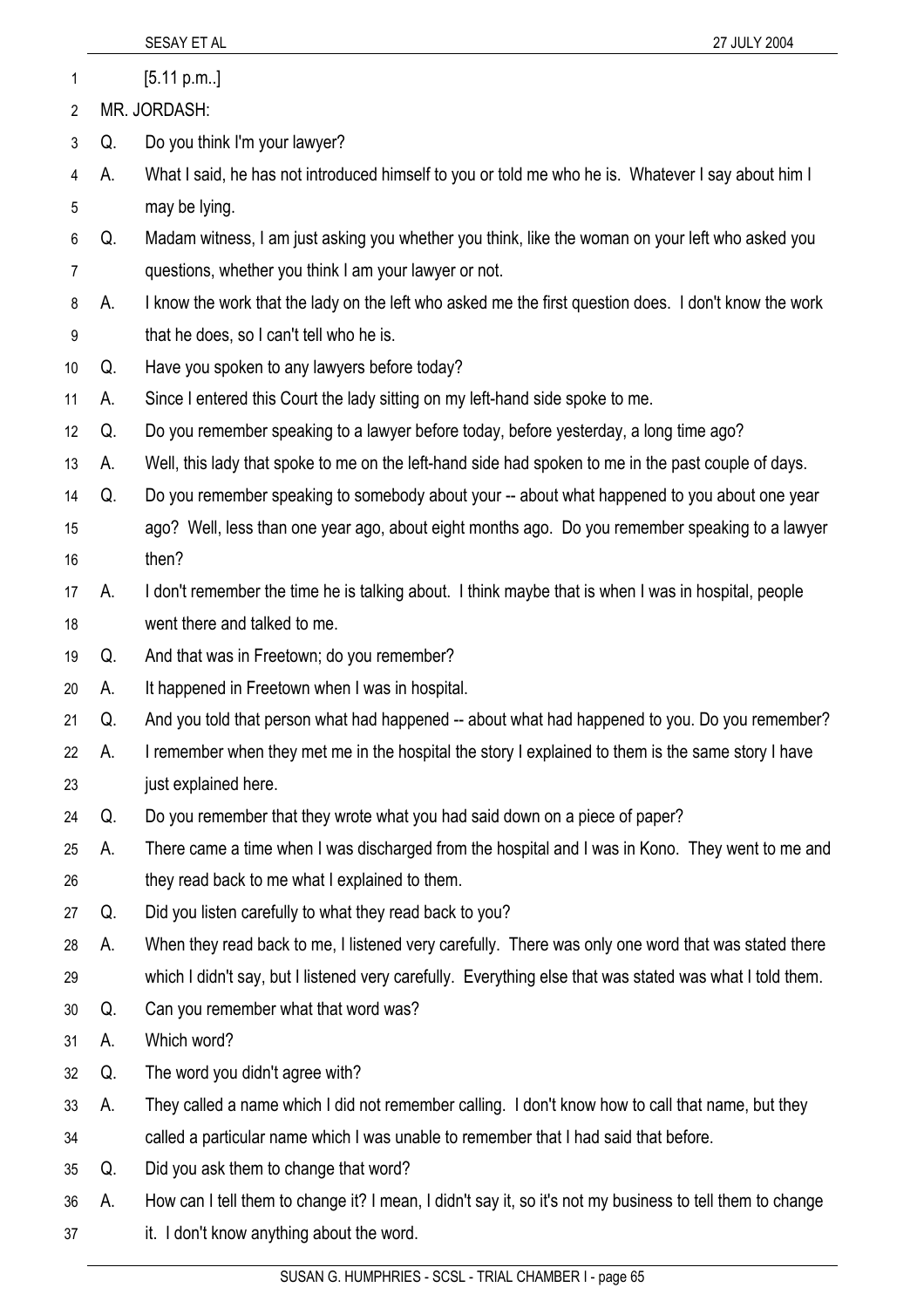[5.11 p.m..]

MR. JORDASH:

Q. Do you think I'm your lawyer?

A. What I said, he has not introduced himself to you or told me who he is. Whatever I say about him I may be lying.

Q. Madam witness, I am just asking you whether you think, like the woman on your left who asked you questions, whether you think I am your lawyer or not.

A. I know the work that the lady on the left who asked me the first question does. I don't know the work that he does, so I can't tell who he is.

Q. Have you spoken to any lawyers before today?

A. Since I entered this Court the lady sitting on my left-hand side spoke to me.

Q. Do you remember speaking to a lawyer before today, before yesterday, a long time ago?

A. Well, this lady that spoke to me on the left-hand side had spoken to me in the past couple of days.

Q. Do you remember speaking to somebody about your -- about what happened to you about one year ago? Well, less than one year ago, about eight months ago. Do you remember speaking to a lawyer then?

A. I don't remember the time he is talking about. I think maybe that is when I was in hospital, people went there and talked to me.

Q. And that was in Freetown; do you remember?

A. It happened in Freetown when I was in hospital.

Q. And you told that person what had happened -- about what had happened to you. Do you remember?

A. I remember when they met me in the hospital the story I explained to them is the same story I have just explained here.

Q. Do you remember that they wrote what you had said down on a piece of paper?

A. There came a time when I was discharged from the hospital and I was in Kono. They went to me and they read back to me what I explained to them.

Q. Did you listen carefully to what they read back to you?

A. When they read back to me, I listened very carefully. There was only one word that was stated there which I didn't say, but I listened very carefully. Everything else that was stated was what I told them.

Q. Can you remember what that word was?

A. Which word?

Q. The word you didn't agree with?

A. They called a name which I did not remember calling. I don't know how to call that name, but they called a particular name which I was unable to remember that I had said that before.

Q. Did you ask them to change that word?

A. How can I tell them to change it? I mean, I didn't say it, so it's not my business to tell them to change it. I don't know anything about the word.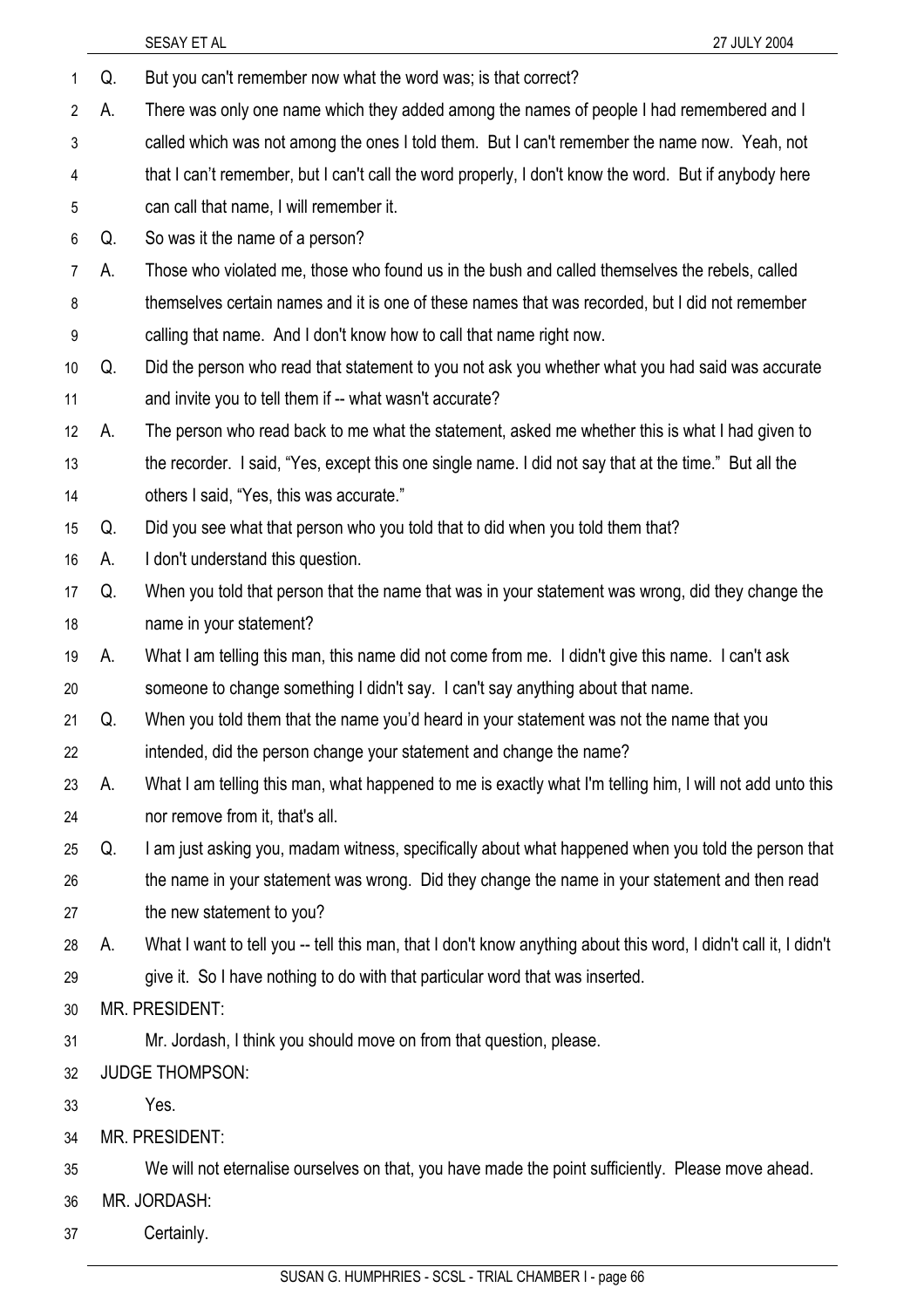Q. But you can't remember now what the word was; is that correct?

A. There was only one name which they added among the names of people I had remembered and I called which was not among the ones I told them. But I can't remember the name now. Yeah, not that I can't remember, but I can't call the word properly, I don't know the word. But if anybody here can call that name, I will remember it.

Q. So was it the name of a person?

A. Those who violated me, those who found us in the bush and called themselves the rebels, called themselves certain names and it is one of these names that was recorded, but I did not remember calling that name. And I don't know how to call that name right now.

Q. Did the person who read that statement to you not ask you whether what you had said was accurate and invite you to tell them if -- what wasn't accurate?

A. The person who read back to me what the statement, asked me whether this is what I had given to the recorder. I said, "Yes, except this one single name. I did not say that at the time." But all the others I said, "Yes, this was accurate."

Q. Did you see what that person who you told that to did when you told them that?

A. I don't understand this question.

Q. When you told that person that the name that was in your statement was wrong, did they change the name in your statement?

A. What I am telling this man, this name did not come from me. I didn't give this name. I can't ask someone to change something I didn't say. I can't say anything about that name.

Q. When you told them that the name you'd heard in your statement was not the name that you intended, did the person change your statement and change the name?

A. What I am telling this man, what happened to me is exactly what I'm telling him, I will not add unto this nor remove from it, that's all.

Q. I am just asking you, madam witness, specifically about what happened when you told the person that the name in your statement was wrong. Did they change the name in your statement and then read the new statement to you?

A. What I want to tell you -- tell this man, that I don't know anything about this word, I didn't call it, I didn't give it. So I have nothing to do with that particular word that was inserted.

MR. PRESIDENT:

Mr. Jordash, I think you should move on from that question, please.

JUDGE THOMPSON:

Yes.

MR. PRESIDENT:

We will not eternalise ourselves on that, you have made the point sufficiently. Please move ahead.

MR. JORDASH:

Certainly.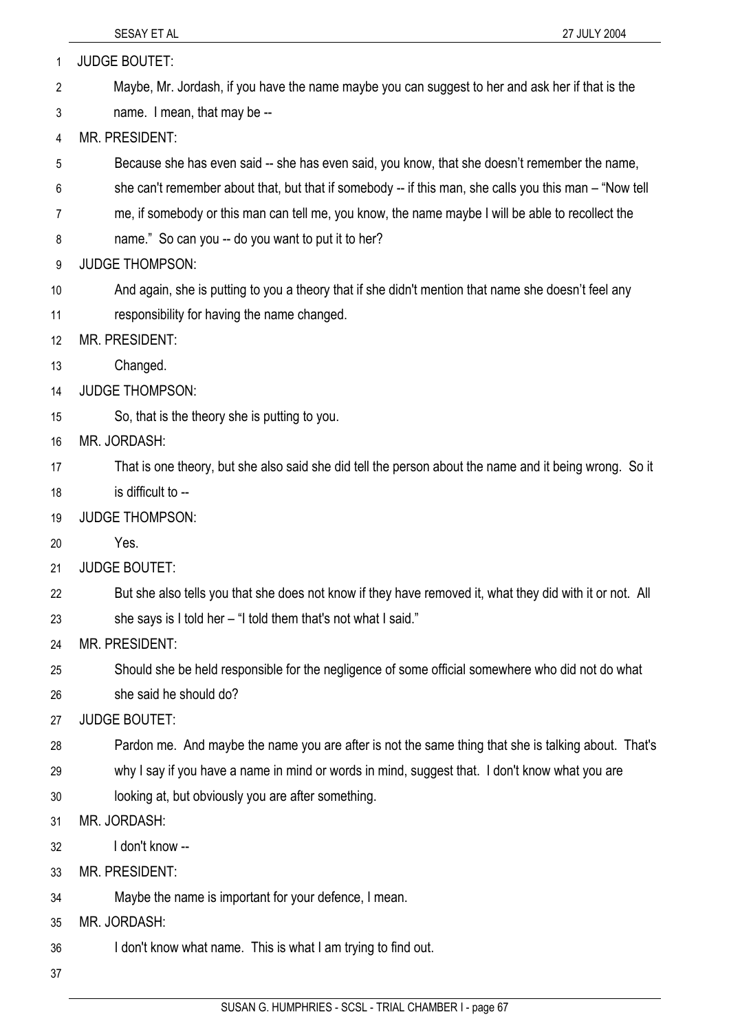JUDGE BOUTET:

Maybe, Mr. Jordash, if you have the name maybe you can suggest to her and ask her if that is the name. I mean, that may be --

MR. PRESIDENT:

Because she has even said -- she has even said, you know, that she doesn't remember the name, she can't remember about that, but that if somebody -- if this man, she calls you this man – "Now tell me, if somebody or this man can tell me, you know, the name maybe I will be able to recollect the name." So can you -- do you want to put it to her?

JUDGE THOMPSON:

And again, she is putting to you a theory that if she didn't mention that name she doesn't feel any responsibility for having the name changed.

MR. PRESIDENT:

Changed.

JUDGE THOMPSON:

So, that is the theory she is putting to you.

MR. JORDASH:

That is one theory, but she also said she did tell the person about the name and it being wrong. So it is difficult to --

JUDGE THOMPSON:

Yes.

JUDGE BOUTET:

But she also tells you that she does not know if they have removed it, what they did with it or not. All she says is I told her – "I told them that's not what I said."

MR. PRESIDENT:

Should she be held responsible for the negligence of some official somewhere who did not do what she said he should do?

JUDGE BOUTET:

Pardon me. And maybe the name you are after is not the same thing that she is talking about. That's why I say if you have a name in mind or words in mind, suggest that. I don't know what you are looking at, but obviously you are after something.

MR. JORDASH:

I don't know --

MR. PRESIDENT:

Maybe the name is important for your defence, I mean.

MR. JORDASH:

I don't know what name. This is what I am trying to find out.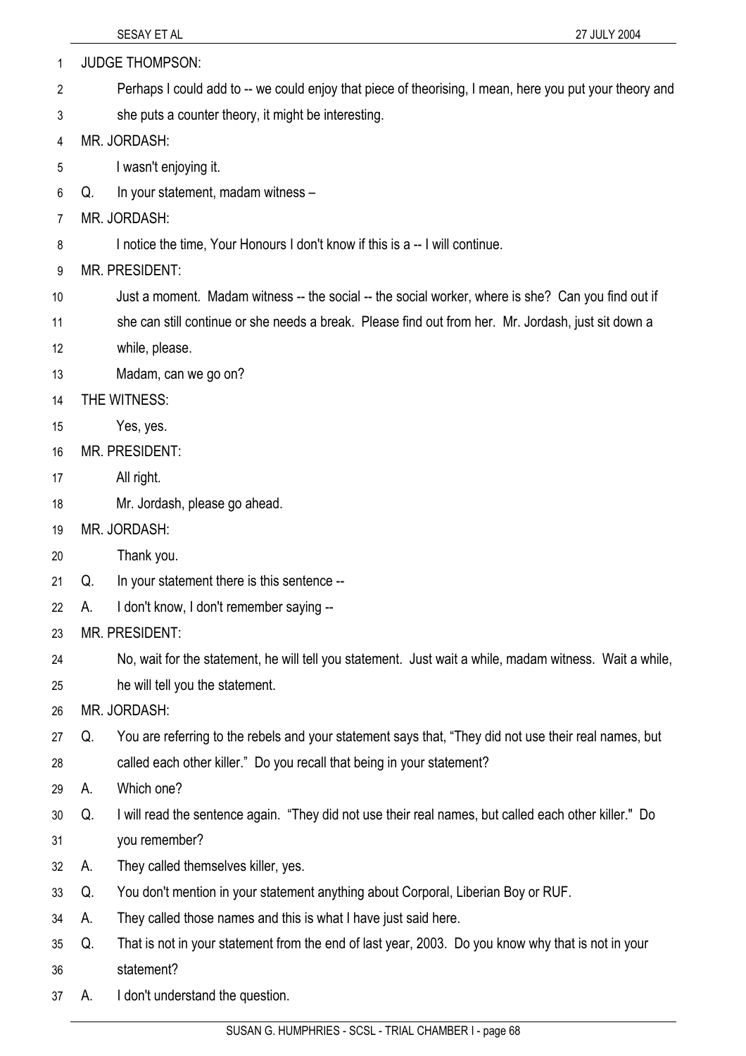JUDGE THOMPSON:

Perhaps I could add to -- we could enjoy that piece of theorising, I mean, here you put your theory and she puts a counter theory, it might be interesting.

MR. JORDASH:

I wasn't enjoying it.

Q. In your statement, madam witness –

MR. JORDASH:

I notice the time, Your Honours I don't know if this is a -- I will continue.

MR. PRESIDENT:

Just a moment. Madam witness -- the social -- the social worker, where is she? Can you find out if she can still continue or she needs a break. Please find out from her. Mr. Jordash, just sit down a while, please.

Madam, can we go on?

THE WITNESS:

Yes, yes.

MR. PRESIDENT:

All right.

Mr. Jordash, please go ahead.

MR. JORDASH:

Thank you.

Q. In your statement there is this sentence --

A. I don't know, I don't remember saying --

MR. PRESIDENT:

No, wait for the statement, he will tell you statement. Just wait a while, madam witness. Wait a while, he will tell you the statement.

MR. JORDASH:

Q. You are referring to the rebels and your statement says that, "They did not use their real names, but called each other killer." Do you recall that being in your statement?

A. Which one?

Q. I will read the sentence again. "They did not use their real names, but called each other killer." Do you remember?

A. They called themselves killer, yes.

Q. You don't mention in your statement anything about Corporal, Liberian Boy or RUF.

A. They called those names and this is what I have just said here.

Q. That is not in your statement from the end of last year, 2003. Do you know why that is not in your statement?

A. I don't understand the question.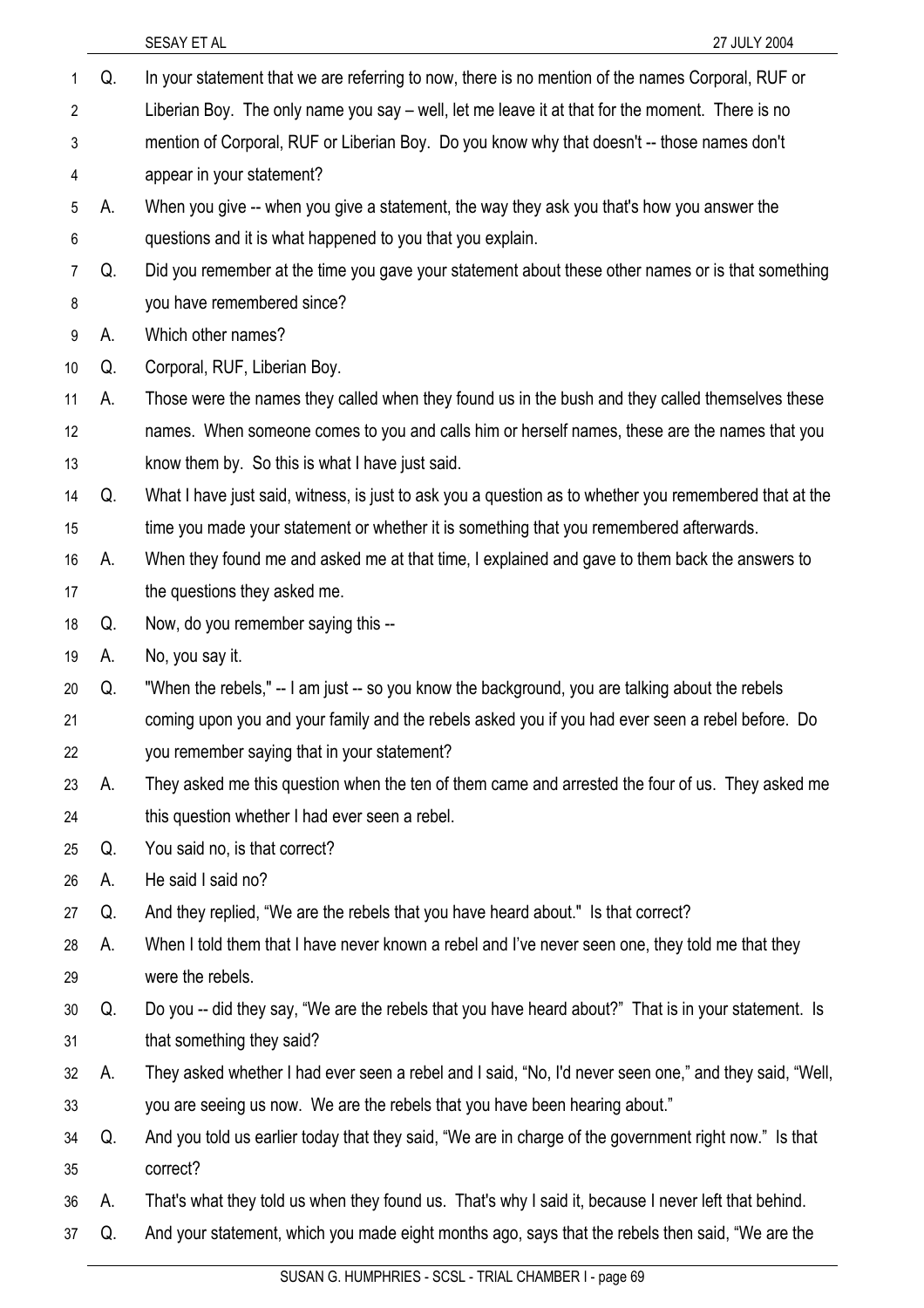Q. In your statement that we are referring to now, there is no mention of the names Corporal, RUF or Liberian Boy. The only name you say – well, let me leave it at that for the moment. There is no mention of Corporal, RUF or Liberian Boy. Do you know why that doesn't -- those names don't appear in your statement?

A. When you give -- when you give a statement, the way they ask you that's how you answer the questions and it is what happened to you that you explain.

Q. Did you remember at the time you gave your statement about these other names or is that something you have remembered since?

A. Which other names?

Q. Corporal, RUF, Liberian Boy.

A. Those were the names they called when they found us in the bush and they called themselves these names. When someone comes to you and calls him or herself names, these are the names that you know them by. So this is what I have just said.

Q. What I have just said, witness, is just to ask you a question as to whether you remembered that at the time you made your statement or whether it is something that you remembered afterwards.

A. When they found me and asked me at that time, I explained and gave to them back the answers to the questions they asked me.

Q. Now, do you remember saying this --

A. No, you say it.

Q. "When the rebels," -- I am just -- so you know the background, you are talking about the rebels coming upon you and your family and the rebels asked you if you had ever seen a rebel before. Do you remember saying that in your statement?

A. They asked me this question when the ten of them came and arrested the four of us. They asked me this question whether I had ever seen a rebel.

Q. You said no, is that correct?

A. He said I said no?

Q. And they replied, "We are the rebels that you have heard about." Is that correct?

A. When I told them that I have never known a rebel and I've never seen one, they told me that they were the rebels.

Q. Do you -- did they say, "We are the rebels that you have heard about?" That is in your statement. Is that something they said?

A. They asked whether I had ever seen a rebel and I said, "No, I'd never seen one," and they said, "Well, you are seeing us now. We are the rebels that you have been hearing about."

Q. And you told us earlier today that they said, "We are in charge of the government right now." Is that correct?

A. That's what they told us when they found us. That's why I said it, because I never left that behind.

Q. And your statement, which you made eight months ago, says that the rebels then said, "We are the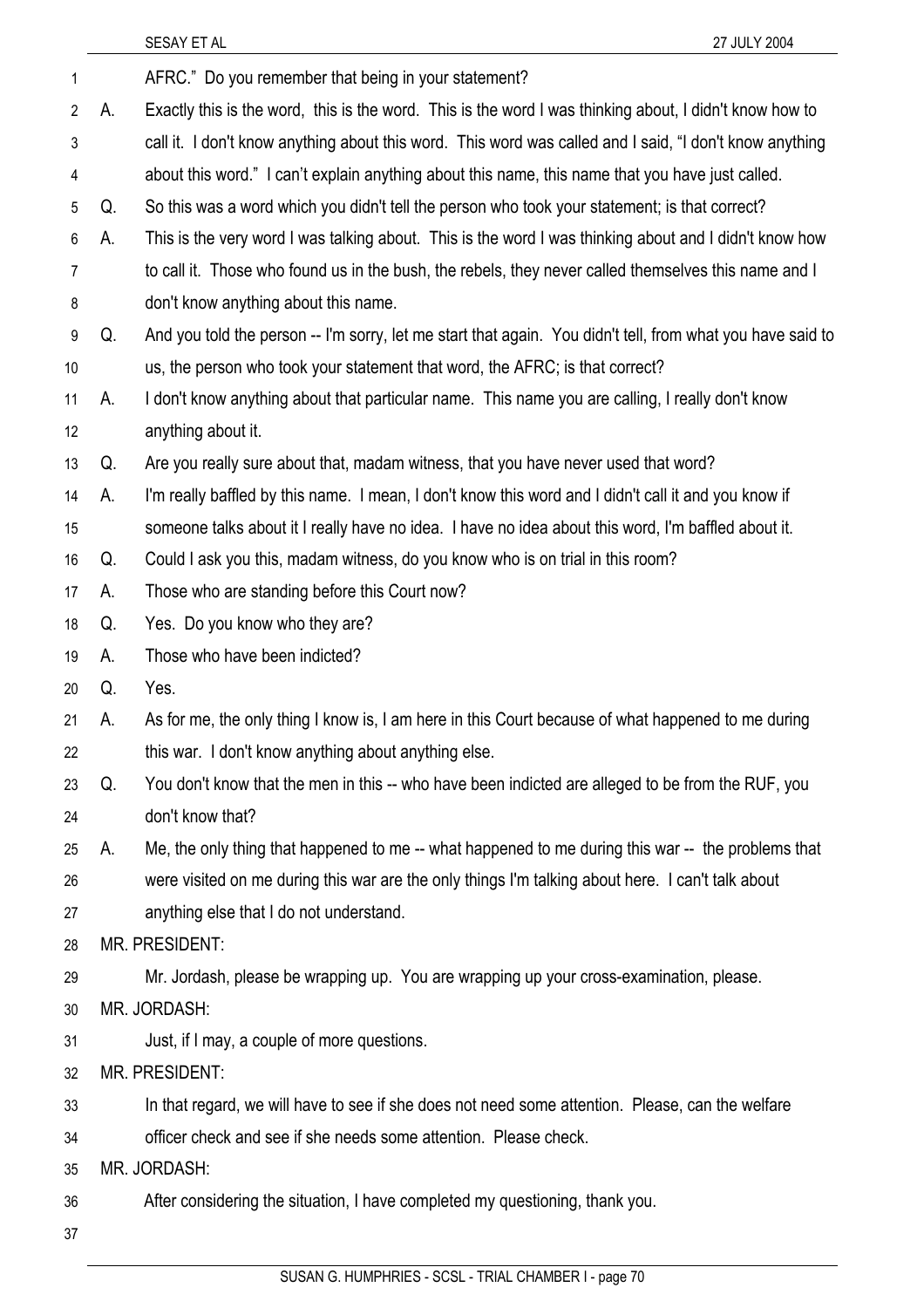AFRC." Do you remember that being in your statement?

A. Exactly this is the word, this is the word. This is the word I was thinking about, I didn't know how to call it. I don't know anything about this word. This word was called and I said, "I don't know anything about this word." I can't explain anything about this name, this name that you have just called.

Q. So this was a word which you didn't tell the person who took your statement; is that correct?

A. This is the very word I was talking about. This is the word I was thinking about and I didn't know how to call it. Those who found us in the bush, the rebels, they never called themselves this name and I don't know anything about this name.

Q. And you told the person -- I'm sorry, let me start that again. You didn't tell, from what you have said to us, the person who took your statement that word, the AFRC; is that correct?

A. I don't know anything about that particular name. This name you are calling, I really don't know anything about it.

Q. Are you really sure about that, madam witness, that you have never used that word?

A. I'm really baffled by this name. I mean, I don't know this word and I didn't call it and you know if someone talks about it I really have no idea. I have no idea about this word, I'm baffled about it.

Q. Could I ask you this, madam witness, do you know who is on trial in this room?

A. Those who are standing before this Court now?

Q. Yes. Do you know who they are?

A. Those who have been indicted?

Q. Yes.

A. As for me, the only thing I know is, I am here in this Court because of what happened to me during this war. I don't know anything about anything else.

Q. You don't know that the men in this -- who have been indicted are alleged to be from the RUF, you don't know that?

A. Me, the only thing that happened to me -- what happened to me during this war -- the problems that were visited on me during this war are the only things I'm talking about here. I can't talk about anything else that I do not understand.

MR. PRESIDENT:

Mr. Jordash, please be wrapping up. You are wrapping up your cross-examination, please.

MR. JORDASH:

Just, if I may, a couple of more questions.

MR. PRESIDENT:

In that regard, we will have to see if she does not need some attention. Please, can the welfare officer check and see if she needs some attention. Please check.

MR. JORDASH:

After considering the situation, I have completed my questioning, thank you.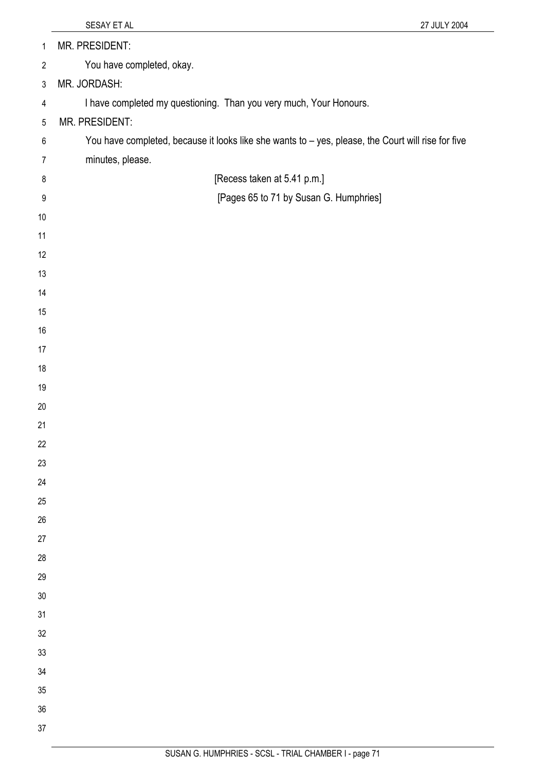MR. PRESIDENT:

You have completed, okay.

MR. JORDASH:

I have completed my questioning. Than you very much, Your Honours.

MR. PRESIDENT:

You have completed, because it looks like she wants to – yes, please, the Court will rise for five minutes, please.

[Recess taken at 5.41 p.m.]

[Pages 65 to 71 by Susan G. Humphries]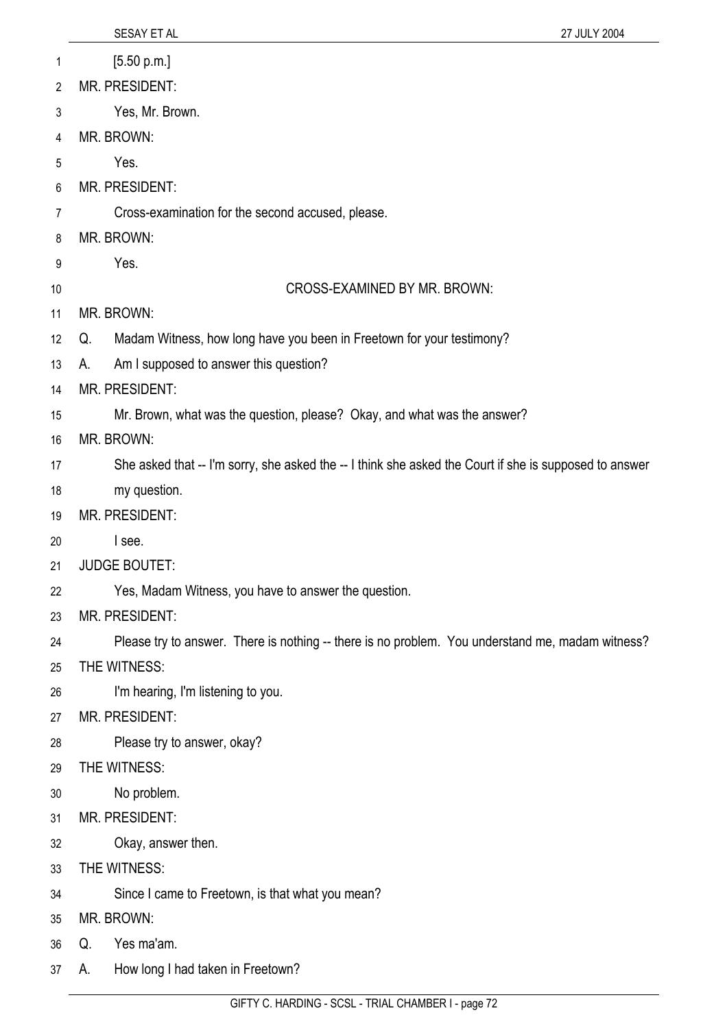[5.50 p.m.]

MR. PRESIDENT:

Yes, Mr. Brown.

MR. BROWN:

Yes.

MR. PRESIDENT:

Cross-examination for the second accused, please.

MR. BROWN:

Yes.

CROSS-EXAMINED BY MR. BROWN:

MR. BROWN:

Q. Madam Witness, how long have you been in Freetown for your testimony?

A. Am I supposed to answer this question?

MR. PRESIDENT:

Mr. Brown, what was the question, please? Okay, and what was the answer?

MR. BROWN:

She asked that -- I'm sorry, she asked the -- I think she asked the Court if she is supposed to answer my question.

MR. PRESIDENT:

I see.

JUDGE BOUTET:

Yes, Madam Witness, you have to answer the question.

MR. PRESIDENT:

Please try to answer. There is nothing -- there is no problem. You understand me, madam witness?

THE WITNESS:

I'm hearing, I'm listening to you.

MR. PRESIDENT:

Please try to answer, okay?

THE WITNESS:

No problem.

MR. PRESIDENT:

Okay, answer then.

THE WITNESS:

Since I came to Freetown, is that what you mean?

MR. BROWN:

Q. Yes ma'am.

A. How long I had taken in Freetown?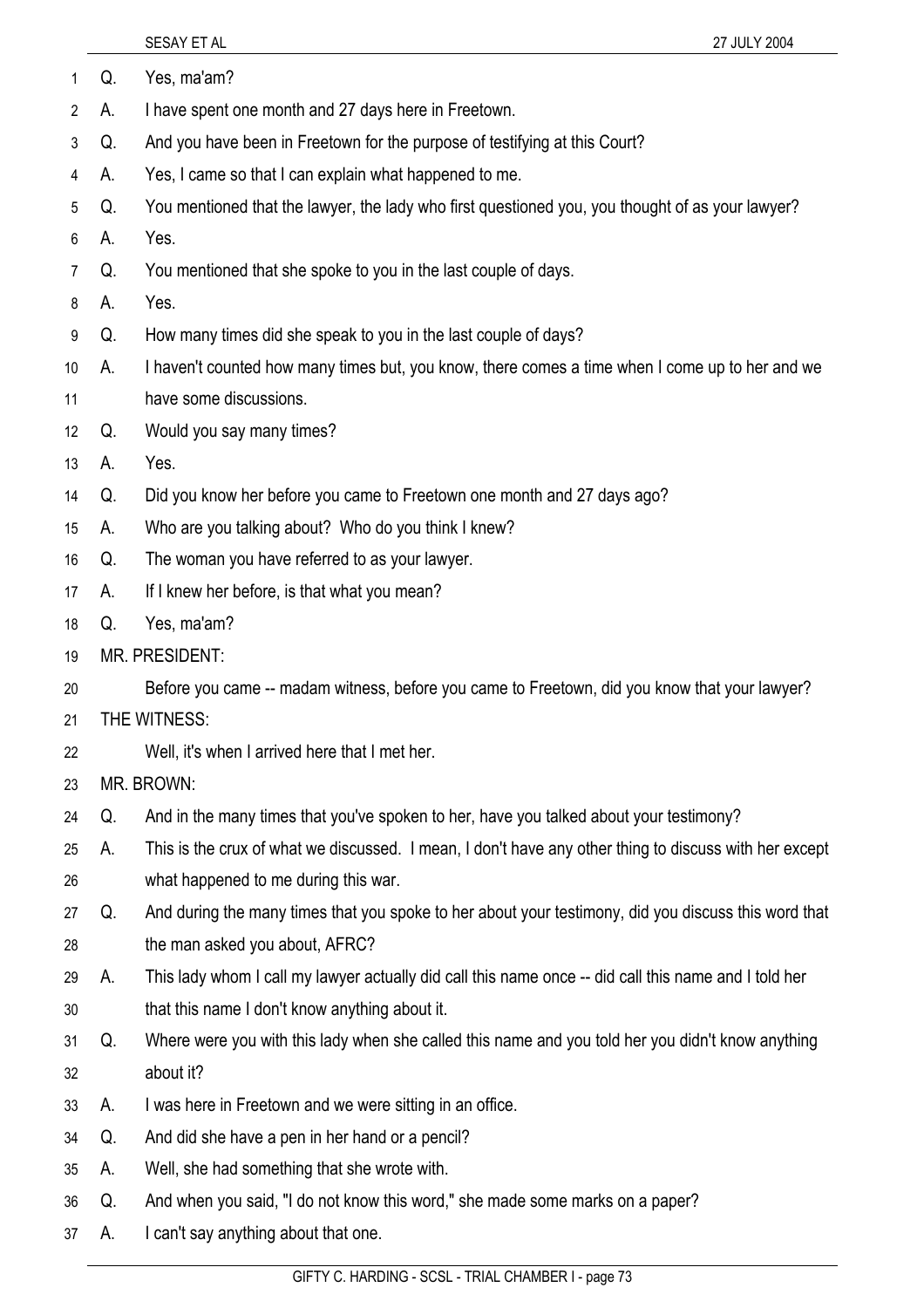Q. Yes, ma'am?

A. I have spent one month and 27 days here in Freetown.

Q. And you have been in Freetown for the purpose of testifying at this Court?

A. Yes, I came so that I can explain what happened to me.

Q. You mentioned that the lawyer, the lady who first questioned you, you thought of as your lawyer?

A. Yes.

Q. You mentioned that she spoke to you in the last couple of days.

A. Yes.

Q. How many times did she speak to you in the last couple of days?

A. I haven't counted how many times but, you know, there comes a time when I come up to her and we have some discussions.

Q. Would you say many times?

A. Yes.

Q. Did you know her before you came to Freetown one month and 27 days ago?

A. Who are you talking about? Who do you think I knew?

Q. The woman you have referred to as your lawyer.

A. If I knew her before, is that what you mean?

Q. Yes, ma'am?

MR. PRESIDENT:

Before you came -- madam witness, before you came to Freetown, did you know that your lawyer?

THE WITNESS:

Well, it's when I arrived here that I met her.

MR. BROWN:

Q. And in the many times that you've spoken to her, have you talked about your testimony?

A. This is the crux of what we discussed. I mean, I don't have any other thing to discuss with her except what happened to me during this war.

Q. And during the many times that you spoke to her about your testimony, did you discuss this word that the man asked you about, AFRC?

A. This lady whom I call my lawyer actually did call this name once -- did call this name and I told her that this name I don't know anything about it.

Q. Where were you with this lady when she called this name and you told her you didn't know anything about it?

A. I was here in Freetown and we were sitting in an office.

Q. And did she have a pen in her hand or a pencil?

A. Well, she had something that she wrote with.

Q. And when you said, "I do not know this word," she made some marks on a paper?

A. I can't say anything about that one.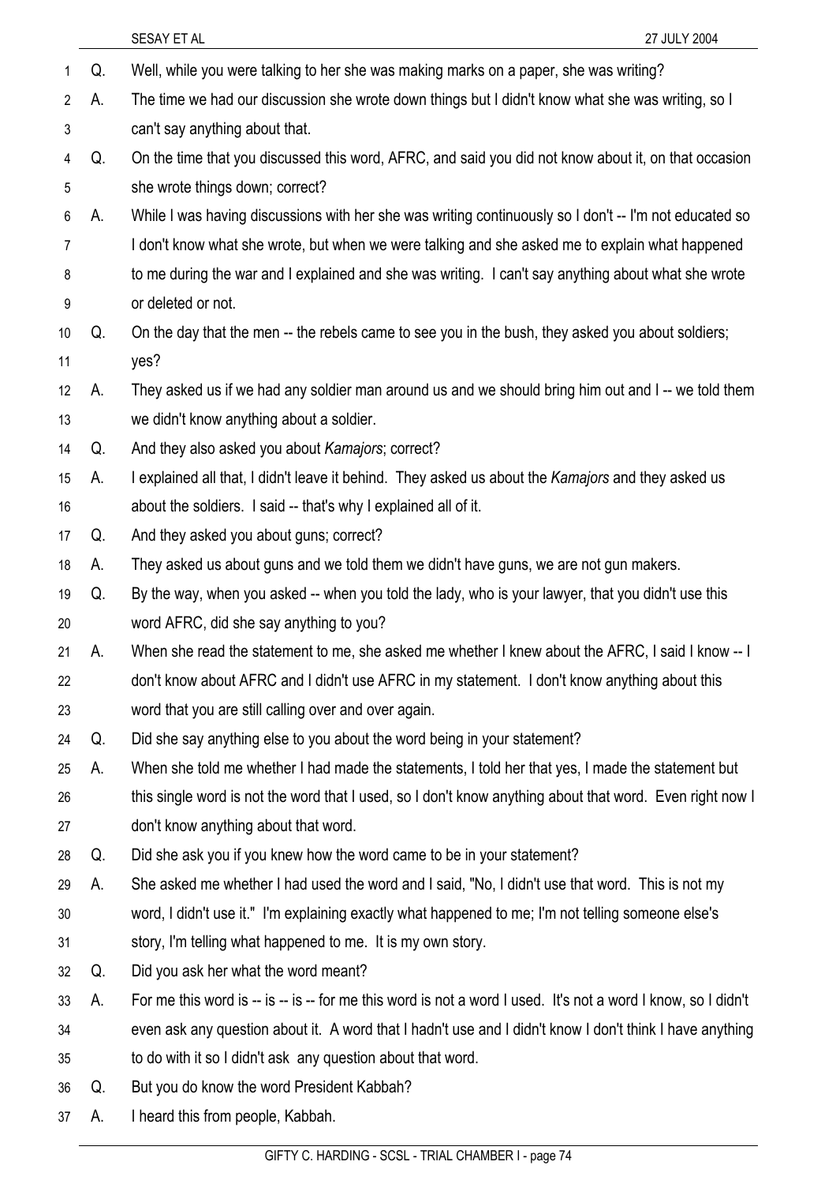Q. Well, while you were talking to her she was making marks on a paper, she was writing?

A. The time we had our discussion she wrote down things but I didn't know what she was writing, so I can't say anything about that.

Q. On the time that you discussed this word, AFRC, and said you did not know about it, on that occasion she wrote things down; correct?

A. While I was having discussions with her she was writing continuously so I don't -- I'm not educated so I don't know what she wrote, but when we were talking and she asked me to explain what happened to me during the war and I explained and she was writing. I can't say anything about what she wrote or deleted or not.

Q. On the day that the men -- the rebels came to see you in the bush, they asked you about soldiers; yes?

A. They asked us if we had any soldier man around us and we should bring him out and I -- we told them we didn't know anything about a soldier.

Q. And they also asked you about *Kamajors*; correct?

A. I explained all that, I didn't leave it behind. They asked us about the *Kamajors* and they asked us about the soldiers. I said -- that's why I explained all of it.

Q. And they asked you about guns; correct?

A. They asked us about guns and we told them we didn't have guns, we are not gun makers.

Q. By the way, when you asked -- when you told the lady, who is your lawyer, that you didn't use this word AFRC, did she say anything to you?

A. When she read the statement to me, she asked me whether I knew about the AFRC, I said I know -- I don't know about AFRC and I didn't use AFRC in my statement. I don't know anything about this word that you are still calling over and over again.

Q. Did she say anything else to you about the word being in your statement?

A. When she told me whether I had made the statements, I told her that yes, I made the statement but this single word is not the word that I used, so I don't know anything about that word. Even right now I don't know anything about that word.

Q. Did she ask you if you knew how the word came to be in your statement?

A. She asked me whether I had used the word and I said, "No, I didn't use that word. This is not my word, I didn't use it." I'm explaining exactly what happened to me; I'm not telling someone else's story, I'm telling what happened to me. It is my own story.

Q. Did you ask her what the word meant?

A. For me this word is -- is -- is -- for me this word is not a word I used. It's not a word I know, so I didn't even ask any question about it. A word that I hadn't use and I didn't know I don't think I have anything to do with it so I didn't ask any question about that word.

Q. But you do know the word President Kabbah?

A. I heard this from people, Kabbah.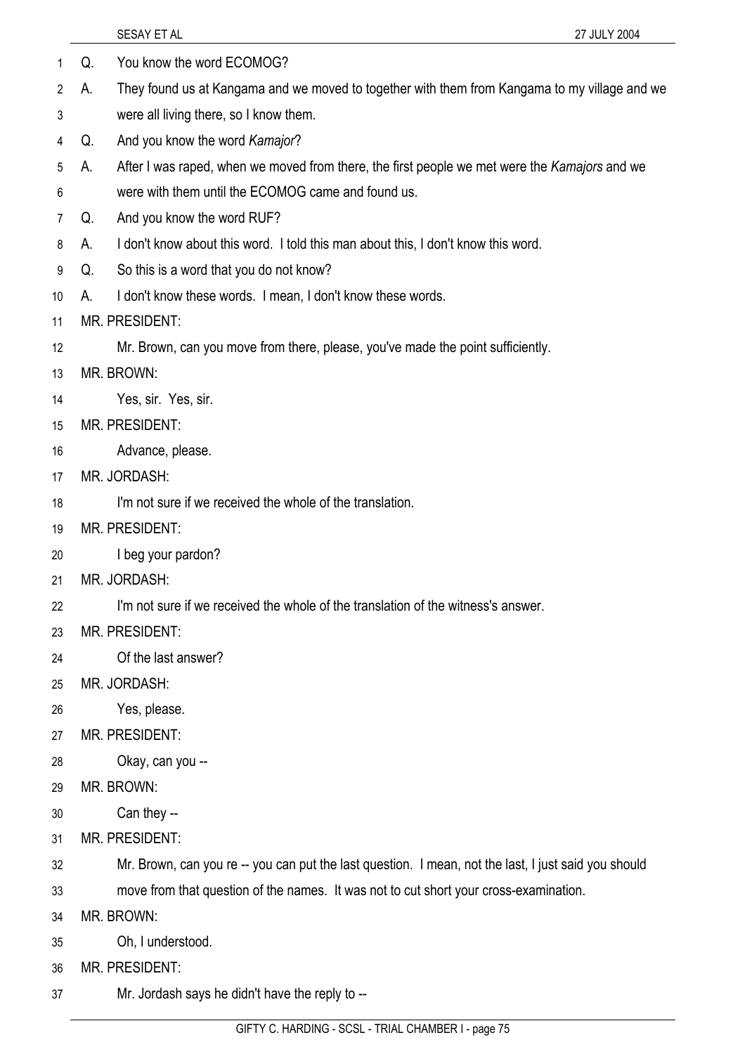1 Q. You know the word ECOMOG?

2 A. They found us at Kangama and we moved to together with them from Kangama to my village and we

3 were all living there, so I know them.

4 Q. And you know the word *Kamajor*?

5 A. After I was raped, when we moved from there, the first people we met were the *Kamajors* and we

6 were with them until the ECOMOG came and found us.

7 Q. And you know the word RUF?

8 A. I don't know about this word. I told this man about this, I don't know this word.

9 Q. So this is a word that you do not know?

10 A. I don't know these words. I mean, I don't know these words.

11 MR. PRESIDENT:

12 Mr. Brown, can you move from there, please, you've made the point sufficiently.

13 MR. BROWN:

14 Yes, sir. Yes, sir.

15 MR. PRESIDENT:

16 Advance, please.

17 MR. JORDASH:

18 I'm not sure if we received the whole of the translation.

19 MR. PRESIDENT:

20 I beg your pardon?

21 MR. JORDASH:

22 I'm not sure if we received the whole of the translation of the witness's answer.

23 MR. PRESIDENT:

24 Of the last answer?

25 MR. JORDASH:

26 Yes, please.

27 MR. PRESIDENT:

28 Okay, can you --

29 MR. BROWN:

30 Can they --

31 MR. PRESIDENT:

32 Mr. Brown, can you re -- you can put the last question. I mean, not the last, I just said you should

33 move from that question of the names. It was not to cut short your cross-examination.

34 MR. BROWN:

35 Oh, I understood.

36 MR. PRESIDENT:

37 Mr. Jordash says he didn't have the reply to --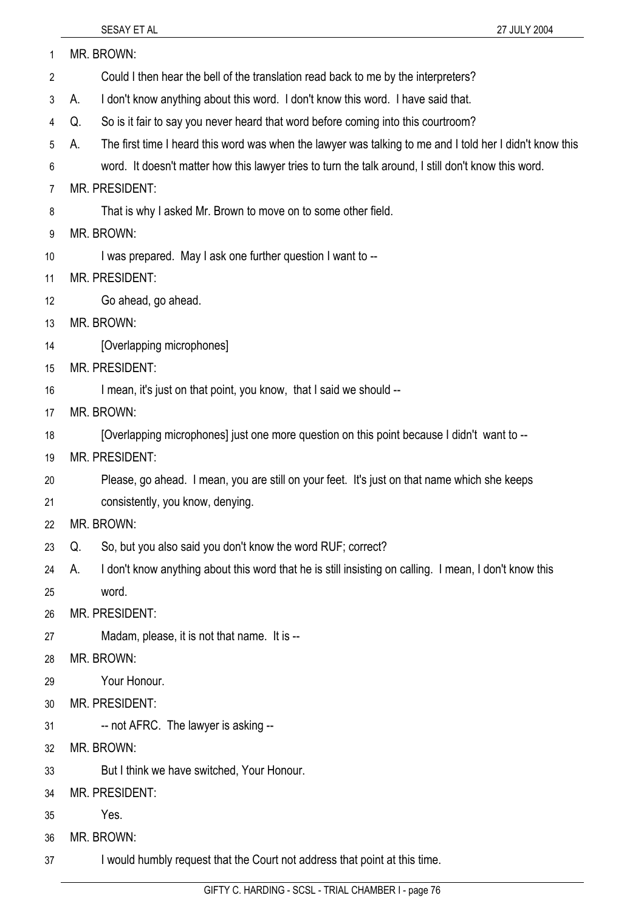MR. BROWN:

Could I then hear the bell of the translation read back to me by the interpreters?

A. I don't know anything about this word. I don't know this word. I have said that.

Q. So is it fair to say you never heard that word before coming into this courtroom?

A. The first time I heard this word was when the lawyer was talking to me and I told her I didn't know this word. It doesn't matter how this lawyer tries to turn the talk around, I still don't know this word.

MR. PRESIDENT:

That is why I asked Mr. Brown to move on to some other field.

MR. BROWN:

I was prepared. May I ask one further question I want to --

MR. PRESIDENT:

Go ahead, go ahead.

MR. BROWN:

[Overlapping microphones]

MR. PRESIDENT:

I mean, it's just on that point, you know, that I said we should --

MR. BROWN:

[Overlapping microphones] just one more question on this point because I didn't want to --

MR. PRESIDENT:

Please, go ahead. I mean, you are still on your feet. It's just on that name which she keeps consistently, you know, denying.

MR. BROWN:

Q. So, but you also said you don't know the word RUF; correct?

A. I don't know anything about this word that he is still insisting on calling. I mean, I don't know this word.

MR. PRESIDENT:

Madam, please, it is not that name. It is --

MR. BROWN:

Your Honour.

MR. PRESIDENT:

-- not AFRC. The lawyer is asking --

MR. BROWN:

But I think we have switched, Your Honour.

MR. PRESIDENT:

Yes.

MR. BROWN:

I would humbly request that the Court not address that point at this time.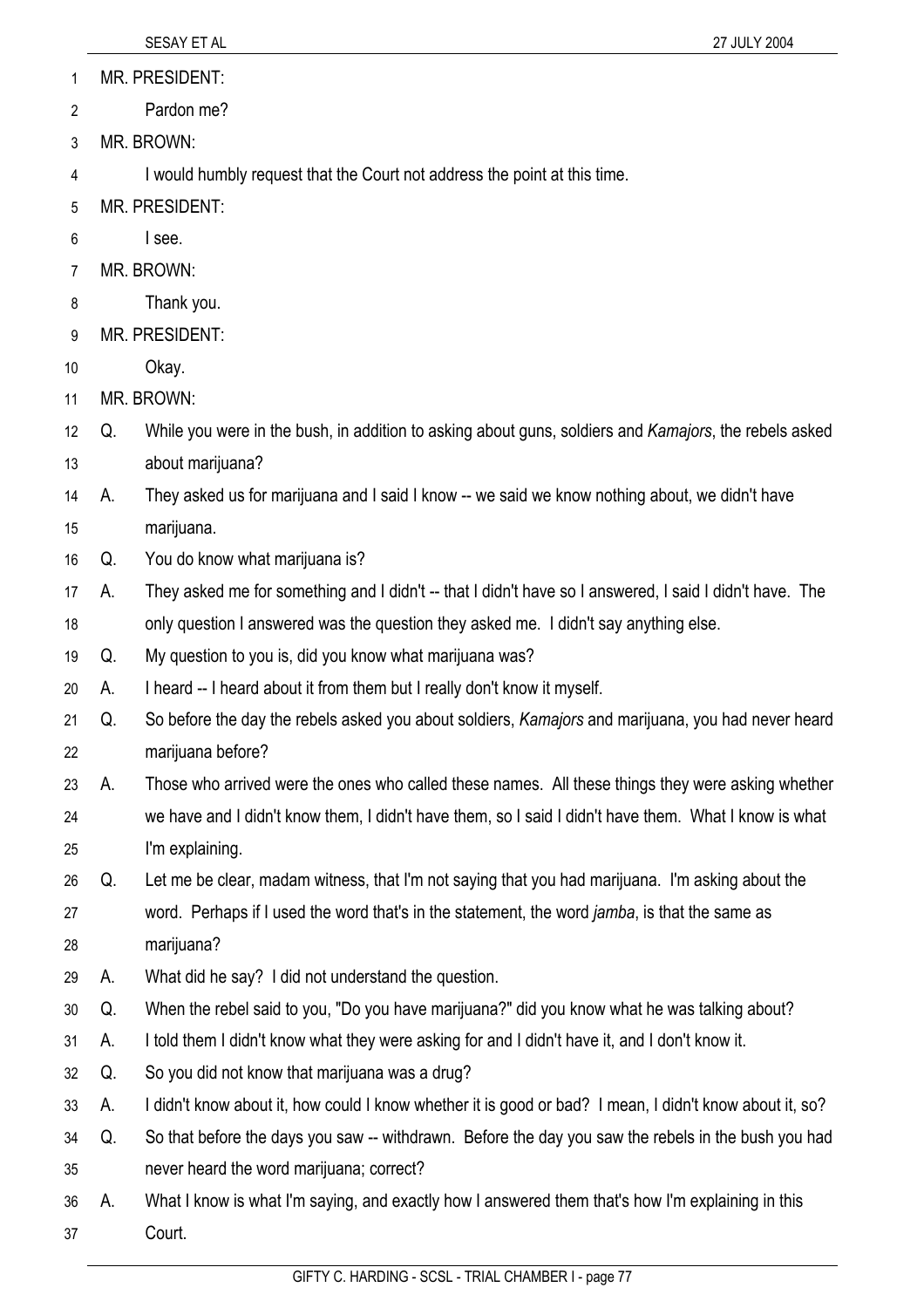MR. PRESIDENT:

Pardon me?

MR. BROWN:

I would humbly request that the Court not address the point at this time.

MR. PRESIDENT:

I see.

MR. BROWN:

Thank you.

MR. PRESIDENT:

Okay.

MR. BROWN:

Q. While you were in the bush, in addition to asking about guns, soldiers and *Kamajors*, the rebels asked about marijuana?

A. They asked us for marijuana and I said I know -- we said we know nothing about, we didn't have marijuana.

Q. You do know what marijuana is?

A. They asked me for something and I didn't -- that I didn't have so I answered, I said I didn't have. The only question I answered was the question they asked me. I didn't say anything else.

Q. My question to you is, did you know what marijuana was?

A. I heard -- I heard about it from them but I really don't know it myself.

Q. So before the day the rebels asked you about soldiers, *Kamajors* and marijuana, you had never heard marijuana before?

A. Those who arrived were the ones who called these names. All these things they were asking whether we have and I didn't know them, I didn't have them, so I said I didn't have them. What I know is what I'm explaining.

Q. Let me be clear, madam witness, that I'm not saying that you had marijuana. I'm asking about the word. Perhaps if I used the word that's in the statement, the word *jamba*, is that the same as marijuana?

A. What did he say? I did not understand the question.

Q. When the rebel said to you, "Do you have marijuana?" did you know what he was talking about?

A. I told them I didn't know what they were asking for and I didn't have it, and I don't know it.

Q. So you did not know that marijuana was a drug?

A. I didn't know about it, how could I know whether it is good or bad? I mean, I didn't know about it, so?

Q. So that before the days you saw -- withdrawn. Before the day you saw the rebels in the bush you had never heard the word marijuana; correct?

A. What I know is what I'm saying, and exactly how I answered them that's how I'm explaining in this Court.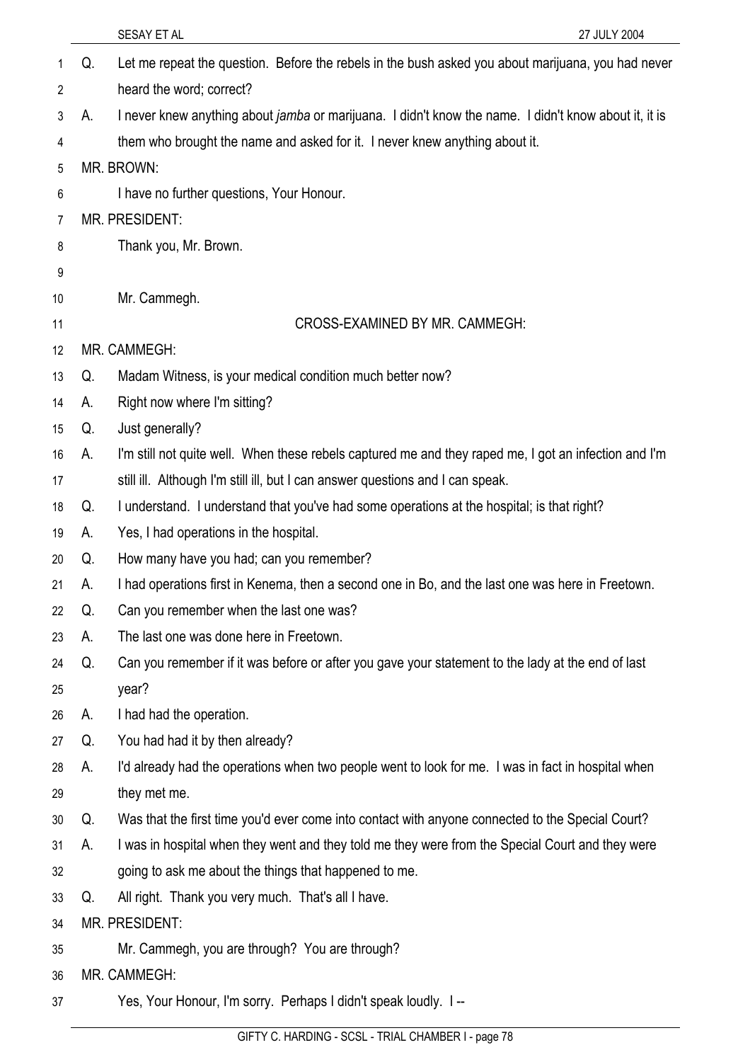Q. Let me repeat the question. Before the rebels in the bush asked you about marijuana, you had never heard the word; correct?

A. I never knew anything about *jamba* or marijuana. I didn't know the name. I didn't know about it, it is them who brought the name and asked for it. I never knew anything about it.

MR. BROWN:

I have no further questions, Your Honour.

MR. PRESIDENT:

Thank you, Mr. Brown.

Mr. Cammegh.

CROSS-EXAMINED BY MR. CAMMEGH:

MR. CAMMEGH:

Q. Madam Witness, is your medical condition much better now?

A. Right now where I'm sitting?

Q. Just generally?

A. I'm still not quite well. When these rebels captured me and they raped me, I got an infection and I'm still ill. Although I'm still ill, but I can answer questions and I can speak.

Q. I understand. I understand that you've had some operations at the hospital; is that right?

A. Yes, I had operations in the hospital.

Q. How many have you had; can you remember?

A. I had operations first in Kenema, then a second one in Bo, and the last one was here in Freetown.

Q. Can you remember when the last one was?

A. The last one was done here in Freetown.

Q. Can you remember if it was before or after you gave your statement to the lady at the end of last year?

A. I had had the operation.

Q. You had had it by then already?

A. I'd already had the operations when two people went to look for me. I was in fact in hospital when they met me.

Q. Was that the first time you'd ever come into contact with anyone connected to the Special Court?

A. I was in hospital when they went and they told me they were from the Special Court and they were going to ask me about the things that happened to me.

Q. All right. Thank you very much. That's all I have.

MR. PRESIDENT:

Mr. Cammegh, you are through? You are through?

MR. CAMMEGH:

Yes, Your Honour, I'm sorry. Perhaps I didn't speak loudly. I --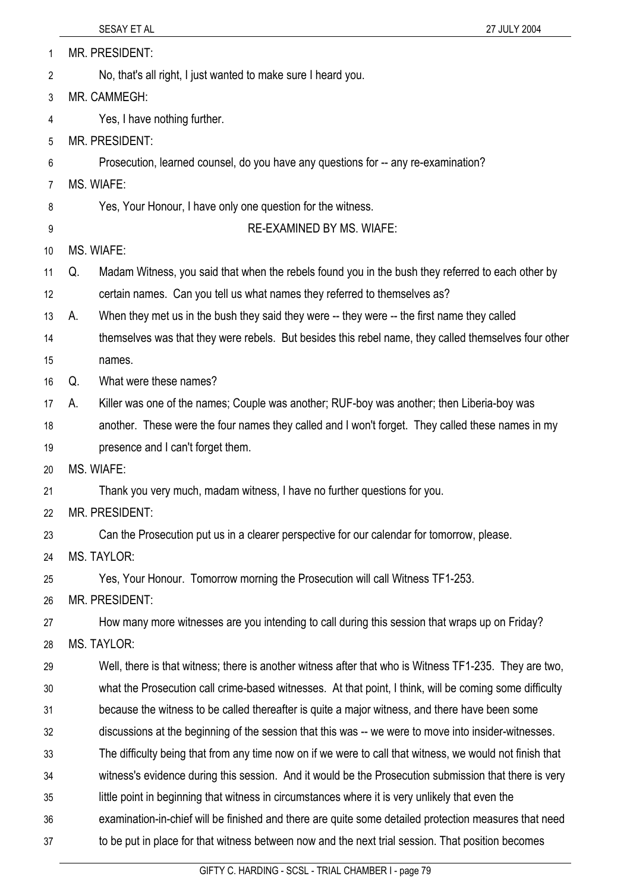MR. PRESIDENT:

No, that's all right, I just wanted to make sure I heard you.

MR. CAMMEGH:

Yes, I have nothing further.

MR. PRESIDENT:

Prosecution, learned counsel, do you have any questions for -- any re-examination?

MS. WIAFE:

Yes, Your Honour, I have only one question for the witness.

RE-EXAMINED BY MS. WIAFE:

MS. WIAFE:

Q. Madam Witness, you said that when the rebels found you in the bush they referred to each other by certain names. Can you tell us what names they referred to themselves as?

A. When they met us in the bush they said they were -- they were -- the first name they called themselves was that they were rebels. But besides this rebel name, they called themselves four other names.

Q. What were these names?

A. Killer was one of the names; Couple was another; RUF-boy was another; then Liberia-boy was another. These were the four names they called and I won't forget. They called these names in my presence and I can't forget them.

MS. WIAFE:

Thank you very much, madam witness, I have no further questions for you.

MR. PRESIDENT:

Can the Prosecution put us in a clearer perspective for our calendar for tomorrow, please.

MS. TAYLOR:

Yes, Your Honour. Tomorrow morning the Prosecution will call Witness TF1-253.

MR. PRESIDENT:

How many more witnesses are you intending to call during this session that wraps up on Friday?

MS. TAYLOR:

Well, there is that witness; there is another witness after that who is Witness TF1-235. They are two, what the Prosecution call crime-based witnesses. At that point, I think, will be coming some difficulty because the witness to be called thereafter is quite a major witness, and there have been some discussions at the beginning of the session that this was -- we were to move into insider-witnesses. The difficulty being that from any time now on if we were to call that witness, we would not finish that witness's evidence during this session. And it would be the Prosecution submission that there is very little point in beginning that witness in circumstances where it is very unlikely that even the examination-in-chief will be finished and there are quite some detailed protection measures that need to be put in place for that witness between now and the next trial session. That position becomes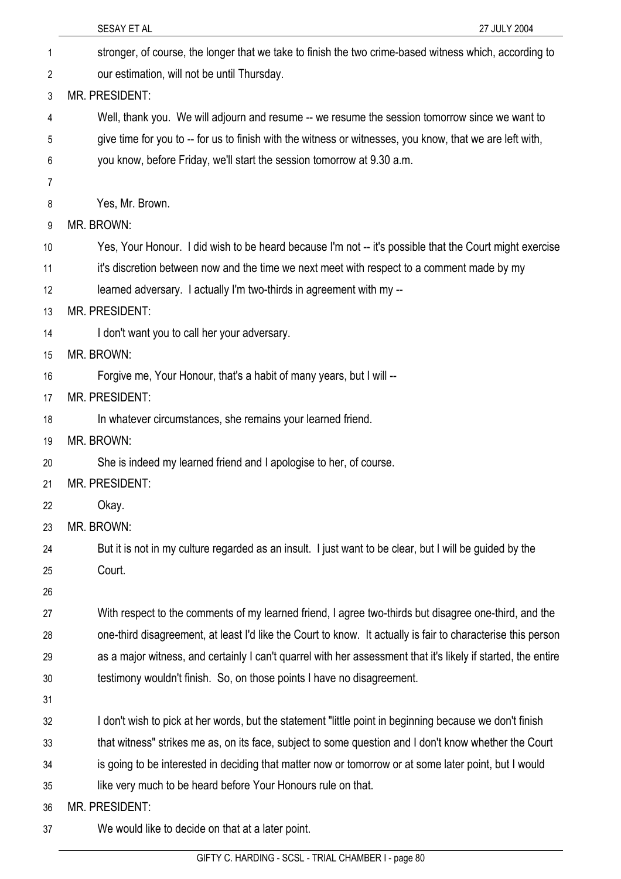stronger, of course, the longer that we take to finish the two crime-based witness which, according to our estimation, will not be until Thursday.

MR. PRESIDENT:

Well, thank you. We will adjourn and resume -- we resume the session tomorrow since we want to give time for you to -- for us to finish with the witness or witnesses, you know, that we are left with, you know, before Friday, we'll start the session tomorrow at 9.30 a.m.

Yes, Mr. Brown.

MR. BROWN:

Yes, Your Honour. I did wish to be heard because I'm not -- it's possible that the Court might exercise it's discretion between now and the time we next meet with respect to a comment made by my learned adversary. I actually I'm two-thirds in agreement with my --

MR. PRESIDENT:

I don't want you to call her your adversary.

MR. BROWN:

Forgive me, Your Honour, that's a habit of many years, but I will --

MR. PRESIDENT:

In whatever circumstances, she remains your learned friend.

MR. BROWN:

She is indeed my learned friend and I apologise to her, of course.

MR. PRESIDENT:

Okay.

MR. BROWN:

But it is not in my culture regarded as an insult. I just want to be clear, but I will be guided by the Court.

With respect to the comments of my learned friend, I agree two-thirds but disagree one-third, and the one-third disagreement, at least I'd like the Court to know. It actually is fair to characterise this person as a major witness, and certainly I can't quarrel with her assessment that it's likely if started, the entire testimony wouldn't finish. So, on those points I have no disagreement.

I don't wish to pick at her words, but the statement "little point in beginning because we don't finish that witness" strikes me as, on its face, subject to some question and I don't know whether the Court is going to be interested in deciding that matter now or tomorrow or at some later point, but I would like very much to be heard before Your Honours rule on that.

MR. PRESIDENT:

We would like to decide on that at a later point.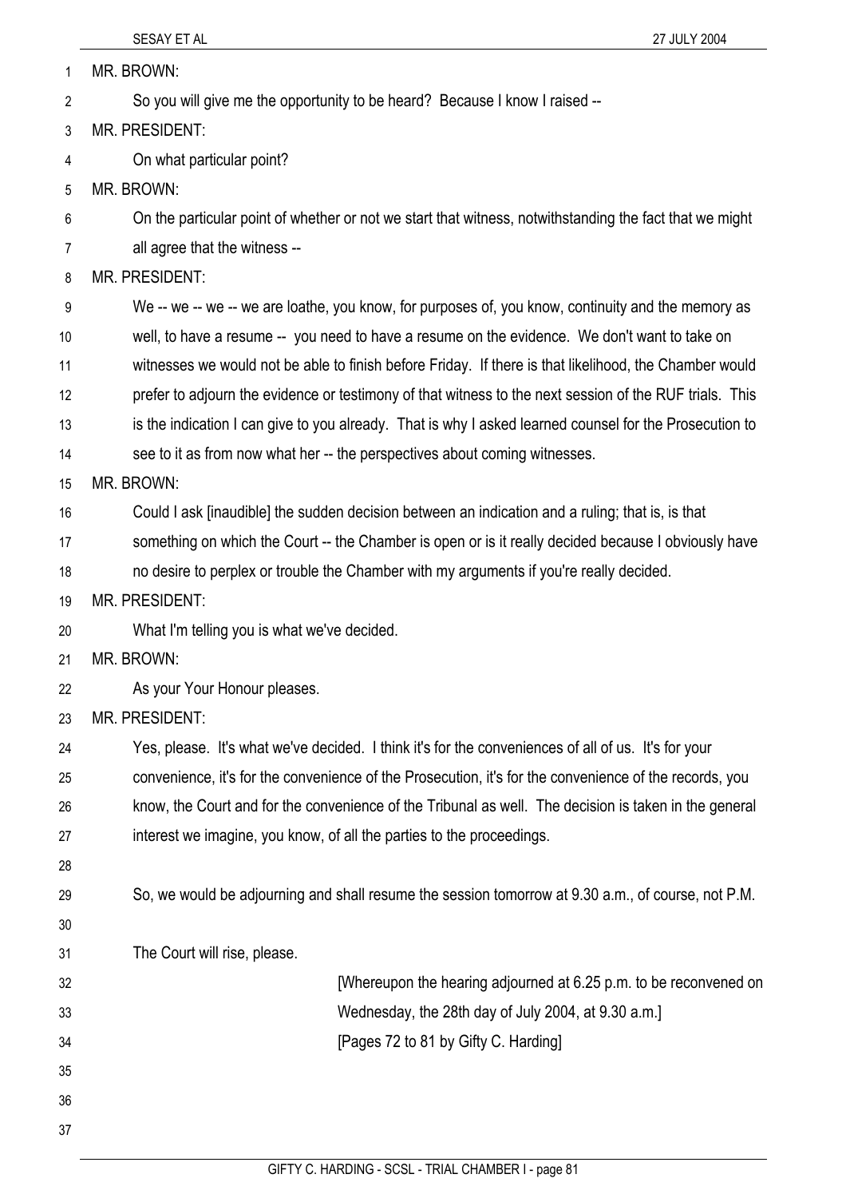MR. BROWN:

So you will give me the opportunity to be heard? Because I know I raised --

MR. PRESIDENT:

On what particular point?

MR. BROWN:

On the particular point of whether or not we start that witness, notwithstanding the fact that we might all agree that the witness --

MR. PRESIDENT:

We -- we -- we -- we are loathe, you know, for purposes of, you know, continuity and the memory as well, to have a resume -- you need to have a resume on the evidence. We don't want to take on witnesses we would not be able to finish before Friday. If there is that likelihood, the Chamber would prefer to adjourn the evidence or testimony of that witness to the next session of the RUF trials. This is the indication I can give to you already. That is why I asked learned counsel for the Prosecution to see to it as from now what her -- the perspectives about coming witnesses.

MR. BROWN:

Could I ask [inaudible] the sudden decision between an indication and a ruling; that is, is that something on which the Court -- the Chamber is open or is it really decided because I obviously have no desire to perplex or trouble the Chamber with my arguments if you're really decided.

MR. PRESIDENT:

What I'm telling you is what we've decided.

MR. BROWN:

As your Your Honour pleases.

MR. PRESIDENT:

Yes, please. It's what we've decided. I think it's for the conveniences of all of us. It's for your convenience, it's for the convenience of the Prosecution, it's for the convenience of the records, you know, the Court and for the convenience of the Tribunal as well. The decision is taken in the general interest we imagine, you know, of all the parties to the proceedings.

So, we would be adjourning and shall resume the session tomorrow at 9.30 a.m., of course, not P.M.

The Court will rise, please.

[Whereupon the hearing adjourned at 6.25 p.m. to be reconvened on Wednesday, the 28th day of July 2004, at 9.30 a.m.]

[Pages 72 to 81 by Gifty C. Harding]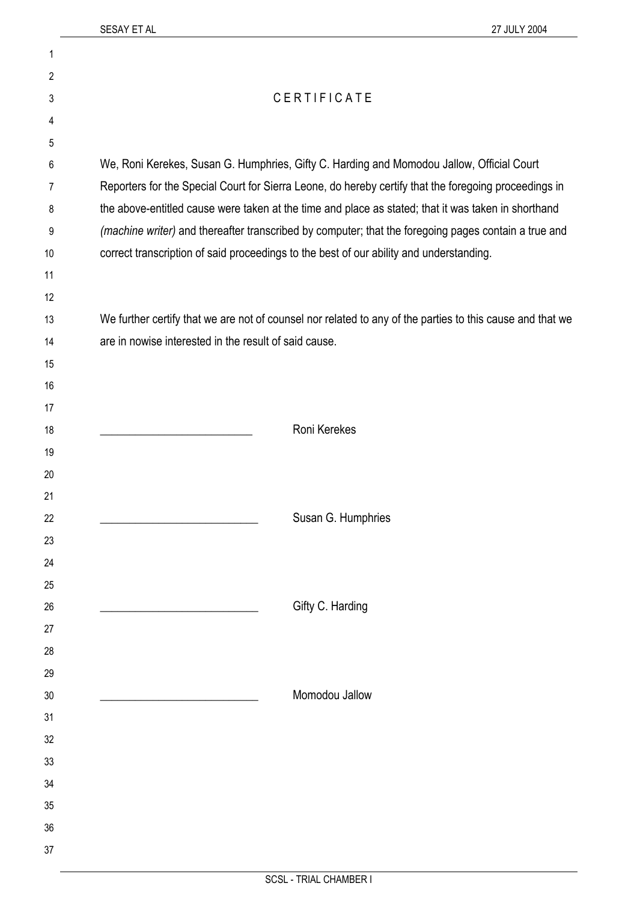# CERTIFICATE

We, Roni Kerekes, Susan G. Humphries, Gifty C. Harding and Momodou Jallow, Official Court Reporters for the Special Court for Sierra Leone, do hereby certify that the foregoing proceedings in the above-entitled cause were taken at the time and place as stated; that it was taken in shorthand *(machine writer)* and thereafter transcribed by computer; that the foregoing pages contain a true and correct transcription of said proceedings to the best of our ability and understanding.

We further certify that we are not of counsel nor related to any of the parties to this cause and that we are in nowise interested in the result of said cause.

___________________________ Roni Kerekes

___________________________ Susan G. Humphries

___________________________ Gifty C. Harding

___________________________ Momodou Jallow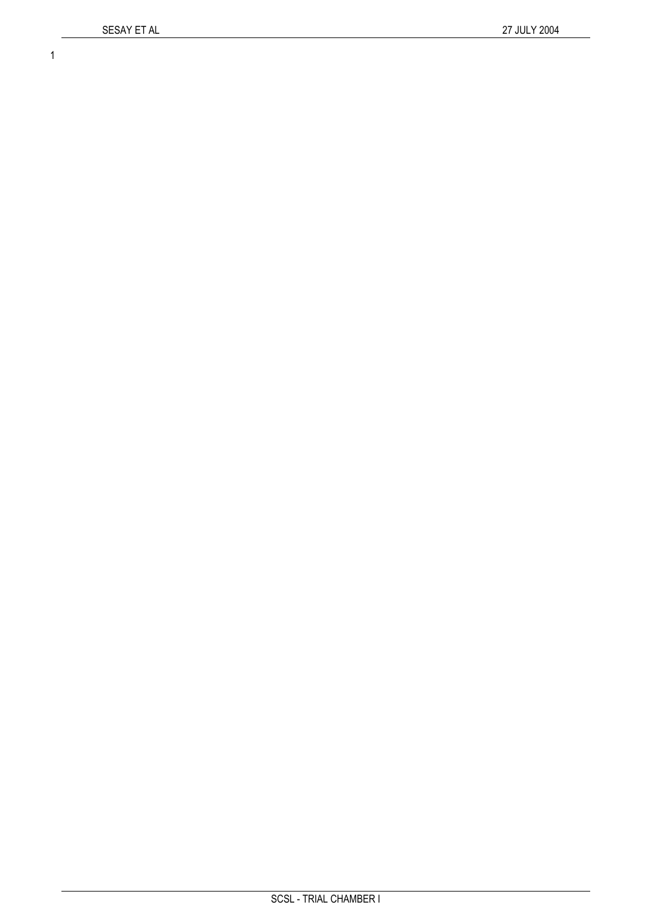1